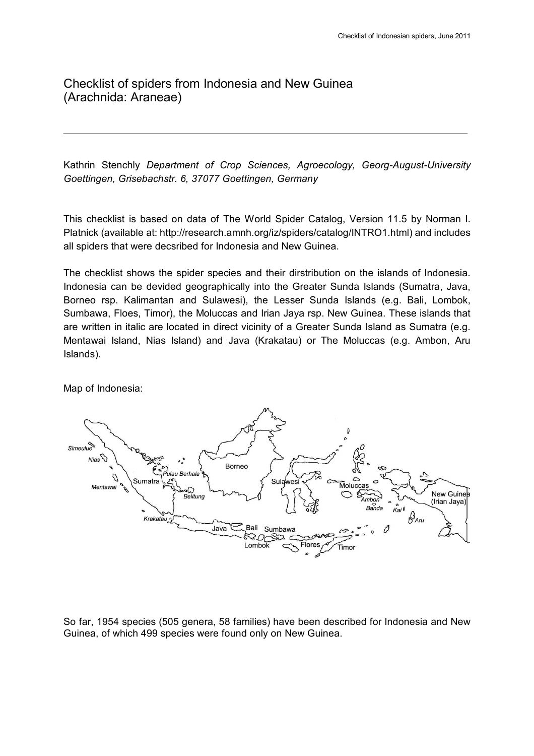# Checklist of spiders from Indonesia and New Guinea (Arachnida: Araneae)

---

Kathrin Stenchly *Department of Crop Sciences, Agroecology, Georg-August-University Goettingen, Grisebachstr. 6, 37077 Goettingen, Germany*

This checklist is based on data of The World Spider Catalog, Version 11.5 by Norman I. Platnick (available at: http://research.amnh.org/iz/spiders/catalog/INTRO1.html) and includes all spiders that were decsribed for Indonesia and New Guinea.

The checklist shows the spider species and their dirstribution on the islands of Indonesia. Indonesia can be devided geographically into the Greater Sunda Islands (Sumatra, Java, Borneo rsp. Kalimantan and Sulawesi), the Lesser Sunda Islands (e.g. Bali, Lombok, Sumbawa, Floes, Timor), the Moluccas and Irian Jaya rsp. New Guinea. These islands that are written in italic are located in direct vicinity of a Greater Sunda Island as Sumatra (e.g. Mentawai Island, Nias Island) and Java (Krakatau) or The Moluccas (e.g. Ambon, Aru Islands).

Map of Indonesia:

So far, 1954 species (505 genera, 58 families) have been described for Indonesia and New Guinea, of which 499 species were found only on New Guinea.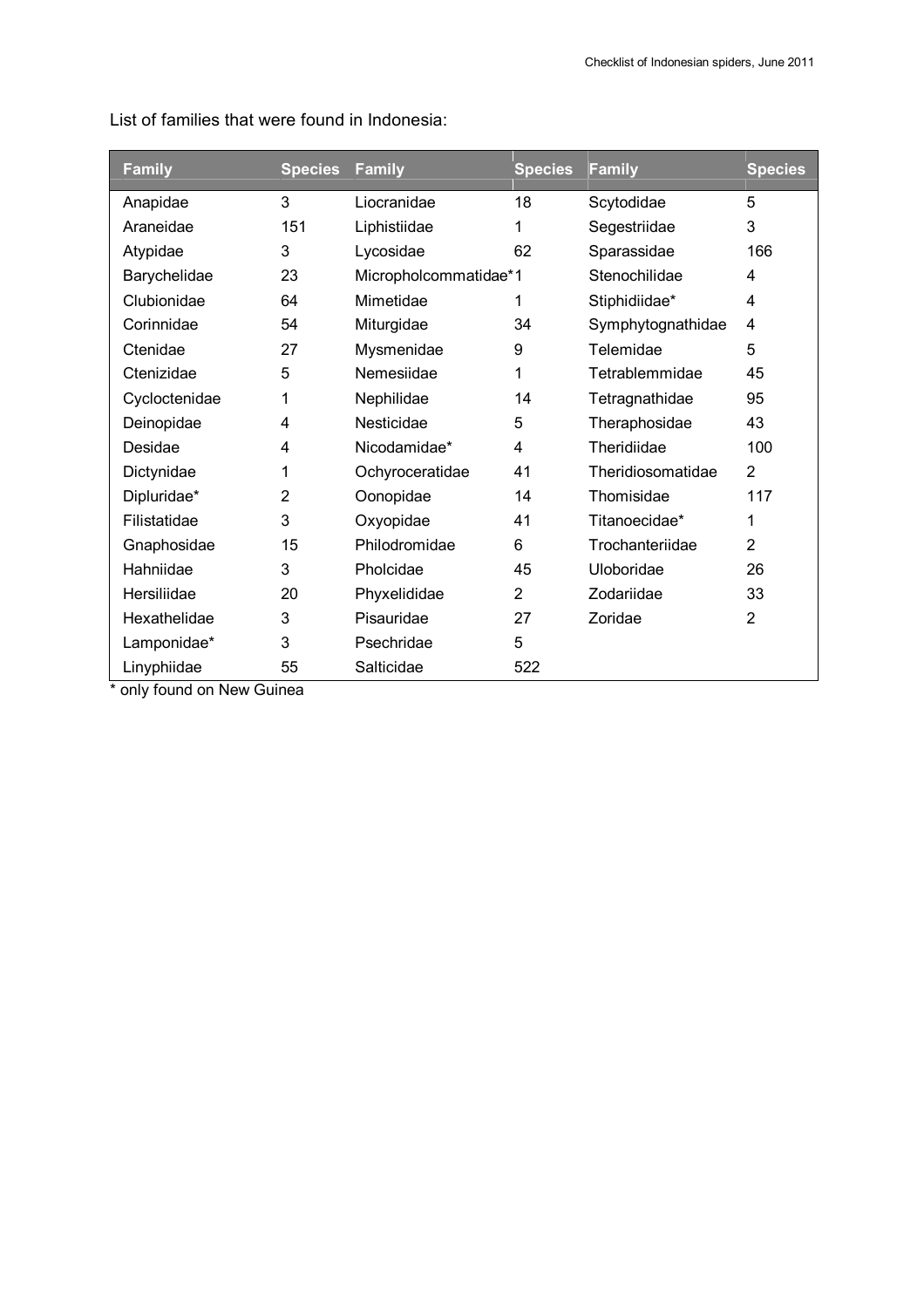List of families that were found in Indonesia:

| Family | Species | Family | Species | Family | Species |
|---|---|---|---|---|---|
| Anapidae | 3 | Liocranidae | 18 | Scytodidae | 5 |
| Araneidae | 151 | Liphistiidae | 1 | Segestriidae | 3 |
| Atypidae | 3 | Lycosidae | 62 | Sparassidae | 166 |
| Barychelidae | 23 | Micropholcommatidae* | 1 | Stenochilidae | 4 |
| Clubionidae | 64 | Mimetidae | 1 | Stiphidiidae* | 4 |
| Corinnidae | 54 | Miturgidae | 34 | Symphytognathidae | 4 |
| Ctenidae | 27 | Mysmenidae | 9 | Telemidae | 5 |
| Ctenizidae | 5 | Nemesiidae | 1 | Tetrablemmidae | 45 |
| Cycloctenidae | 1 | Nephilidae | 14 | Tetragnathidae | 95 |
| Deinopidae | 4 | Nesticidae | 5 | Theraphosidae | 43 |
| Desidae | 4 | Nicodamidae* | 4 | Theridiidae | 100 |
| Dictynidae | 1 | Ochyroceratidae | 41 | Theridiosomatidae | 2 |
| Dipluridae* | 2 | Oonopidae | 14 | Thomisidae | 117 |
| Filistatidae | 3 | Oxyopidae | 41 | Titanoecidae* | 1 |
| Gnaphosidae | 15 | Philodromidae | 6 | Trochanteriidae | 2 |
| Hahniidae | 3 | Pholcidae | 45 | Uloboridae | 26 |
| Hersiliidae | 20 | Phyxelididae | 2 | Zodariidae | 33 |
| Hexathelidae | 3 | Pisauridae | 27 | Zoridae | 2 |
| Lamponidae* | 3 | Psechridae | 5 | | |
| Linyphiidae | 55 | Salticidae | 522 | | |

\* only found on New Guinea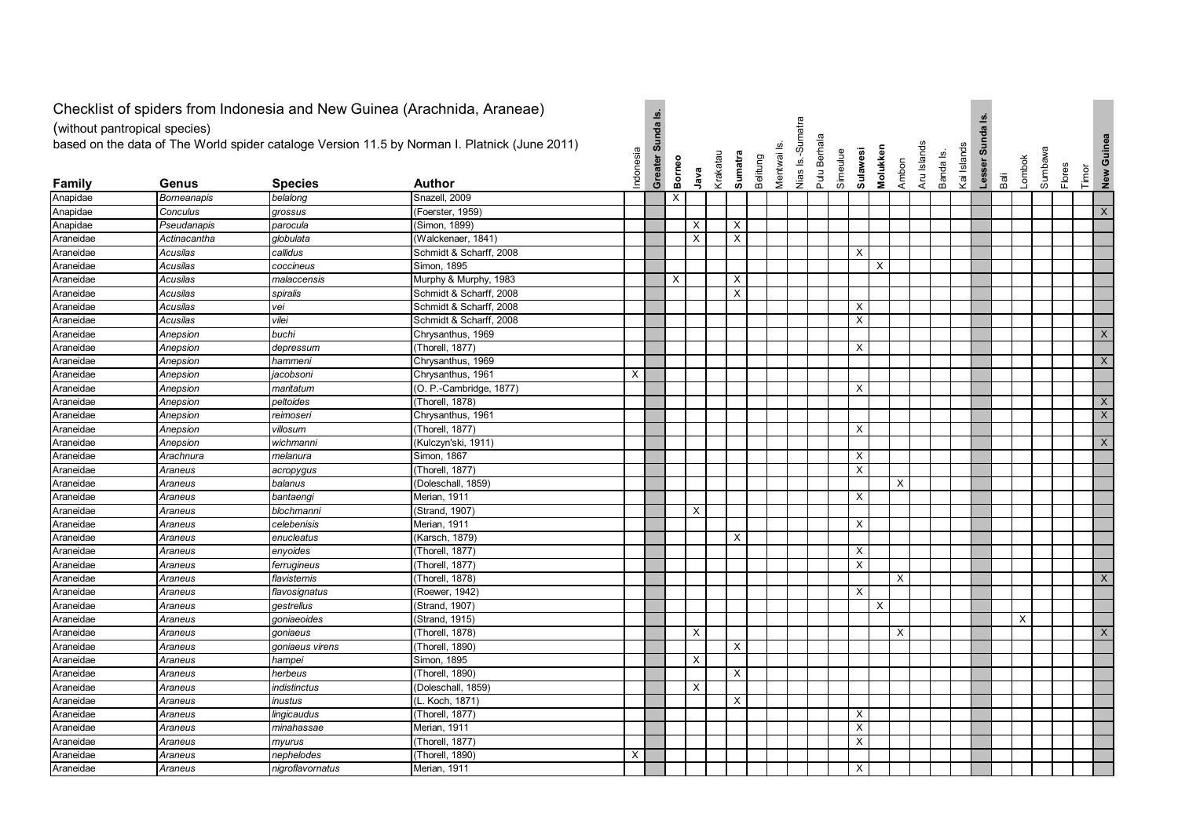# Checklist of spiders from Indonesia and New Guinea (Arachnida, Araneae)

(without pantropical species)

based on the data of The World spider cataloge Version 11.5 by Norman I. Platnick (June 2011)

| Family | Genus | Species | Author | Indonesia | Greater Sunda Is. | Borneo | Java | Krakatau | Sumatra | Belitung | Mentwai Is. | Nias Is.-Sumatra | Pulu Berhala | Simeulue | Sulawesi | Molukken | Ambon | Aru Islands | Banda Is. | Kai Islands | Lesser Sunda Is. | Bali | Lombok | Sumbawa | Flores | Timor | New Guinea |
|---|---|---|---|---|---|---|---|---|---|---|---|---|---|---|---|---|---|---|---|---|---|---|---|---|---|---|---|
| Anapidae | *Borneanapis* | *belalong* | Snazell, 2009 | | | X | | | | | | | | | | | | | | | | | | | | | |
| Anapidae | *Conculus* | *grossus* | (Foerster, 1959) | | | | | | | | | | | | | | | | | | | | | | | | X |
| Anapidae | *Pseudanapis* | *parocula* | (Simon, 1899) | | | | X | | X | | | | | | | | | | | | | | | | | | |
| Araneidae | *Actinacantha* | *globulata* | (Walckenaer, 1841) | | | | X | | X | | | | | | | | | | | | | | | | | | |
| Araneidae | *Acusilas* | *callidus* | Schmidt & Scharff, 2008 | | | | | | | | | | | | X | | | | | | | | | | | | |
| Araneidae | *Acusilas* | *coccineus* | Simon, 1895 | | | | | | | | | | | | | X | | | | | | | | | | | |
| Araneidae | *Acusilas* | *malaccensis* | Murphy & Murphy, 1983 | | | X | | | X | | | | | | | | | | | | | | | | | | |
| Araneidae | *Acusilas* | *spiralis* | Schmidt & Scharff, 2008 | | | | | | X | | | | | | | | | | | | | | | | | | |
| Araneidae | *Acusilas* | *vei* | Schmidt & Scharff, 2008 | | | | | | | | | | | | X | | | | | | | | | | | | |
| Araneidae | *Acusilas* | *vilei* | Schmidt & Scharff, 2008 | | | | | | | | | | | | X | | | | | | | | | | | | |
| Araneidae | *Anepsion* | *buchi* | Chrysanthus, 1969 | | | | | | | | | | | | | | | | | | | | | | | | X |
| Araneidae | *Anepsion* | *depressum* | (Thorell, 1877) | | | | | | | | | | | | X | | | | | | | | | | | | |
| Araneidae | *Anepsion* | *hammeni* | Chrysanthus, 1969 | | | | | | | | | | | | | | | | | | | | | | | | X |
| Araneidae | *Anepsion* | *jacobsoni* | Chrysanthus, 1961 | X | | | | | | | | | | | | | | | | | | | | | | | |
| Araneidae | *Anepsion* | *maritatum* | (O. P.-Cambridge, 1877) | | | | | | | | | | | | X | | | | | | | | | | | | |
| Araneidae | *Anepsion* | *peltoides* | (Thorell, 1878) | | | | | | | | | | | | | | | | | | | | | | | | X |
| Araneidae | *Anepsion* | *reimoseri* | Chrysanthus, 1961 | | | | | | | | | | | | | | | | | | | | | | | | X |
| Araneidae | *Anepsion* | *villosum* | (Thorell, 1877) | | | | | | | | | | | | X | | | | | | | | | | | | |
| Araneidae | *Anepsion* | *wichmanni* | (Kulczyn'ski, 1911) | | | | | | | | | | | | | | | | | | | | | | | | X |
| Araneidae | *Arachnura* | *melanura* | Simon, 1867 | | | | | | | | | | | | X | | | | | | | | | | | | |
| Araneidae | *Araneus* | *acropygus* | (Thorell, 1877) | | | | | | | | | | | | X | | | | | | | | | | | | |
| Araneidae | *Araneus* | *balanus* | (Doleschall, 1859) | | | | | | | | | | | | | | X | | | | | | | | | | |
| Araneidae | *Araneus* | *bantaengi* | Merian, 1911 | | | | | | | | | | | | X | | | | | | | | | | | | |
| Araneidae | *Araneus* | *blochmanni* | (Strand, 1907) | | | | X | | | | | | | | | | | | | | | | | | | | |
| Araneidae | *Araneus* | *celebenisis* | Merian, 1911 | | | | | | | | | | | | X | | | | | | | | | | | | |
| Araneidae | *Araneus* | *enucleatus* | (Karsch, 1879) | | | | | | X | | | | | | | | | | | | | | | | | | |
| Araneidae | *Araneus* | *enyoides* | (Thorell, 1877) | | | | | | | | | | | | X | | | | | | | | | | | | |
| Araneidae | *Araneus* | *ferrugineus* | (Thorell, 1877) | | | | | | | | | | | | X | | | | | | | | | | | | |
| Araneidae | *Araneus* | *flavisternis* | (Thorell, 1878) | | | | | | | | | | | | | | X | | | | | | | | | | X |
| Araneidae | *Araneus* | *flavosignatus* | (Roewer, 1942) | | | | | | | | | | | | X | | | | | | | | | | | | |
| Araneidae | *Araneus* | *gestrellus* | (Strand, 1907) | | | | | | | | | | | | | X | | | | | | | | | | | |
| Araneidae | *Araneus* | *goniaeoides* | (Strand, 1915) | | | | | | | | | | | | | | | | | | | | X | | | | |
| Araneidae | *Araneus* | *goniaeus* | (Thorell, 1878) | | | | X | | | | | | | | | | X | | | | | | | | | | X |
| Araneidae | *Araneus* | *goniaeus virens* | (Thorell, 1890) | | | | | | X | | | | | | | | | | | | | | | | | | |
| Araneidae | *Araneus* | *hampei* | Simon, 1895 | | | | X | | | | | | | | | | | | | | | | | | | | |
| Araneidae | *Araneus* | *herbeus* | (Thorell, 1890) | | | | | | X | | | | | | | | | | | | | | | | | | |
| Araneidae | *Araneus* | *indistinctus* | (Doleschall, 1859) | | | | X | | | | | | | | | | | | | | | | | | | | |
| Araneidae | *Araneus* | *inustus* | (L. Koch, 1871) | | | | | | X | | | | | | | | | | | | | | | | | | |
| Araneidae | *Araneus* | *lingicaudus* | (Thorell, 1877) | | | | | | | | | | | | X | | | | | | | | | | | | |
| Araneidae | *Araneus* | *minahassae* | Merian, 1911 | | | | | | | | | | | | X | | | | | | | | | | | | |
| Araneidae | *Araneus* | *myurus* | (Thorell, 1877) | | | | | | | | | | | | X | | | | | | | | | | | | |
| Araneidae | *Araneus* | *nephelodes* | (Thorell, 1890) | X | | | | | | | | | | | | | | | | | | | | | | | |
| Araneidae | *Araneus* | *nigroflavornatus* | Merian, 1911 | | | | | | | | | | | | X | | | | | | | | | | | | |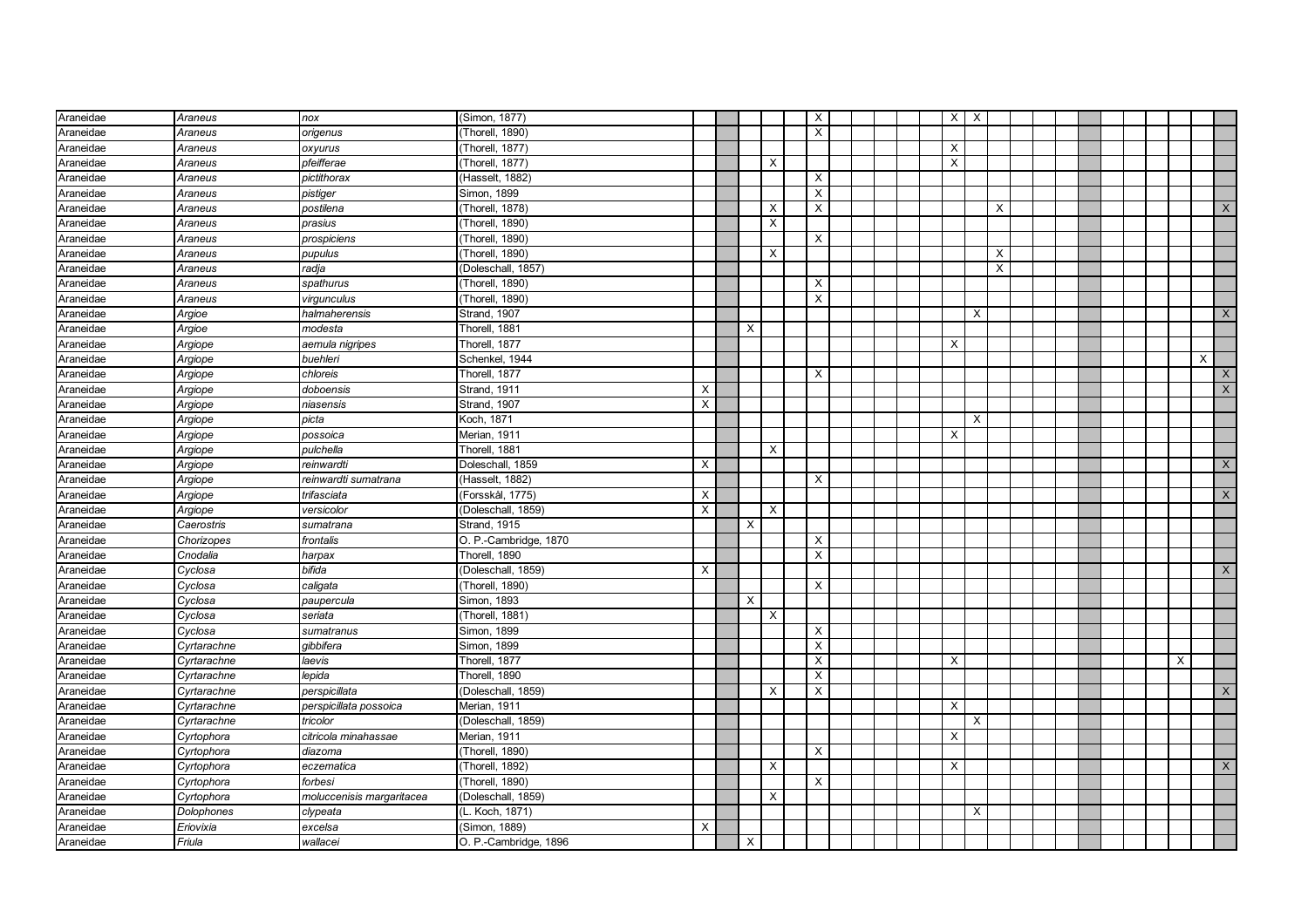| | | | | | | | | | | | | | | | | | | | | | | | | | | | |
|---|---|---|---|---|---|---|---|---|---|---|---|---|---|---|---|---|---|---|---|---|---|---|---|---|---|---|---|
| Araneidae | *Araneus* | *nox* | (Simon, 1877) | | | | | | X | | | | | | X | X | | | | | | | | | | | |
| Araneidae | *Araneus* | *origenus* | (Thorell, 1890) | | | | | | X | | | | | | | | | | | | | | | | | | |
| Araneidae | *Araneus* | *oxyurus* | (Thorell, 1877) | | | | | | | | | | | | X | | | | | | | | | | | | |
| Araneidae | *Araneus* | *pfeifferae* | (Thorell, 1877) | | | | X | | | | | | | | X | | | | | | | | | | | | |
| Araneidae | *Araneus* | *pictithorax* | (Hasselt, 1882) | | | | | | X | | | | | | | | | | | | | | | | | | |
| Araneidae | *Araneus* | *pistiger* | Simon, 1899 | | | | | | X | | | | | | | | | | | | | | | | | | |
| Araneidae | *Araneus* | *postilena* | (Thorell, 1878) | | | | X | | X | | | | | | | | X | | | | | | | | | | X |
| Araneidae | *Araneus* | *prasius* | (Thorell, 1890) | | | | X | | | | | | | | | | | | | | | | | | | | |
| Araneidae | *Araneus* | *prospiciens* | (Thorell, 1890) | | | | | | X | | | | | | | | | | | | | | | | | | |
| Araneidae | *Araneus* | *pupulus* | (Thorell, 1890) | | | | X | | | | | | | | | | X | | | | | | | | | | |
| Araneidae | *Araneus* | *radja* | (Doleschall, 1857) | | | | | | | | | | | | | | X | | | | | | | | | | |
| Araneidae | *Araneus* | *spathurus* | (Thorell, 1890) | | | | | | X | | | | | | | | | | | | | | | | | | |
| Araneidae | *Araneus* | *virgunculus* | (Thorell, 1890) | | | | | | X | | | | | | | | | | | | | | | | | | |
| Araneidae | *Argioe* | *halmaherensis* | Strand, 1907 | | | | | | | | | | | | | X | | | | | | | | | | | X |
| Araneidae | *Argioe* | *modesta* | Thorell, 1881 | | | X | | | | | | | | | | | | | | | | | | | | | |
| Araneidae | *Argiope* | *aemula nigripes* | Thorell, 1877 | | | | | | | | | | | | X | | | | | | | | | | | | |
| Araneidae | *Argiope* | *buehleri* | Schenkel, 1944 | | | | | | | | | | | | | | | | | | | | | | | X | |
| Araneidae | *Argiope* | *chloreis* | Thorell, 1877 | | | | | | X | | | | | | | | | | | | | | | | | | X |
| Araneidae | *Argiope* | *doboensis* | Strand, 1911 | X | | | | | | | | | | | | | | | | | | | | | | | X |
| Araneidae | *Argiope* | *niasensis* | Strand, 1907 | X | | | | | | | | | | | | | | | | | | | | | | | |
| Araneidae | *Argiope* | *picta* | Koch, 1871 | | | | | | | | | | | | | X | | | | | | | | | | | |
| Araneidae | *Argiope* | *possoica* | Merian, 1911 | | | | | | | | | | | | X | | | | | | | | | | | | |
| Araneidae | *Argiope* | *pulchella* | Thorell, 1881 | | | | X | | | | | | | | | | | | | | | | | | | | |
| Araneidae | *Argiope* | *reinwardti* | Doleschall, 1859 | X | | | | | | | | | | | | | | | | | | | | | | | X |
| Araneidae | *Argiope* | *reinwardti sumatrana* | (Hasselt, 1882) | | | | | | X | | | | | | | | | | | | | | | | | | |
| Araneidae | *Argiope* | *trifasciata* | (Forsskål, 1775) | X | | | | | | | | | | | | | | | | | | | | | | | X |
| Araneidae | *Argiope* | *versicolor* | (Doleschall, 1859) | X | | | X | | | | | | | | | | | | | | | | | | | | |
| Araneidae | *Caerostris* | *sumatrana* | Strand, 1915 | | | X | | | | | | | | | | | | | | | | | | | | | |
| Araneidae | *Chorizopes* | *frontalis* | O. P.-Cambridge, 1870 | | | | | | X | | | | | | | | | | | | | | | | | | |
| Araneidae | *Cnodalia* | *harpax* | Thorell, 1890 | | | | | | X | | | | | | | | | | | | | | | | | | |
| Araneidae | *Cyclosa* | *bifida* | (Doleschall, 1859) | X | | | | | | | | | | | | | | | | | | | | | | | X |
| Araneidae | *Cyclosa* | *caligata* | (Thorell, 1890) | | | | | | X | | | | | | | | | | | | | | | | | | |
| Araneidae | *Cyclosa* | *paupercula* | Simon, 1893 | | | X | | | | | | | | | | | | | | | | | | | | | |
| Araneidae | *Cyclosa* | *seriata* | (Thorell, 1881) | | | | X | | | | | | | | | | | | | | | | | | | | |
| Araneidae | *Cyclosa* | *sumatranus* | Simon, 1899 | | | | | | X | | | | | | | | | | | | | | | | | | |
| Araneidae | *Cyrtarachne* | *gibbifera* | Simon, 1899 | | | | | | X | | | | | | | | | | | | | | | | | | |
| Araneidae | *Cyrtarachne* | *laevis* | Thorell, 1877 | | | | | | X | | | | | | X | | | | | | | | | | X | | |
| Araneidae | *Cyrtarachne* | *lepida* | Thorell, 1890 | | | | | | X | | | | | | | | | | | | | | | | | | |
| Araneidae | *Cyrtarachne* | *perspicillata* | (Doleschall, 1859) | | | | X | | X | | | | | | | | | | | | | | | | | | X |
| Araneidae | *Cyrtarachne* | *perspicillata possoica* | Merian, 1911 | | | | | | | | | | | | X | | | | | | | | | | | | |
| Araneidae | *Cyrtarachne* | *tricolor* | (Doleschall, 1859) | | | | | | | | | | | | | X | | | | | | | | | | | |
| Araneidae | *Cyrtophora* | *citricola minahassae* | Merian, 1911 | | | | | | | | | | | | X | | | | | | | | | | | | |
| Araneidae | *Cyrtophora* | *diazoma* | (Thorell, 1890) | | | | | | X | | | | | | | | | | | | | | | | | | |
| Araneidae | *Cyrtophora* | *eczematica* | (Thorell, 1892) | | | | X | | | | | | | | X | | | | | | | | | | | | X |
| Araneidae | *Cyrtophora* | *forbesi* | (Thorell, 1890) | | | | | | X | | | | | | | | | | | | | | | | | | |
| Araneidae | *Cyrtophora* | *moluccenisis margaritacea* | (Doleschall, 1859) | | | | X | | | | | | | | | | | | | | | | | | | | |
| Araneidae | *Dolophones* | *clypeata* | (L. Koch, 1871) | | | | | | | | | | | | | X | | | | | | | | | | | |
| Araneidae | *Eriovixia* | *excelsa* | (Simon, 1889) | X | | | | | | | | | | | | | | | | | | | | | | | |
| Araneidae | *Friula* | *wallacei* | O. P.-Cambridge, 1896 | | | X | | | | | | | | | | | | | | | | | | | | | |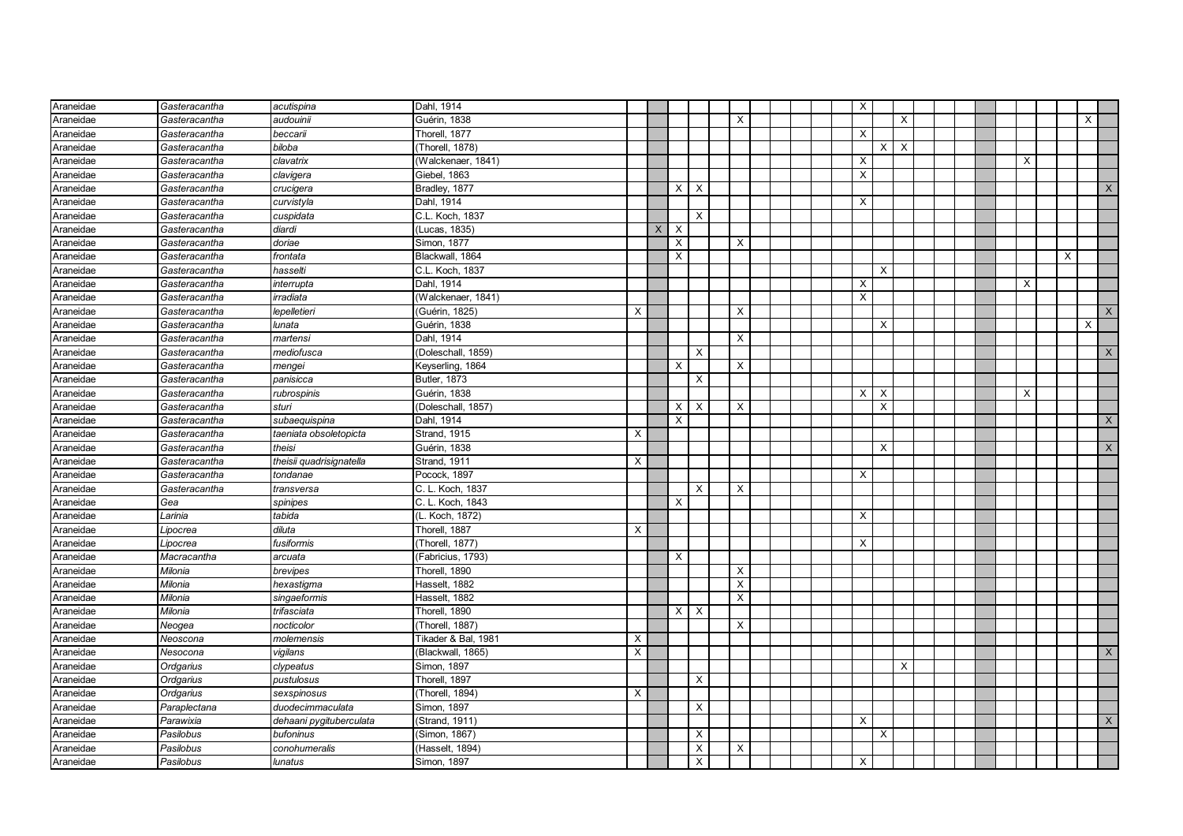| | | | | | | | | | | | | | | | | | | | | | | | | | | | |
|---|---|---|---|---|---|---|---|---|---|---|---|---|---|---|---|---|---|---|---|---|---|---|---|---|---|---|---|
| Araneidae | *Gasteracantha* | *acutispina* | Dahl, 1914 | | | | | | | | | | | | X | | | | | | | | | | | | |
| Araneidae | *Gasteracantha* | *audouinii* | Guérin, 1838 | | | | | | X | | | | | | | | X | | | | | | | | | X | |
| Araneidae | *Gasteracantha* | *beccarii* | Thorell, 1877 | | | | | | | | | | | | X | | | | | | | | | | | | |
| Araneidae | *Gasteracantha* | *biloba* | (Thorell, 1878) | | | | | | | | | | | | | X | X | | | | | | | | | | |
| Araneidae | *Gasteracantha* | *clavatrix* | (Walckenaer, 1841) | | | | | | | | | | | | X | | | | | | | | X | | | | |
| Araneidae | *Gasteracantha* | *clavigera* | Giebel, 1863 | | | | | | | | | | | | X | | | | | | | | | | | | |
| Araneidae | *Gasteracantha* | *crucigera* | Bradley, 1877 | | | X | X | | | | | | | | | | | | | | | | | | | | X |
| Araneidae | *Gasteracantha* | *curvistyla* | Dahl, 1914 | | | | | | | | | | | | X | | | | | | | | | | | | |
| Araneidae | *Gasteracantha* | *cuspidata* | C.L. Koch, 1837 | | | | X | | | | | | | | | | | | | | | | | | | | |
| Araneidae | *Gasteracantha* | *diardi* | (Lucas, 1835) | | X | X | | | | | | | | | | | | | | | | | | | | | |
| Araneidae | *Gasteracantha* | *doriae* | Simon, 1877 | | | X | | | X | | | | | | | | | | | | | | | | | | |
| Araneidae | *Gasteracantha* | *frontata* | Blackwall, 1864 | | | X | | | | | | | | | | | | | | | | | | | X | | |
| Araneidae | *Gasteracantha* | *hasselti* | C.L. Koch, 1837 | | | | | | | | | | | | | X | | | | | | | | | | | |
| Araneidae | *Gasteracantha* | *interrupta* | Dahl, 1914 | | | | | | | | | | | | X | | | | | | | | X | | | | |
| Araneidae | *Gasteracantha* | *irradiata* | (Walckenaer, 1841) | | | | | | | | | | | | X | | | | | | | | | | | | |
| Araneidae | *Gasteracantha* | *lepelletieri* | (Guérin, 1825) | X | | | | | X | | | | | | | | | | | | | | | | | | X |
| Araneidae | *Gasteracantha* | *lunata* | Guérin, 1838 | | | | | | | | | | | | | X | | | | | | | | | | X | |
| Araneidae | *Gasteracantha* | *martensi* | Dahl, 1914 | | | | | | X | | | | | | | | | | | | | | | | | | |
| Araneidae | *Gasteracantha* | *mediofusca* | (Doleschall, 1859) | | | | X | | | | | | | | | | | | | | | | | | | | X |
| Araneidae | *Gasteracantha* | *mengei* | Keyserling, 1864 | | | X | | | X | | | | | | | | | | | | | | | | | | |
| Araneidae | *Gasteracantha* | *panisicca* | Butler, 1873 | | | | X | | | | | | | | | | | | | | | | | | | | |
| Araneidae | *Gasteracantha* | *rubrospinis* | Guérin, 1838 | | | | | | | | | | | | X | X | | | | | | | X | | | | |
| Araneidae | *Gasteracantha* | *sturi* | (Doleschall, 1857) | | | X | X | | X | | | | | | | X | | | | | | | | | | | |
| Araneidae | *Gasteracantha* | *subaequispina* | Dahl, 1914 | | | X | | | | | | | | | | | | | | | | | | | | | X |
| Araneidae | *Gasteracantha* | *taeniata obsoletopicta* | Strand, 1915 | X | | | | | | | | | | | | | | | | | | | | | | | |
| Araneidae | *Gasteracantha* | *theisi* | Guérin, 1838 | | | | | | | | | | | | | X | | | | | | | | | | | X |
| Araneidae | *Gasteracantha* | *theisii quadrisignatella* | Strand, 1911 | X | | | | | | | | | | | | | | | | | | | | | | | |
| Araneidae | *Gasteracantha* | *tondanae* | Pocock, 1897 | | | | | | | | | | | | X | | | | | | | | | | | | |
| Araneidae | *Gasteracantha* | *transversa* | C. L. Koch, 1837 | | | | X | | X | | | | | | | | | | | | | | | | | | |
| Araneidae | *Gea* | *spinipes* | C. L. Koch, 1843 | | | X | | | | | | | | | | | | | | | | | | | | | |
| Araneidae | *Larinia* | *tabida* | (L. Koch, 1872) | | | | | | | | | | | | X | | | | | | | | | | | | |
| Araneidae | *Lipocrea* | *diluta* | Thorell, 1887 | X | | | | | | | | | | | | | | | | | | | | | | | |
| Araneidae | *Lipocrea* | *fusiformis* | (Thorell, 1877) | | | | | | | | | | | | X | | | | | | | | | | | | |
| Araneidae | *Macracantha* | *arcuata* | (Fabricius, 1793) | | | X | | | | | | | | | | | | | | | | | | | | | |
| Araneidae | *Milonia* | *brevipes* | Thorell, 1890 | | | | | | X | | | | | | | | | | | | | | | | | | |
| Araneidae | *Milonia* | *hexastigma* | Hasselt, 1882 | | | | | | X | | | | | | | | | | | | | | | | | | |
| Araneidae | *Milonia* | *singaeformis* | Hasselt, 1882 | | | | | | X | | | | | | | | | | | | | | | | | | |
| Araneidae | *Milonia* | *trifasciata* | Thorell, 1890 | | | X | X | | | | | | | | | | | | | | | | | | | | |
| Araneidae | *Neogea* | *nocticolor* | (Thorell, 1887) | | | | | | X | | | | | | | | | | | | | | | | | | |
| Araneidae | *Neoscona* | *molemensis* | Tikader & Bal, 1981 | X | | | | | | | | | | | | | | | | | | | | | | | |
| Araneidae | *Nesocona* | *vigilans* | (Blackwall, 1865) | X | | | | | | | | | | | | | | | | | | | | | | | X |
| Araneidae | *Ordgarius* | *clypeatus* | Simon, 1897 | | | | | | | | | | | | | | X | | | | | | | | | | |
| Araneidae | *Ordgarius* | *pustulosus* | Thorell, 1897 | | | | X | | | | | | | | | | | | | | | | | | | | |
| Araneidae | *Ordgarius* | *sexspinosus* | (Thorell, 1894) | X | | | | | | | | | | | | | | | | | | | | | | | |
| Araneidae | *Paraplectana* | *duodecimmaculata* | Simon, 1897 | | | | X | | | | | | | | | | | | | | | | | | | | |
| Araneidae | *Parawixia* | *dehaani pygituberculata* | (Strand, 1911) | | | | | | | | | | | | X | | | | | | | | | | | | X |
| Araneidae | *Pasilobus* | *bufoninus* | (Simon, 1867) | | | | X | | | | | | | | | X | | | | | | | | | | | |
| Araneidae | *Pasilobus* | *conohumeralis* | (Hasselt, 1894) | | | | X | | X | | | | | | | | | | | | | | | | | | |
| Araneidae | *Pasilobus* | *lunatus* | Simon, 1897 | | | | X | | | | | | | | X | | | | | | | | | | | | |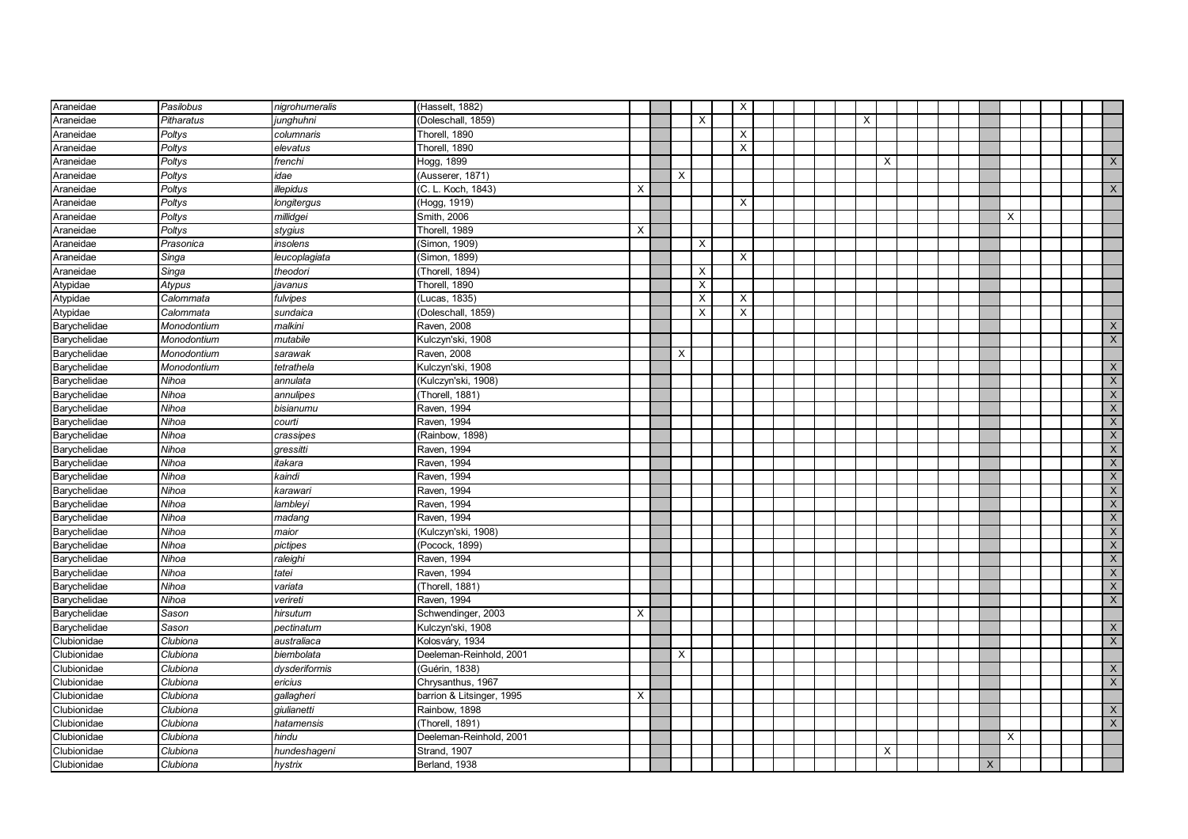| | | | | | | | | | | | | | | | | | | | | | | | | | | | |
|---|---|---|---|---|---|---|---|---|---|---|---|---|---|---|---|---|---|---|---|---|---|---|---|---|---|---|---|
| Araneidae | *Pasilobus* | *nigrohumeralis* | (Hasselt, 1882) | | | | | | X | | | | | | | | | | | | | | | | | | |
| Araneidae | *Pitharatus* | *junghuhni* | (Doleschall, 1859) | | | | X | | | | | | | | X | | | | | | | | | | | | |
| Araneidae | *Poltys* | *columnaris* | Thorell, 1890 | | | | | | X | | | | | | | | | | | | | | | | | | |
| Araneidae | *Poltys* | *elevatus* | Thorell, 1890 | | | | | | X | | | | | | | | | | | | | | | | | | |
| Araneidae | *Poltys* | *frenchi* | Hogg, 1899 | | | | | | | | | | | | | X | | | | | | | | | | | X |
| Araneidae | *Poltys* | *idae* | (Ausserer, 1871) | | | X | | | | | | | | | | | | | | | | | | | | | |
| Araneidae | *Poltys* | *illepidus* | (C. L. Koch, 1843) | X | | | | | | | | | | | | | | | | | | | | | | | X |
| Araneidae | *Poltys* | *longitergus* | (Hogg, 1919) | | | | | | X | | | | | | | | | | | | | | | | | | |
| Araneidae | *Poltys* | *millidgei* | Smith, 2006 | | | | | | | | | | | | | | | | | | | X | | | | | |
| Araneidae | *Poltys* | *stygius* | Thorell, 1989 | X | | | | | | | | | | | | | | | | | | | | | | | |
| Araneidae | *Prasonica* | *insolens* | (Simon, 1909) | | | | X | | | | | | | | | | | | | | | | | | | | |
| Araneidae | *Singa* | *leucoplagiata* | (Simon, 1899) | | | | | | X | | | | | | | | | | | | | | | | | | |
| Araneidae | *Singa* | *theodori* | (Thorell, 1894) | | | | X | | | | | | | | | | | | | | | | | | | | |
| Atypidae | *Atypus* | *javanus* | Thorell, 1890 | | | | X | | | | | | | | | | | | | | | | | | | | |
| Atypidae | *Calommata* | *fulvipes* | (Lucas, 1835) | | | | X | | X | | | | | | | | | | | | | | | | | | |
| Atypidae | *Calommata* | *sundaica* | (Doleschall, 1859) | | | | X | | X | | | | | | | | | | | | | | | | | | |
| Barychelidae | *Monodontium* | *malkini* | Raven, 2008 | | | | | | | | | | | | | | | | | | | | | | | | X |
| Barychelidae | *Monodontium* | *mutabile* | Kulczyn'ski, 1908 | | | | | | | | | | | | | | | | | | | | | | | | X |
| Barychelidae | *Monodontium* | *sarawak* | Raven, 2008 | | | X | | | | | | | | | | | | | | | | | | | | | |
| Barychelidae | *Monodontium* | *tetrathela* | Kulczyn'ski, 1908 | | | | | | | | | | | | | | | | | | | | | | | | X |
| Barychelidae | *Nihoa* | *annulata* | (Kulczyn'ski, 1908) | | | | | | | | | | | | | | | | | | | | | | | | X |
| Barychelidae | *Nihoa* | *annulipes* | (Thorell, 1881) | | | | | | | | | | | | | | | | | | | | | | | | X |
| Barychelidae | *Nihoa* | *bisianumu* | Raven, 1994 | | | | | | | | | | | | | | | | | | | | | | | | X |
| Barychelidae | *Nihoa* | *courti* | Raven, 1994 | | | | | | | | | | | | | | | | | | | | | | | | X |
| Barychelidae | *Nihoa* | *crassipes* | (Rainbow, 1898) | | | | | | | | | | | | | | | | | | | | | | | | X |
| Barychelidae | *Nihoa* | *gressitti* | Raven, 1994 | | | | | | | | | | | | | | | | | | | | | | | | X |
| Barychelidae | *Nihoa* | *itakara* | Raven, 1994 | | | | | | | | | | | | | | | | | | | | | | | | X |
| Barychelidae | *Nihoa* | *kaindi* | Raven, 1994 | | | | | | | | | | | | | | | | | | | | | | | | X |
| Barychelidae | *Nihoa* | *karawari* | Raven, 1994 | | | | | | | | | | | | | | | | | | | | | | | | X |
| Barychelidae | *Nihoa* | *lambleyi* | Raven, 1994 | | | | | | | | | | | | | | | | | | | | | | | | X |
| Barychelidae | *Nihoa* | *madang* | Raven, 1994 | | | | | | | | | | | | | | | | | | | | | | | | X |
| Barychelidae | *Nihoa* | *maior* | (Kulczyn'ski, 1908) | | | | | | | | | | | | | | | | | | | | | | | | X |
| Barychelidae | *Nihoa* | *pictipes* | (Pocock, 1899) | | | | | | | | | | | | | | | | | | | | | | | | X |
| Barychelidae | *Nihoa* | *raleighi* | Raven, 1994 | | | | | | | | | | | | | | | | | | | | | | | | X |
| Barychelidae | *Nihoa* | *tatei* | Raven, 1994 | | | | | | | | | | | | | | | | | | | | | | | | X |
| Barychelidae | *Nihoa* | *variata* | (Thorell, 1881) | | | | | | | | | | | | | | | | | | | | | | | | X |
| Barychelidae | *Nihoa* | *verireti* | Raven, 1994 | | | | | | | | | | | | | | | | | | | | | | | | X |
| Barychelidae | *Sason* | *hirsutum* | Schwendinger, 2003 | X | | | | | | | | | | | | | | | | | | | | | | | |
| Barychelidae | *Sason* | *pectinatum* | Kulczyn'ski, 1908 | | | | | | | | | | | | | | | | | | | | | | | | X |
| Clubionidae | *Clubiona* | *australiaca* | Kolosváry, 1934 | | | | | | | | | | | | | | | | | | | | | | | | X |
| Clubionidae | *Clubiona* | *biembolata* | Deeleman-Reinhold, 2001 | | | X | | | | | | | | | | | | | | | | | | | | | |
| Clubionidae | *Clubiona* | *dysderiformis* | (Guérin, 1838) | | | | | | | | | | | | | | | | | | | | | | | | X |
| Clubionidae | *Clubiona* | *ericius* | Chrysanthus, 1967 | | | | | | | | | | | | | | | | | | | | | | | | X |
| Clubionidae | *Clubiona* | *gallagheri* | barrion & Litsinger, 1995 | X | | | | | | | | | | | | | | | | | | | | | | | |
| Clubionidae | *Clubiona* | *giulianetti* | Rainbow, 1898 | | | | | | | | | | | | | | | | | | | | | | | | X |
| Clubionidae | *Clubiona* | *hatamensis* | (Thorell, 1891) | | | | | | | | | | | | | | | | | | | | | | | | X |
| Clubionidae | *Clubiona* | *hindu* | Deeleman-Reinhold, 2001 | | | | | | | | | | | | | | | | | | | X | | | | | |
| Clubionidae | *Clubiona* | *hundeshageni* | Strand, 1907 | | | | | | | | | | | | | X | | | | | | | | | | | |
| Clubionidae | *Clubiona* | *hystrix* | Berland, 1938 | | | | | | | | | | | | | | | | | | X | | | | | | |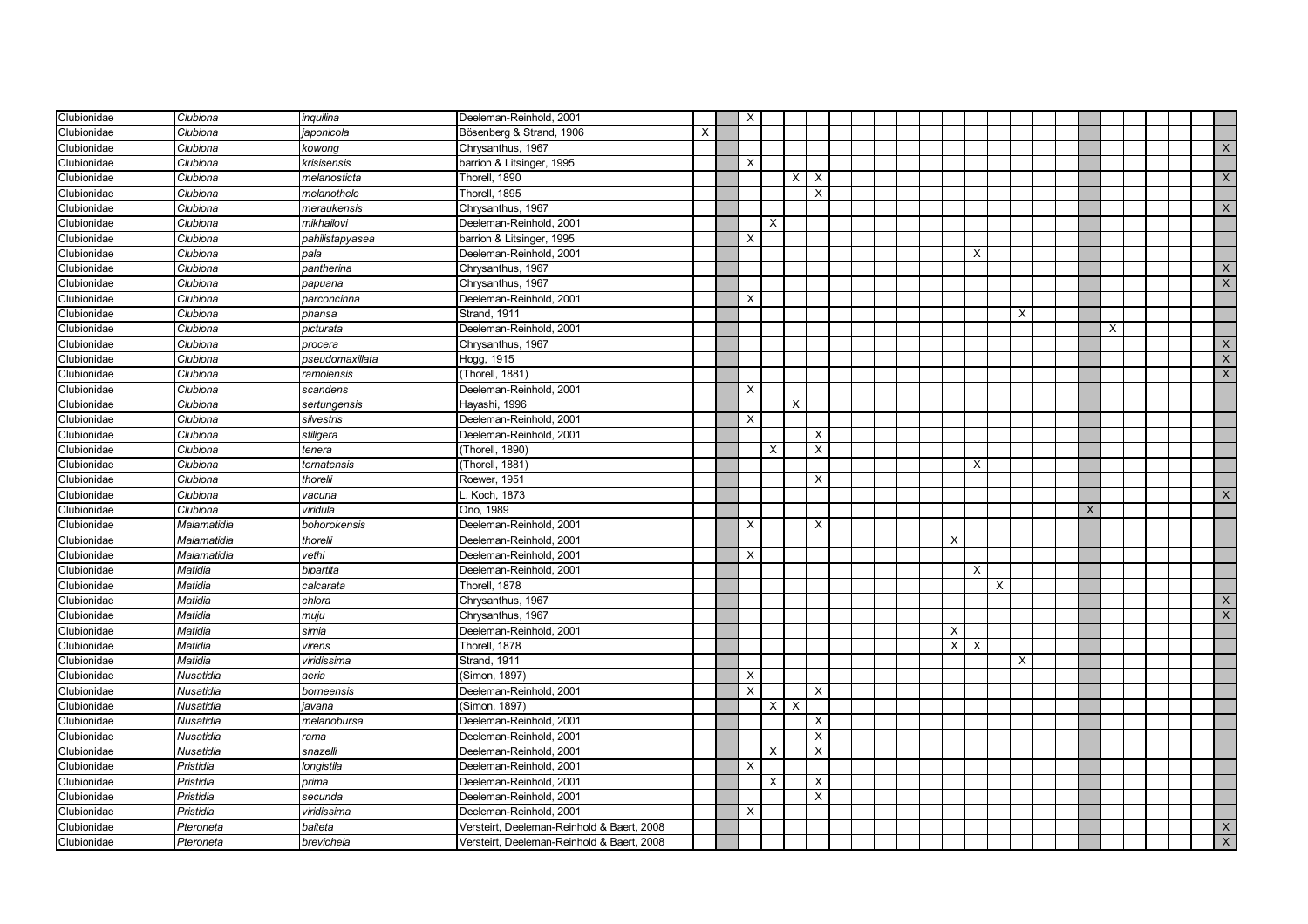| | | | | | | | | | | | | | | | | | | | | | | | | | | | |
|---|---|---|---|---|---|---|---|---|---|---|---|---|---|---|---|---|---|---|---|---|---|---|---|---|---|---|---|
| Clubionidae | *Clubiona* | *inquilina* | Deeleman-Reinhold, 2001 | | | X | | | | | | | | | | | | | | | | | | | | | |
| Clubionidae | *Clubiona* | *japonicola* | Bösenberg & Strand, 1906 | X | | | | | | | | | | | | | | | | | | | | | | | |
| Clubionidae | *Clubiona* | *kowong* | Chrysanthus, 1967 | | | | | | | | | | | | | | | | | | | | | | | | X |
| Clubionidae | *Clubiona* | *krisisensis* | barrion & Litsinger, 1995 | | | X | | | | | | | | | | | | | | | | | | | | | |
| Clubionidae | *Clubiona* | *melanosticta* | Thorell, 1890 | | | | | X | X | | | | | | | | | | | | | | | | | | X |
| Clubionidae | *Clubiona* | *melanothele* | Thorell, 1895 | | | | | | X | | | | | | | | | | | | | | | | | | |
| Clubionidae | *Clubiona* | *meraukensis* | Chrysanthus, 1967 | | | | | | | | | | | | | | | | | | | | | | | | X |
| Clubionidae | *Clubiona* | *mikhailovi* | Deeleman-Reinhold, 2001 | | | | X | | | | | | | | | | | | | | | | | | | | |
| Clubionidae | *Clubiona* | *pahilistapyasea* | barrion & Litsinger, 1995 | | | X | | | | | | | | | | | | | | | | | | | | | |
| Clubionidae | *Clubiona* | *pala* | Deeleman-Reinhold, 2001 | | | | | | | | | | | | | X | | | | | | | | | | | |
| Clubionidae | *Clubiona* | *pantherina* | Chrysanthus, 1967 | | | | | | | | | | | | | | | | | | | | | | | | X |
| Clubionidae | *Clubiona* | *papuana* | Chrysanthus, 1967 | | | | | | | | | | | | | | | | | | | | | | | | X |
| Clubionidae | *Clubiona* | *parconcinna* | Deeleman-Reinhold, 2001 | | | X | | | | | | | | | | | | | | | | | | | | | |
| Clubionidae | *Clubiona* | *phansa* | Strand, 1911 | | | | | | | | | | | | | | | X | | | | | | | | | |
| Clubionidae | *Clubiona* | *picturata* | Deeleman-Reinhold, 2001 | | | | | | | | | | | | | | | | | | | X | | | | | |
| Clubionidae | *Clubiona* | *procera* | Chrysanthus, 1967 | | | | | | | | | | | | | | | | | | | | | | | | X |
| Clubionidae | *Clubiona* | *pseudomaxillata* | Hogg, 1915 | | | | | | | | | | | | | | | | | | | | | | | | X |
| Clubionidae | *Clubiona* | *ramoiensis* | (Thorell, 1881) | | | | | | | | | | | | | | | | | | | | | | | | X |
| Clubionidae | *Clubiona* | *scandens* | Deeleman-Reinhold, 2001 | | | X | | | | | | | | | | | | | | | | | | | | | |
| Clubionidae | *Clubiona* | *sertungensis* | Hayashi, 1996 | | | | | X | | | | | | | | | | | | | | | | | | | |
| Clubionidae | *Clubiona* | *silvestris* | Deeleman-Reinhold, 2001 | | | X | | | | | | | | | | | | | | | | | | | | | |
| Clubionidae | *Clubiona* | *stiligera* | Deeleman-Reinhold, 2001 | | | | | | X | | | | | | | | | | | | | | | | | | |
| Clubionidae | *Clubiona* | *tenera* | (Thorell, 1890) | | | | X | | X | | | | | | | | | | | | | | | | | | |
| Clubionidae | *Clubiona* | *ternatensis* | (Thorell, 1881) | | | | | | | | | | | | | X | | | | | | | | | | | |
| Clubionidae | *Clubiona* | *thorelli* | Roewer, 1951 | | | | | | X | | | | | | | | | | | | | | | | | | |
| Clubionidae | *Clubiona* | *vacuna* | L. Koch, 1873 | | | | | | | | | | | | | | | | | | | | | | | | X |
| Clubionidae | *Clubiona* | *viridula* | Ono, 1989 | | | | | | | | | | | | | | | | | | X | | | | | | |
| Clubionidae | *Malamatidia* | *bohorokensis* | Deeleman-Reinhold, 2001 | | | X | | | X | | | | | | | | | | | | | | | | | | |
| Clubionidae | *Malamatidia* | *thorelli* | Deeleman-Reinhold, 2001 | | | | | | | | | | | | X | | | | | | | | | | | | |
| Clubionidae | *Malamatidia* | *vethi* | Deeleman-Reinhold, 2001 | | | X | | | | | | | | | | | | | | | | | | | | | |
| Clubionidae | *Matidia* | *bipartita* | Deeleman-Reinhold, 2001 | | | | | | | | | | | | | X | | | | | | | | | | | |
| Clubionidae | *Matidia* | *calcarata* | Thorell, 1878 | | | | | | | | | | | | | | X | | | | | | | | | | |
| Clubionidae | *Matidia* | *chlora* | Chrysanthus, 1967 | | | | | | | | | | | | | | | | | | | | | | | | X |
| Clubionidae | *Matidia* | *muju* | Chrysanthus, 1967 | | | | | | | | | | | | | | | | | | | | | | | | X |
| Clubionidae | *Matidia* | *simia* | Deeleman-Reinhold, 2001 | | | | | | | | | | | | X | | | | | | | | | | | | |
| Clubionidae | *Matidia* | *virens* | Thorell, 1878 | | | | | | | | | | | | X | X | | | | | | | | | | | |
| Clubionidae | *Matidia* | *viridissima* | Strand, 1911 | | | | | | | | | | | | | | | X | | | | | | | | | |
| Clubionidae | *Nusatidia* | *aeria* | (Simon, 1897) | | | X | | | | | | | | | | | | | | | | | | | | | |
| Clubionidae | *Nusatidia* | *borneensis* | Deeleman-Reinhold, 2001 | | | X | | | X | | | | | | | | | | | | | | | | | | |
| Clubionidae | *Nusatidia* | *javana* | (Simon, 1897) | | | | X | X | | | | | | | | | | | | | | | | | | | |
| Clubionidae | *Nusatidia* | *melanobursa* | Deeleman-Reinhold, 2001 | | | | | | X | | | | | | | | | | | | | | | | | | |
| Clubionidae | *Nusatidia* | *rama* | Deeleman-Reinhold, 2001 | | | | | | X | | | | | | | | | | | | | | | | | | |
| Clubionidae | *Nusatidia* | *snazelli* | Deeleman-Reinhold, 2001 | | | | X | | X | | | | | | | | | | | | | | | | | | |
| Clubionidae | *Pristidia* | *longistila* | Deeleman-Reinhold, 2001 | | | X | | | | | | | | | | | | | | | | | | | | | |
| Clubionidae | *Pristidia* | *prima* | Deeleman-Reinhold, 2001 | | | | X | | X | | | | | | | | | | | | | | | | | | |
| Clubionidae | *Pristidia* | *secunda* | Deeleman-Reinhold, 2001 | | | | | | X | | | | | | | | | | | | | | | | | | |
| Clubionidae | *Pristidia* | *viridissima* | Deeleman-Reinhold, 2001 | | | X | | | | | | | | | | | | | | | | | | | | | |
| Clubionidae | *Pteroneta* | *baiteta* | Versteirt, Deeleman-Reinhold & Baert, 2008 | | | | | | | | | | | | | | | | | | | | | | | | X |
| Clubionidae | *Pteroneta* | *brevichela* | Versteirt, Deeleman-Reinhold & Baert, 2008 | | | | | | | | | | | | | | | | | | | | | | | | X |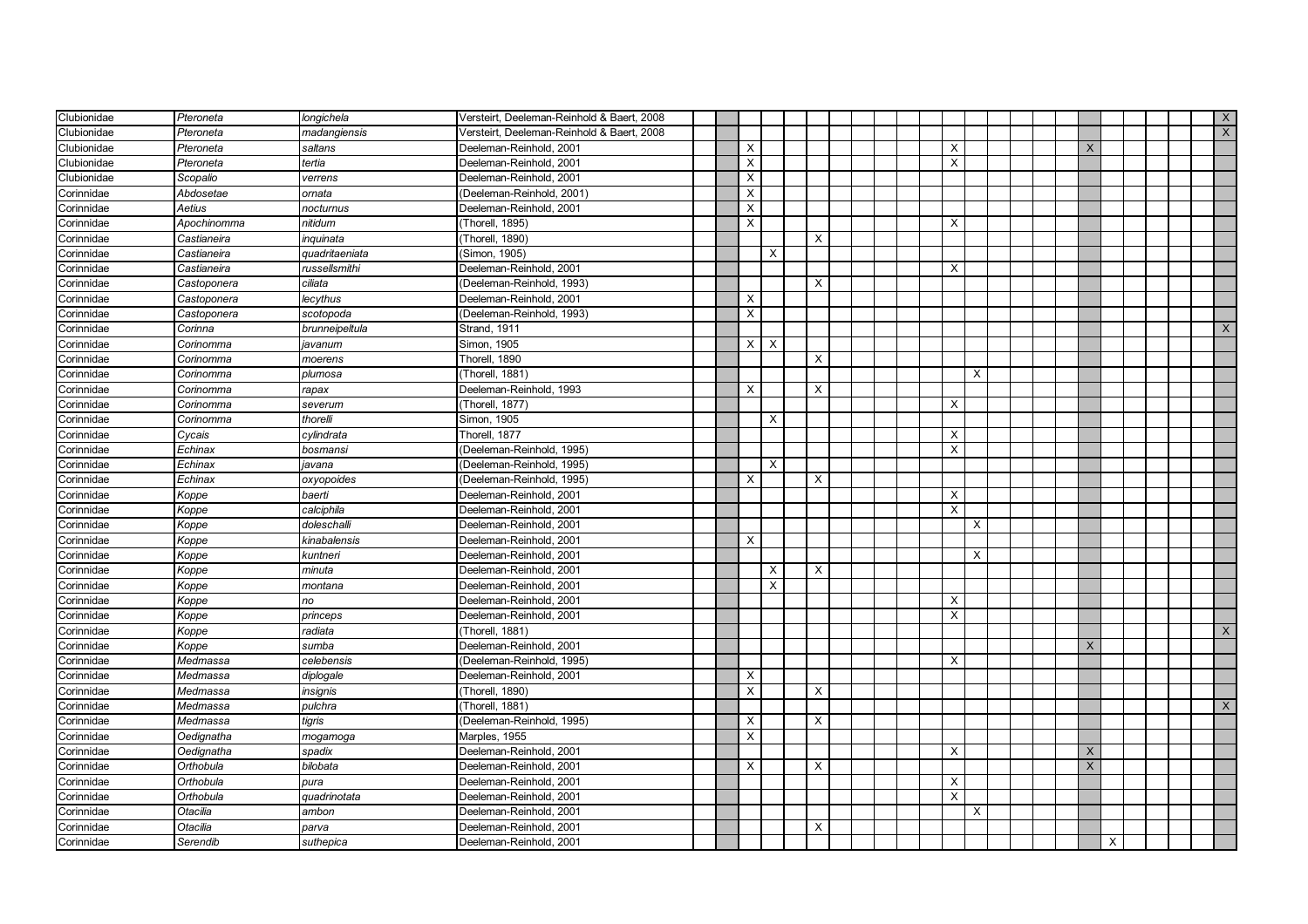| | | | | | | | | | | | | | | | | | | | | | | | | | | | |
|---|---|---|---|---|---|---|---|---|---|---|---|---|---|---|---|---|---|---|---|---|---|---|---|---|---|---|---|
| Clubionidae | *Pteroneta* | *longichela* | Versteirt, Deeleman-Reinhold & Baert, 2008 | | | | | | | | | | | | | | | | | | | | | | | | X |
| Clubionidae | *Pteroneta* | *madangiensis* | Versteirt, Deeleman-Reinhold & Baert, 2008 | | | | | | | | | | | | | | | | | | | | | | | | X |
| Clubionidae | *Pteroneta* | *saltans* | Deeleman-Reinhold, 2001 | | | X | | | | | | | | | X | | | | | | X | | | | | | |
| Clubionidae | *Pteroneta* | *tertia* | Deeleman-Reinhold, 2001 | | | X | | | | | | | | | X | | | | | | | | | | | | |
| Clubionidae | *Scopalio* | *verrens* | Deeleman-Reinhold, 2001 | | | X | | | | | | | | | | | | | | | | | | | | | |
| Corinnidae | *Abdosetae* | *ornata* | (Deeleman-Reinhold, 2001) | | | X | | | | | | | | | | | | | | | | | | | | | |
| Corinnidae | *Aetius* | *nocturnus* | Deeleman-Reinhold, 2001 | | | X | | | | | | | | | | | | | | | | | | | | | |
| Corinnidae | *Apochinomma* | *nitidum* | (Thorell, 1895) | | | X | | | | | | | | | X | | | | | | | | | | | | |
| Corinnidae | *Castianeira* | *inquinata* | (Thorell, 1890) | | | | | | X | | | | | | | | | | | | | | | | | | |
| Corinnidae | *Castianeira* | *quadritaeniata* | (Simon, 1905) | | | | X | | | | | | | | | | | | | | | | | | | | |
| Corinnidae | *Castianeira* | *russellsmithi* | Deeleman-Reinhold, 2001 | | | | | | | | | | | | X | | | | | | | | | | | | |
| Corinnidae | *Castoponera* | *ciliata* | (Deeleman-Reinhold, 1993) | | | | | | X | | | | | | | | | | | | | | | | | | |
| Corinnidae | *Castoponera* | *lecythus* | Deeleman-Reinhold, 2001 | | | X | | | | | | | | | | | | | | | | | | | | | |
| Corinnidae | *Castoponera* | *scotopoda* | (Deeleman-Reinhold, 1993) | | | X | | | | | | | | | | | | | | | | | | | | | |
| Corinnidae | *Corinna* | *brunneipeltula* | Strand, 1911 | | | | | | | | | | | | | | | | | | | | | | | | X |
| Corinnidae | *Corinomma* | *javanum* | Simon, 1905 | | | X | X | | | | | | | | | | | | | | | | | | | | |
| Corinnidae | *Corinomma* | *moerens* | Thorell, 1890 | | | | | | X | | | | | | | | | | | | | | | | | | |
| Corinnidae | *Corinomma* | *plumosa* | (Thorell, 1881) | | | | | | | | | | | | | X | | | | | | | | | | | |
| Corinnidae | *Corinomma* | *rapax* | Deeleman-Reinhold, 1993 | | | X | | | X | | | | | | | | | | | | | | | | | | |
| Corinnidae | *Corinomma* | *severum* | (Thorell, 1877) | | | | | | | | | | | | X | | | | | | | | | | | | |
| Corinnidae | *Corinomma* | *thorelli* | Simon, 1905 | | | | X | | | | | | | | | | | | | | | | | | | | |
| Corinnidae | *Cycais* | *cylindrata* | Thorell, 1877 | | | | | | | | | | | | X | | | | | | | | | | | | |
| Corinnidae | *Echinax* | *bosmansi* | (Deeleman-Reinhold, 1995) | | | | | | | | | | | | X | | | | | | | | | | | | |
| Corinnidae | *Echinax* | *javana* | (Deeleman-Reinhold, 1995) | | | | X | | | | | | | | | | | | | | | | | | | | |
| Corinnidae | *Echinax* | *oxyopoides* | (Deeleman-Reinhold, 1995) | | | X | | | X | | | | | | | | | | | | | | | | | | |
| Corinnidae | *Koppe* | *baerti* | Deeleman-Reinhold, 2001 | | | | | | | | | | | | X | | | | | | | | | | | | |
| Corinnidae | *Koppe* | *calciphila* | Deeleman-Reinhold, 2001 | | | | | | | | | | | | X | | | | | | | | | | | | |
| Corinnidae | *Koppe* | *doleschalli* | Deeleman-Reinhold, 2001 | | | | | | | | | | | | | X | | | | | | | | | | | |
| Corinnidae | *Koppe* | *kinabalensis* | Deeleman-Reinhold, 2001 | | | X | | | | | | | | | | | | | | | | | | | | | |
| Corinnidae | *Koppe* | *kuntneri* | Deeleman-Reinhold, 2001 | | | | | | | | | | | | | X | | | | | | | | | | | |
| Corinnidae | *Koppe* | *minuta* | Deeleman-Reinhold, 2001 | | | | X | | X | | | | | | | | | | | | | | | | | | |
| Corinnidae | *Koppe* | *montana* | Deeleman-Reinhold, 2001 | | | | X | | | | | | | | | | | | | | | | | | | | |
| Corinnidae | *Koppe* | *no* | Deeleman-Reinhold, 2001 | | | | | | | | | | | | X | | | | | | | | | | | | |
| Corinnidae | *Koppe* | *princeps* | Deeleman-Reinhold, 2001 | | | | | | | | | | | | X | | | | | | | | | | | | |
| Corinnidae | *Koppe* | *radiata* | (Thorell, 1881) | | | | | | | | | | | | | | | | | | | | | | | | X |
| Corinnidae | *Koppe* | *sumba* | Deeleman-Reinhold, 2001 | | | | | | | | | | | | | | | | | | X | | | | | | |
| Corinnidae | *Medmassa* | *celebensis* | (Deeleman-Reinhold, 1995) | | | | | | | | | | | | X | | | | | | | | | | | | |
| Corinnidae | *Medmassa* | *diplogale* | Deeleman-Reinhold, 2001 | | | X | | | | | | | | | | | | | | | | | | | | | |
| Corinnidae | *Medmassa* | *insignis* | (Thorell, 1890) | | | X | | | X | | | | | | | | | | | | | | | | | | |
| Corinnidae | *Medmassa* | *pulchra* | (Thorell, 1881) | | | | | | | | | | | | | | | | | | | | | | | | X |
| Corinnidae | *Medmassa* | *tigris* | (Deeleman-Reinhold, 1995) | | | X | | | X | | | | | | | | | | | | | | | | | | |
| Corinnidae | *Oedignatha* | *mogamoga* | Marples, 1955 | | | X | | | | | | | | | | | | | | | | | | | | | |
| Corinnidae | *Oedignatha* | *spadix* | Deeleman-Reinhold, 2001 | | | | | | | | | | | | X | | | | | | X | | | | | | |
| Corinnidae | *Orthobula* | *bilobata* | Deeleman-Reinhold, 2001 | | | X | | | X | | | | | | | | | | | | X | | | | | | |
| Corinnidae | *Orthobula* | *pura* | Deeleman-Reinhold, 2001 | | | | | | | | | | | | X | | | | | | | | | | | | |
| Corinnidae | *Orthobula* | *quadrinotata* | Deeleman-Reinhold, 2001 | | | | | | | | | | | | X | | | | | | | | | | | | |
| Corinnidae | *Otacilia* | *ambon* | Deeleman-Reinhold, 2001 | | | | | | | | | | | | | X | | | | | | | | | | | |
| Corinnidae | *Otacilia* | *parva* | Deeleman-Reinhold, 2001 | | | | | | X | | | | | | | | | | | | | | | | | | |
| Corinnidae | *Serendib* | *suthepica* | Deeleman-Reinhold, 2001 | | | | | | | | | | | | | | | | | | | X | | | | | |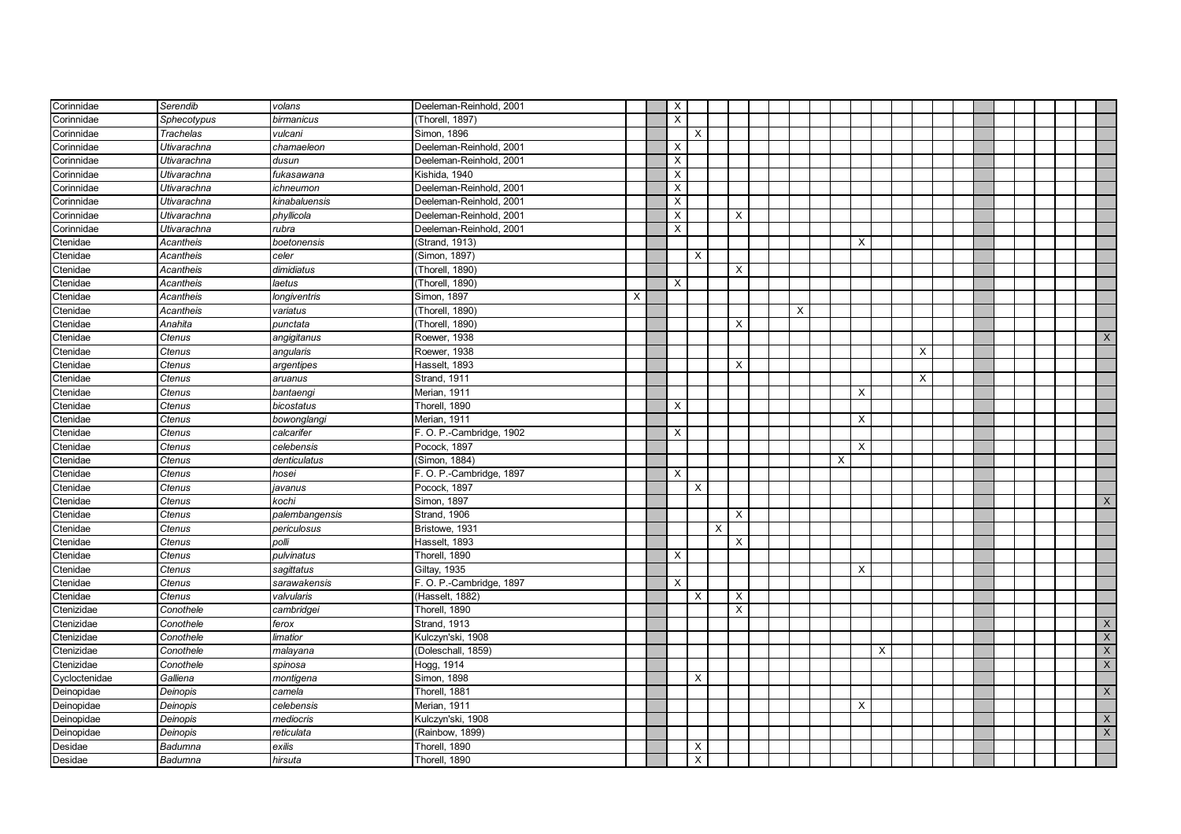| | | | | | | | | | | | | | | | | | | | | | | | | | | | |
|---|---|---|---|---|---|---|---|---|---|---|---|---|---|---|---|---|---|---|---|---|---|---|---|---|---|---|---|
| Corinnidae | *Serendib* | *volans* | Deeleman-Reinhold, 2001 | | | X | | | | | | | | | | | | | | | | | | | | | |
| Corinnidae | *Sphecotypus* | *birmanicus* | (Thorell, 1897) | | | X | | | | | | | | | | | | | | | | | | | | | |
| Corinnidae | *Trachelas* | *vulcani* | Simon, 1896 | | | | X | | | | | | | | | | | | | | | | | | | | |
| Corinnidae | *Utivarachna* | *chamaeleon* | Deeleman-Reinhold, 2001 | | | X | | | | | | | | | | | | | | | | | | | | | |
| Corinnidae | *Utivarachna* | *dusun* | Deeleman-Reinhold, 2001 | | | X | | | | | | | | | | | | | | | | | | | | | |
| Corinnidae | *Utivarachna* | *fukasawana* | Kishida, 1940 | | | X | | | | | | | | | | | | | | | | | | | | | |
| Corinnidae | *Utivarachna* | *ichneumon* | Deeleman-Reinhold, 2001 | | | X | | | | | | | | | | | | | | | | | | | | | |
| Corinnidae | *Utivarachna* | *kinabaluensis* | Deeleman-Reinhold, 2001 | | | X | | | | | | | | | | | | | | | | | | | | | |
| Corinnidae | *Utivarachna* | *phyllicola* | Deeleman-Reinhold, 2001 | | | X | | | X | | | | | | | | | | | | | | | | | | |
| Corinnidae | *Utivarachna* | *rubra* | Deeleman-Reinhold, 2001 | | | X | | | | | | | | | | | | | | | | | | | | | |
| Ctenidae | *Acantheis* | *boetonensis* | (Strand, 1913) | | | | | | | | | | | | X | | | | | | | | | | | | |
| Ctenidae | *Acantheis* | *celer* | (Simon, 1897) | | | | X | | | | | | | | | | | | | | | | | | | | |
| Ctenidae | *Acantheis* | *dimidiatus* | (Thorell, 1890) | | | | | | X | | | | | | | | | | | | | | | | | | |
| Ctenidae | *Acantheis* | *laetus* | (Thorell, 1890) | | | X | | | | | | | | | | | | | | | | | | | | | |
| Ctenidae | *Acantheis* | *longiventris* | Simon, 1897 | X | | | | | | | | | | | | | | | | | | | | | | | |
| Ctenidae | *Acantheis* | *variatus* | (Thorell, 1890) | | | | | | | | | X | | | | | | | | | | | | | | | |
| Ctenidae | *Anahita* | *punctata* | (Thorell, 1890) | | | | | | X | | | | | | | | | | | | | | | | | | |
| Ctenidae | *Ctenus* | *angigitanus* | Roewer, 1938 | | | | | | | | | | | | | | | | | | | | | | | | X |
| Ctenidae | *Ctenus* | *angularis* | Roewer, 1938 | | | | | | | | | | | | | | | X | | | | | | | | | |
| Ctenidae | *Ctenus* | *argentipes* | Hasselt, 1893 | | | | | | X | | | | | | | | | | | | | | | | | | |
| Ctenidae | *Ctenus* | *aruanus* | Strand, 1911 | | | | | | | | | | | | | | | X | | | | | | | | | |
| Ctenidae | *Ctenus* | *bantaengi* | Merian, 1911 | | | | | | | | | | | | X | | | | | | | | | | | | |
| Ctenidae | *Ctenus* | *bicostatus* | Thorell, 1890 | | | X | | | | | | | | | | | | | | | | | | | | | |
| Ctenidae | *Ctenus* | *bowonglangi* | Merian, 1911 | | | | | | | | | | | | X | | | | | | | | | | | | |
| Ctenidae | *Ctenus* | *calcarifer* | F. O. P.-Cambridge, 1902 | | | X | | | | | | | | | | | | | | | | | | | | | |
| Ctenidae | *Ctenus* | *celebensis* | Pocock, 1897 | | | | | | | | | | | | X | | | | | | | | | | | | |
| Ctenidae | *Ctenus* | *denticulatus* | (Simon, 1884) | | | | | | | | | | | X | | | | | | | | | | | | | |
| Ctenidae | *Ctenus* | *hosei* | F. O. P.-Cambridge, 1897 | | | X | | | | | | | | | | | | | | | | | | | | | |
| Ctenidae | *Ctenus* | *javanus* | Pocock, 1897 | | | | X | | | | | | | | | | | | | | | | | | | | |
| Ctenidae | *Ctenus* | *kochi* | Simon, 1897 | | | | | | | | | | | | | | | | | | | | | | | | X |
| Ctenidae | *Ctenus* | *palembangensis* | Strand, 1906 | | | | | | X | | | | | | | | | | | | | | | | | | |
| Ctenidae | *Ctenus* | *periculosus* | Bristowe, 1931 | | | | | X | | | | | | | | | | | | | | | | | | | |
| Ctenidae | *Ctenus* | *polli* | Hasselt, 1893 | | | | | | X | | | | | | | | | | | | | | | | | | |
| Ctenidae | *Ctenus* | *pulvinatus* | Thorell, 1890 | | | X | | | | | | | | | | | | | | | | | | | | | |
| Ctenidae | *Ctenus* | *sagittatus* | Giltay, 1935 | | | | | | | | | | | | X | | | | | | | | | | | | |
| Ctenidae | *Ctenus* | *sarawakensis* | F. O. P.-Cambridge, 1897 | | | X | | | | | | | | | | | | | | | | | | | | | |
| Ctenidae | *Ctenus* | *valvularis* | (Hasselt, 1882) | | | | X | | X | | | | | | | | | | | | | | | | | | |
| Ctenizidae | *Conothele* | *cambridgei* | Thorell, 1890 | | | | | | X | | | | | | | | | | | | | | | | | | |
| Ctenizidae | *Conothele* | *ferox* | Strand, 1913 | | | | | | | | | | | | | | | | | | | | | | | | X |
| Ctenizidae | *Conothele* | *limatior* | Kulczyn'ski, 1908 | | | | | | | | | | | | | | | | | | | | | | | | X |
| Ctenizidae | *Conothele* | *malayana* | (Doleschall, 1859) | | | | | | | | | | | | | X | | | | | | | | | | | X |
| Ctenizidae | *Conothele* | *spinosa* | Hogg, 1914 | | | | | | | | | | | | | | | | | | | | | | | | X |
| Cycloctenidae | *Galliena* | *montigena* | Simon, 1898 | | | | X | | | | | | | | | | | | | | | | | | | | |
| Deinopidae | *Deinopis* | *camela* | Thorell, 1881 | | | | | | | | | | | | | | | | | | | | | | | | X |
| Deinopidae | *Deinopis* | *celebensis* | Merian, 1911 | | | | | | | | | | | | X | | | | | | | | | | | | |
| Deinopidae | *Deinopis* | *mediocris* | Kulczyn'ski, 1908 | | | | | | | | | | | | | | | | | | | | | | | | X |
| Deinopidae | *Deinopis* | *reticulata* | (Rainbow, 1899) | | | | | | | | | | | | | | | | | | | | | | | | X |
| Desidae | *Badumna* | *exilis* | Thorell, 1890 | | | | X | | | | | | | | | | | | | | | | | | | | |
| Desidae | *Badumna* | *hirsuta* | Thorell, 1890 | | | | X | | | | | | | | | | | | | | | | | | | | |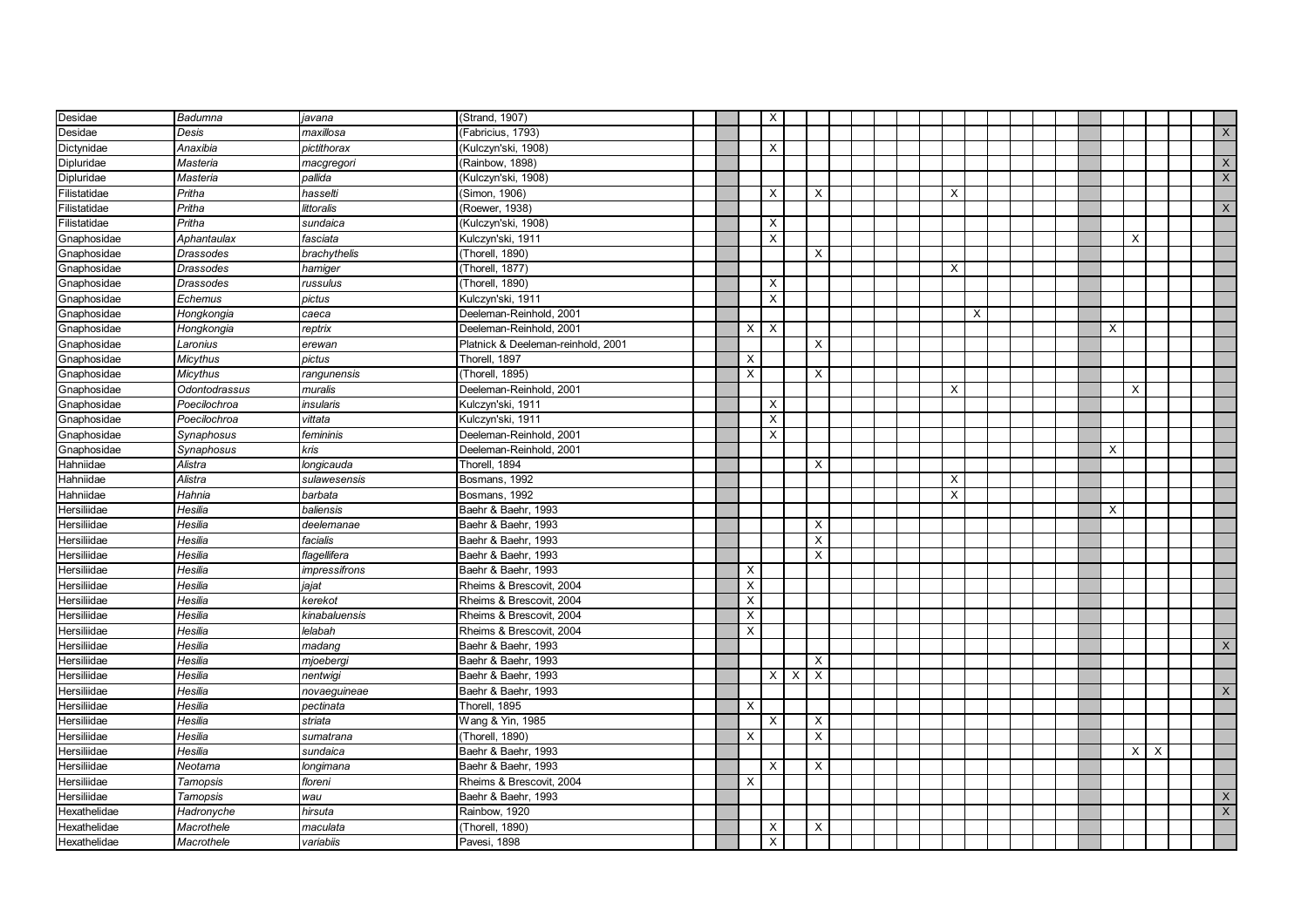| | | | | | | | | | | | | | | | | | | | | | | | | | | | |
|---|---|---|---|---|---|---|---|---|---|---|---|---|---|---|---|---|---|---|---|---|---|---|---|---|---|---|---|
| Desidae | *Badumna* | *javana* | (Strand, 1907) | | | | X | | | | | | | | | | | | | | | | | | | | |
| Desidae | *Desis* | *maxillosa* | (Fabricius, 1793) | | | | | | | | | | | | | | | | | | | | | | | | X |
| Dictynidae | *Anaxibia* | *pictithorax* | (Kulczyn'ski, 1908) | | | | X | | | | | | | | | | | | | | | | | | | | |
| Dipluridae | *Masteria* | *macgregori* | (Rainbow, 1898) | | | | | | | | | | | | | | | | | | | | | | | | X |
| Dipluridae | *Masteria* | *pallida* | (Kulczyn'ski, 1908) | | | | | | | | | | | | | | | | | | | | | | | | X |
| Filistatidae | *Pritha* | *hasselti* | (Simon, 1906) | | | | X | | X | | | | | | X | | | | | | | | | | | | |
| Filistatidae | *Pritha* | *littoralis* | (Roewer, 1938) | | | | | | | | | | | | | | | | | | | | | | | | X |
| Filistatidae | *Pritha* | *sundaica* | (Kulczyn'ski, 1908) | | | | X | | | | | | | | | | | | | | | | | | | | |
| Gnaphosidae | *Aphantaulax* | *fasciata* | Kulczyn'ski, 1911 | | | | X | | | | | | | | | | | | | | | | X | | | | |
| Gnaphosidae | *Drassodes* | *brachythelis* | (Thorell, 1890) | | | | | | X | | | | | | | | | | | | | | | | | | |
| Gnaphosidae | *Drassodes* | *hamiger* | (Thorell, 1877) | | | | | | | | | | | | X | | | | | | | | | | | | |
| Gnaphosidae | *Drassodes* | *russulus* | (Thorell, 1890) | | | | X | | | | | | | | | | | | | | | | | | | | |
| Gnaphosidae | *Echemus* | *pictus* | Kulczyn'ski, 1911 | | | | X | | | | | | | | | | | | | | | | | | | | |
| Gnaphosidae | *Hongkongia* | *caeca* | Deeleman-Reinhold, 2001 | | | | | | | | | | | | | X | | | | | | | | | | | |
| Gnaphosidae | *Hongkongia* | *reptrix* | Deeleman-Reinhold, 2001 | | | X | X | | | | | | | | | | | | | | | X | | | | | |
| Gnaphosidae | *Laronius* | *erewan* | Platnick & Deeleman-reinhold, 2001 | | | | | | X | | | | | | | | | | | | | | | | | | |
| Gnaphosidae | *Micythus* | *pictus* | Thorell, 1897 | | | X | | | | | | | | | | | | | | | | | | | | | |
| Gnaphosidae | *Micythus* | *rangunensis* | (Thorell, 1895) | | | X | | | X | | | | | | | | | | | | | | | | | | |
| Gnaphosidae | *Odontodrassus* | *muralis* | Deeleman-Reinhold, 2001 | | | | | | | | | | | | X | | | | | | | | X | | | | |
| Gnaphosidae | *Poecilochroa* | *insularis* | Kulczyn'ski, 1911 | | | | X | | | | | | | | | | | | | | | | | | | | |
| Gnaphosidae | *Poecilochroa* | *vittata* | Kulczyn'ski, 1911 | | | | X | | | | | | | | | | | | | | | | | | | | |
| Gnaphosidae | *Synaphosus* | *femininis* | Deeleman-Reinhold, 2001 | | | | X | | | | | | | | | | | | | | | | | | | | |
| Gnaphosidae | *Synaphosus* | *kris* | Deeleman-Reinhold, 2001 | | | | | | | | | | | | | | | | | | | X | | | | | |
| Hahniidae | *Alistra* | *longicauda* | Thorell, 1894 | | | | | | X | | | | | | | | | | | | | | | | | | |
| Hahniidae | *Alistra* | *sulawesensis* | Bosmans, 1992 | | | | | | | | | | | | X | | | | | | | | | | | | |
| Hahniidae | *Hahnia* | *barbata* | Bosmans, 1992 | | | | | | | | | | | | X | | | | | | | | | | | | |
| Hersiliidae | *Hesilia* | *baliensis* | Baehr & Baehr, 1993 | | | | | | | | | | | | | | | | | | | X | | | | | |
| Hersiliidae | *Hesilia* | *deelemanae* | Baehr & Baehr, 1993 | | | | | | X | | | | | | | | | | | | | | | | | | |
| Hersiliidae | *Hesilia* | *facialis* | Baehr & Baehr, 1993 | | | | | | X | | | | | | | | | | | | | | | | | | |
| Hersiliidae | *Hesilia* | *flagellifera* | Baehr & Baehr, 1993 | | | | | | X | | | | | | | | | | | | | | | | | | |
| Hersiliidae | *Hesilia* | *impressifrons* | Baehr & Baehr, 1993 | | | X | | | | | | | | | | | | | | | | | | | | | |
| Hersiliidae | *Hesilia* | *jajat* | Rheims & Brescovit, 2004 | | | X | | | | | | | | | | | | | | | | | | | | | |
| Hersiliidae | *Hesilia* | *kerekot* | Rheims & Brescovit, 2004 | | | X | | | | | | | | | | | | | | | | | | | | | |
| Hersiliidae | *Hesilia* | *kinabaluensis* | Rheims & Brescovit, 2004 | | | X | | | | | | | | | | | | | | | | | | | | | |
| Hersiliidae | *Hesilia* | *lelabah* | Rheims & Brescovit, 2004 | | | X | | | | | | | | | | | | | | | | | | | | | |
| Hersiliidae | *Hesilia* | *madang* | Baehr & Baehr, 1993 | | | | | | | | | | | | | | | | | | | | | | | | X |
| Hersiliidae | *Hesilia* | *mjoebergi* | Baehr & Baehr, 1993 | | | | | | X | | | | | | | | | | | | | | | | | | |
| Hersiliidae | *Hesilia* | *nentwigi* | Baehr & Baehr, 1993 | | | | X | X | X | | | | | | | | | | | | | | | | | | |
| Hersiliidae | *Hesilia* | *novaeguineae* | Baehr & Baehr, 1993 | | | | | | | | | | | | | | | | | | | | | | | | X |
| Hersiliidae | *Hesilia* | *pectinata* | Thorell, 1895 | | | X | | | | | | | | | | | | | | | | | | | | | |
| Hersiliidae | *Hesilia* | *striata* | Wang & Yin, 1985 | | | | X | | X | | | | | | | | | | | | | | | | | | |
| Hersiliidae | *Hesilia* | *sumatrana* | (Thorell, 1890) | | | X | | | X | | | | | | | | | | | | | | | | | | |
| Hersiliidae | *Hesilia* | *sundaica* | Baehr & Baehr, 1993 | | | | | | | | | | | | | | | | | | | | X | X | | | |
| Hersiliidae | *Neotama* | *longimana* | Baehr & Baehr, 1993 | | | | X | | X | | | | | | | | | | | | | | | | | | |
| Hersiliidae | *Tamopsis* | *floreni* | Rheims & Brescovit, 2004 | | | X | | | | | | | | | | | | | | | | | | | | | |
| Hersiliidae | *Tamopsis* | *wau* | Baehr & Baehr, 1993 | | | | | | | | | | | | | | | | | | | | | | | | X |
| Hexathelidae | *Hadronyche* | *hirsuta* | Rainbow, 1920 | | | | | | | | | | | | | | | | | | | | | | | | X |
| Hexathelidae | *Macrothele* | *maculata* | (Thorell, 1890) | | | | X | | X | | | | | | | | | | | | | | | | | | |
| Hexathelidae | *Macrothele* | *variabiis* | Pavesi, 1898 | | | | X | | | | | | | | | | | | | | | | | | | | |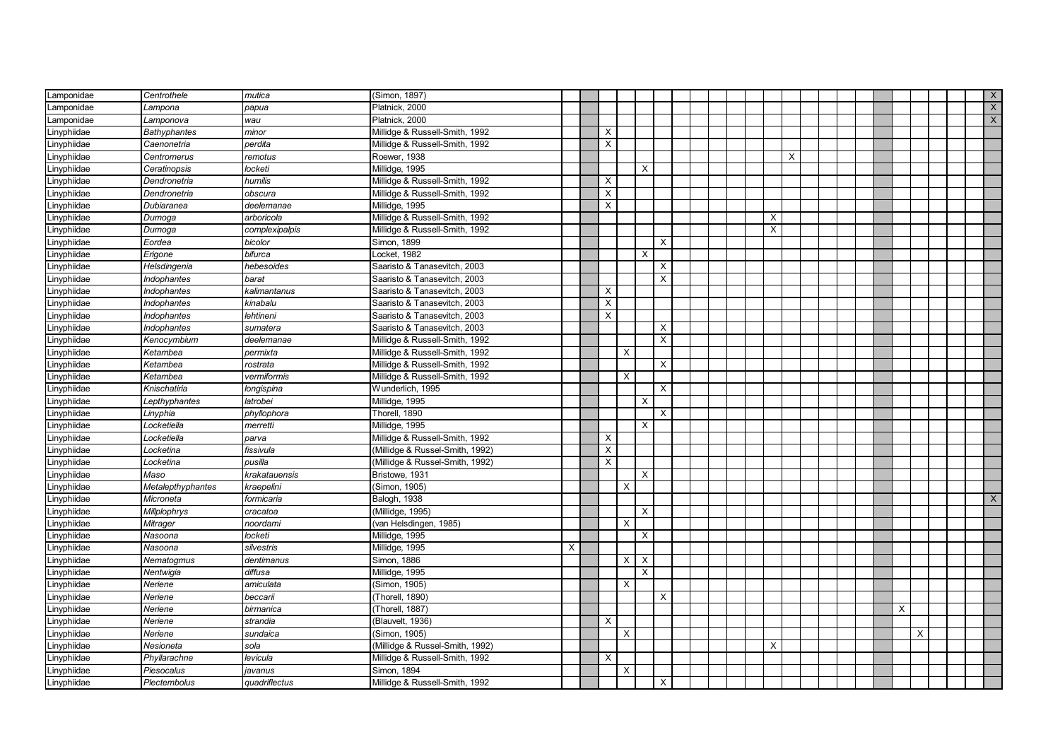| | | | | | | | | | | | | | | | | | | | | | | | | | | | |
|---|---|---|---|---|---|---|---|---|---|---|---|---|---|---|---|---|---|---|---|---|---|---|---|---|---|---|---|
| Lamponidae | *Centrothele* | *mutica* | (Simon, 1897) | | | | | | | | | | | | | | | | | | | | | | | | X |
| Lamponidae | *Lampona* | *papua* | Platnick, 2000 | | | | | | | | | | | | | | | | | | | | | | | | X |
| Lamponidae | *Lamponova* | *wau* | Platnick, 2000 | | | | | | | | | | | | | | | | | | | | | | | | X |
| Linyphiidae | *Bathyphantes* | *minor* | Millidge & Russell-Smith, 1992 | | | X | | | | | | | | | | | | | | | | | | | | | |
| Linyphiidae | *Caenonetria* | *perdita* | Millidge & Russell-Smith, 1992 | | | X | | | | | | | | | | | | | | | | | | | | | |
| Linyphiidae | *Centromerus* | *remotus* | Roewer, 1938 | | | | | | | | | | | | | X | | | | | | | | | | | |
| Linyphiidae | *Ceratinopsis* | *locketi* | Millidge, 1995 | | | | | X | | | | | | | | | | | | | | | | | | | |
| Linyphiidae | *Dendronetria* | *humilis* | Millidge & Russell-Smith, 1992 | | | X | | | | | | | | | | | | | | | | | | | | | |
| Linyphiidae | *Dendronetria* | *obscura* | Millidge & Russell-Smith, 1992 | | | X | | | | | | | | | | | | | | | | | | | | | |
| Linyphiidae | *Dubiaranea* | *deelemanae* | Millidge, 1995 | | | X | | | | | | | | | | | | | | | | | | | | | |
| Linyphiidae | *Dumoga* | *arboricola* | Millidge & Russell-Smith, 1992 | | | | | | | | | | | | X | | | | | | | | | | | | |
| Linyphiidae | *Dumoga* | *complexipalpis* | Millidge & Russell-Smith, 1992 | | | | | | | | | | | | X | | | | | | | | | | | | |
| Linyphiidae | *Eordea* | *bicolor* | Simon, 1899 | | | | | | X | | | | | | | | | | | | | | | | | | |
| Linyphiidae | *Erigone* | *bifurca* | Locket, 1982 | | | | | X | | | | | | | | | | | | | | | | | | | |
| Linyphiidae | *Helsdingenia* | *hebesoides* | Saaristo & Tanasevitch, 2003 | | | | | | X | | | | | | | | | | | | | | | | | | |
| Linyphiidae | *Indophantes* | *barat* | Saaristo & Tanasevitch, 2003 | | | | | | X | | | | | | | | | | | | | | | | | | |
| Linyphiidae | *Indophantes* | *kalimantanus* | Saaristo & Tanasevitch, 2003 | | | X | | | | | | | | | | | | | | | | | | | | | |
| Linyphiidae | *Indophantes* | *kinabalu* | Saaristo & Tanasevitch, 2003 | | | X | | | | | | | | | | | | | | | | | | | | | |
| Linyphiidae | *Indophantes* | *lehtineni* | Saaristo & Tanasevitch, 2003 | | | X | | | | | | | | | | | | | | | | | | | | | |
| Linyphiidae | *Indophantes* | *sumatera* | Saaristo & Tanasevitch, 2003 | | | | | | X | | | | | | | | | | | | | | | | | | |
| Linyphiidae | *Kenocymbium* | *deelemanae* | Millidge & Russell-Smith, 1992 | | | | | | X | | | | | | | | | | | | | | | | | | |
| Linyphiidae | *Ketambea* | *permixta* | Millidge & Russell-Smith, 1992 | | | | X | | | | | | | | | | | | | | | | | | | | |
| Linyphiidae | *Ketambea* | *rostrata* | Millidge & Russell-Smith, 1992 | | | | | | X | | | | | | | | | | | | | | | | | | |
| Linyphiidae | *Ketambea* | *vermiformis* | Millidge & Russell-Smith, 1992 | | | | X | | | | | | | | | | | | | | | | | | | | |
| Linyphiidae | *Knischatiria* | *longispina* | Wunderlich, 1995 | | | | | | X | | | | | | | | | | | | | | | | | | |
| Linyphiidae | *Lepthyphantes* | *latrobei* | Millidge, 1995 | | | | | X | | | | | | | | | | | | | | | | | | | |
| Linyphiidae | *Linyphia* | *phyllophora* | Thorell, 1890 | | | | | | X | | | | | | | | | | | | | | | | | | |
| Linyphiidae | *Locketiella* | *merretti* | Millidge, 1995 | | | | | X | | | | | | | | | | | | | | | | | | | |
| Linyphiidae | *Locketiella* | *parva* | Millidge & Russell-Smith, 1992 | | | X | | | | | | | | | | | | | | | | | | | | | |
| Linyphiidae | *Locketina* | *fissivula* | (Millidge & Russel-Smith, 1992) | | | X | | | | | | | | | | | | | | | | | | | | | |
| Linyphiidae | *Locketina* | *pusilla* | (Millidge & Russel-Smith, 1992) | | | X | | | | | | | | | | | | | | | | | | | | | |
| Linyphiidae | *Maso* | *krakatauensis* | Bristowe, 1931 | | | | | X | | | | | | | | | | | | | | | | | | | |
| Linyphiidae | *Metalepthyphantes* | *kraepelini* | (Simon, 1905) | | | | X | | | | | | | | | | | | | | | | | | | | |
| Linyphiidae | *Microneta* | *formicaria* | Balogh, 1938 | | | | | | | | | | | | | | | | | | | | | | | | X |
| Linyphiidae | *Millplophrys* | *cracatoa* | (Millidge, 1995) | | | | | X | | | | | | | | | | | | | | | | | | | |
| Linyphiidae | *Mitrager* | *noordami* | (van Helsdingen, 1985) | | | | X | | | | | | | | | | | | | | | | | | | | |
| Linyphiidae | *Nasoona* | *locketi* | Millidge, 1995 | | | | | X | | | | | | | | | | | | | | | | | | | |
| Linyphiidae | *Nasoona* | *silvestris* | Millidge, 1995 | X | | | | | | | | | | | | | | | | | | | | | | | |
| Linyphiidae | *Nematogmus* | *dentimanus* | Simon, 1886 | | | | X | X | | | | | | | | | | | | | | | | | | | |
| Linyphiidae | *Nentwigia* | *diffusa* | Millidge, 1995 | | | | | X | | | | | | | | | | | | | | | | | | | |
| Linyphiidae | *Neriene* | *amiculata* | (Simon, 1905) | | | | X | | | | | | | | | | | | | | | | | | | | |
| Linyphiidae | *Neriene* | *beccarii* | (Thorell, 1890) | | | | | | X | | | | | | | | | | | | | | | | | | |
| Linyphiidae | *Neriene* | *birmanica* | (Thorell, 1887) | | | | | | | | | | | | | | | | | | | X | | | | | |
| Linyphiidae | *Neriene* | *strandia* | (Blauvelt, 1936) | | | X | | | | | | | | | | | | | | | | | | | | | |
| Linyphiidae | *Neriene* | *sundaica* | (Simon, 1905) | | | | X | | | | | | | | | | | | | | | | X | | | | |
| Linyphiidae | *Nesioneta* | *sola* | (Millidge & Russell-Smith, 1992) | | | | | | | | | | | | X | | | | | | | | | | | | |
| Linyphiidae | *Phyllarachne* | *levicula* | Millidge & Russell-Smith, 1992 | | | X | | | | | | | | | | | | | | | | | | | | | |
| Linyphiidae | *Piesocalus* | *javanus* | Simon, 1894 | | | | X | | | | | | | | | | | | | | | | | | | | |
| Linyphiidae | *Plectembolus* | *quadriflectus* | Millidge & Russell-Smith, 1992 | | | | | | X | | | | | | | | | | | | | | | | | | |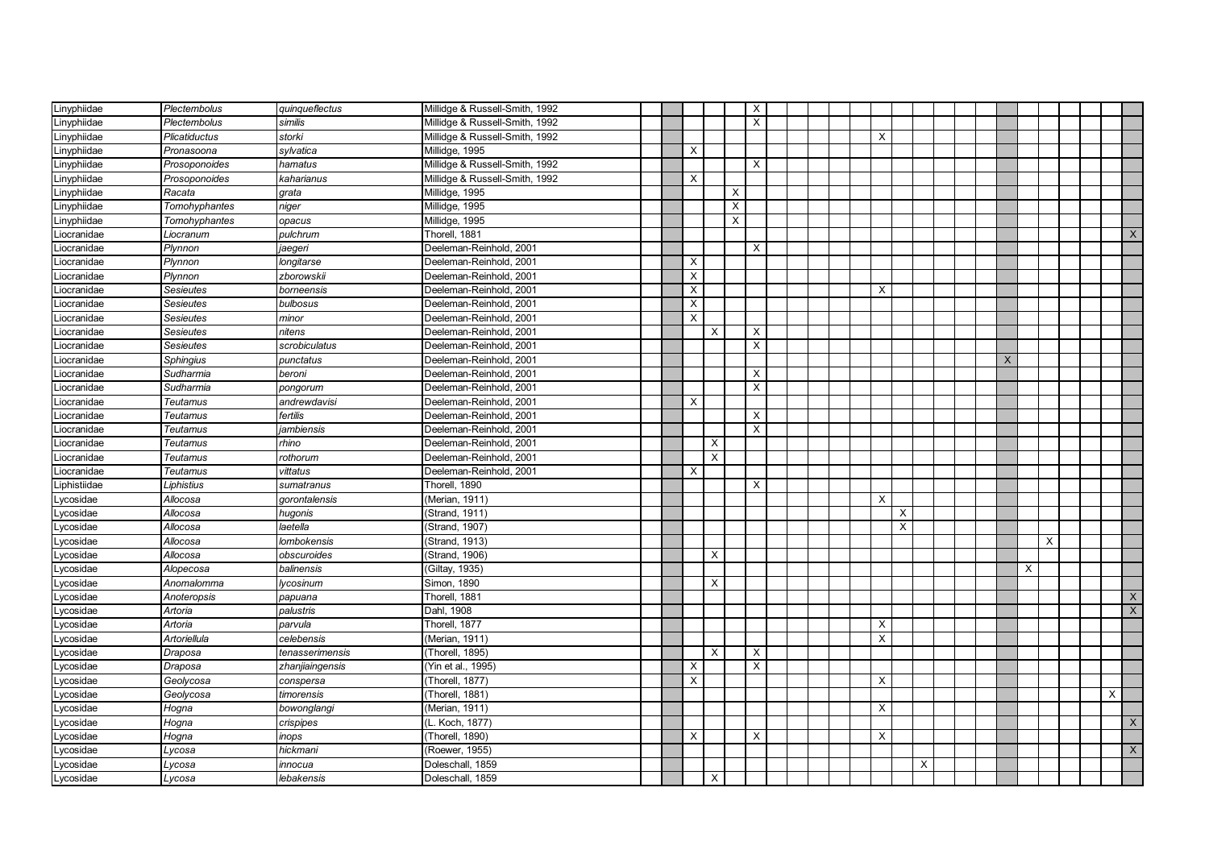| | | | | | | | | | | | | | | | | | | | | | | | | | | | |
|---|---|---|---|---|---|---|---|---|---|---|---|---|---|---|---|---|---|---|---|---|---|---|---|---|---|---|---|
| Linyphiidae | *Plectembolus* | *quinqueflectus* | Millidge & Russell-Smith, 1992 | | | | | | X | | | | | | | | | | | | | | | | | | |
| Linyphiidae | *Plectembolus* | *similis* | Millidge & Russell-Smith, 1992 | | | | | | X | | | | | | | | | | | | | | | | | | |
| Linyphiidae | *Plicatiductus* | *storki* | Millidge & Russell-Smith, 1992 | | | | | | | | | | | | X | | | | | | | | | | | | |
| Linyphiidae | *Pronasoona* | *sylvatica* | Millidge, 1995 | | | X | | | | | | | | | | | | | | | | | | | | | |
| Linyphiidae | *Prosoponoides* | *hamatus* | Millidge & Russell-Smith, 1992 | | | | | | X | | | | | | | | | | | | | | | | | | |
| Linyphiidae | *Prosoponoides* | *kaharianus* | Millidge & Russell-Smith, 1992 | | | X | | | | | | | | | | | | | | | | | | | | | |
| Linyphiidae | *Racata* | *grata* | Millidge, 1995 | | | | | X | | | | | | | | | | | | | | | | | | | |
| Linyphiidae | *Tomohyphantes* | *niger* | Millidge, 1995 | | | | | X | | | | | | | | | | | | | | | | | | | |
| Linyphiidae | *Tomohyphantes* | *opacus* | Millidge, 1995 | | | | | X | | | | | | | | | | | | | | | | | | | |
| Liocranidae | *Liocranum* | *pulchrum* | Thorell, 1881 | | | | | | | | | | | | | | | | | | | | | | | | X |
| Liocranidae | *Plynnon* | *jaegeri* | Deeleman-Reinhold, 2001 | | | | | | X | | | | | | | | | | | | | | | | | | |
| Liocranidae | *Plynnon* | *longitarse* | Deeleman-Reinhold, 2001 | | | X | | | | | | | | | | | | | | | | | | | | | |
| Liocranidae | *Plynnon* | *zborowskii* | Deeleman-Reinhold, 2001 | | | X | | | | | | | | | | | | | | | | | | | | | |
| Liocranidae | *Sesieutes* | *borneensis* | Deeleman-Reinhold, 2001 | | | X | | | | | | | | | X | | | | | | | | | | | | |
| Liocranidae | *Sesieutes* | *bulbosus* | Deeleman-Reinhold, 2001 | | | X | | | | | | | | | | | | | | | | | | | | | |
| Liocranidae | *Sesieutes* | *minor* | Deeleman-Reinhold, 2001 | | | X | | | | | | | | | | | | | | | | | | | | | |
| Liocranidae | *Sesieutes* | *nitens* | Deeleman-Reinhold, 2001 | | | | X | | X | | | | | | | | | | | | | | | | | | |
| Liocranidae | *Sesieutes* | *scrobiculatus* | Deeleman-Reinhold, 2001 | | | | | | X | | | | | | | | | | | | | | | | | | |
| Liocranidae | *Sphingius* | *punctatus* | Deeleman-Reinhold, 2001 | | | | | | | | | | | | | | | | | | X | | | | | | |
| Liocranidae | *Sudharmia* | *beroni* | Deeleman-Reinhold, 2001 | | | | | | X | | | | | | | | | | | | | | | | | | |
| Liocranidae | *Sudharmia* | *pongorum* | Deeleman-Reinhold, 2001 | | | | | | X | | | | | | | | | | | | | | | | | | |
| Liocranidae | *Teutamus* | *andrewdavisi* | Deeleman-Reinhold, 2001 | | | X | | | | | | | | | | | | | | | | | | | | | |
| Liocranidae | *Teutamus* | *fertilis* | Deeleman-Reinhold, 2001 | | | | | | X | | | | | | | | | | | | | | | | | | |
| Liocranidae | *Teutamus* | *jambiensis* | Deeleman-Reinhold, 2001 | | | | | | X | | | | | | | | | | | | | | | | | | |
| Liocranidae | *Teutamus* | *rhino* | Deeleman-Reinhold, 2001 | | | | X | | | | | | | | | | | | | | | | | | | | |
| Liocranidae | *Teutamus* | *rothorum* | Deeleman-Reinhold, 2001 | | | | X | | | | | | | | | | | | | | | | | | | | |
| Liocranidae | *Teutamus* | *vittatus* | Deeleman-Reinhold, 2001 | | | X | | | | | | | | | | | | | | | | | | | | | |
| Liphistiidae | *Liphistius* | *sumatranus* | Thorell, 1890 | | | | | | X | | | | | | | | | | | | | | | | | | |
| Lycosidae | *Allocosa* | *gorontalensis* | (Merian, 1911) | | | | | | | | | | | | X | | | | | | | | | | | | |
| Lycosidae | *Allocosa* | *hugonis* | (Strand, 1911) | | | | | | | | | | | | | X | | | | | | | | | | | |
| Lycosidae | *Allocosa* | *laetella* | (Strand, 1907) | | | | | | | | | | | | | X | | | | | | | | | | | |
| Lycosidae | *Allocosa* | *lombokensis* | (Strand, 1913) | | | | | | | | | | | | | | | | | | | | X | | | | |
| Lycosidae | *Allocosa* | *obscuroides* | (Strand, 1906) | | | | X | | | | | | | | | | | | | | | | | | | | |
| Lycosidae | *Alopecosa* | *balinensis* | (Giltay, 1935) | | | | | | | | | | | | | | | | | | | X | | | | | |
| Lycosidae | *Anomalomma* | *lycosinum* | Simon, 1890 | | | | X | | | | | | | | | | | | | | | | | | | | |
| Lycosidae | *Anoteropsis* | *papuana* | Thorell, 1881 | | | | | | | | | | | | | | | | | | | | | | | | X |
| Lycosidae | *Artoria* | *palustris* | Dahl, 1908 | | | | | | | | | | | | | | | | | | | | | | | | X |
| Lycosidae | *Artoria* | *parvula* | Thorell, 1877 | | | | | | | | | | | | X | | | | | | | | | | | | |
| Lycosidae | *Artoriellula* | *celebensis* | (Merian, 1911) | | | | | | | | | | | | X | | | | | | | | | | | | |
| Lycosidae | *Draposa* | *tenasserimensis* | (Thorell, 1895) | | | | X | | X | | | | | | | | | | | | | | | | | | |
| Lycosidae | *Draposa* | *zhanjiaingensis* | (Yin et al., 1995) | | | X | | | X | | | | | | | | | | | | | | | | | | |
| Lycosidae | *Geolycosa* | *conspersa* | (Thorell, 1877) | | | X | | | | | | | | | X | | | | | | | | | | | | |
| Lycosidae | *Geolycosa* | *timorensis* | (Thorell, 1881) | | | | | | | | | | | | | | | | | | | | | | | X | |
| Lycosidae | *Hogna* | *bowonglangi* | (Merian, 1911) | | | | | | | | | | | | X | | | | | | | | | | | | |
| Lycosidae | *Hogna* | *crispipes* | (L. Koch, 1877) | | | | | | | | | | | | | | | | | | | | | | | | X |
| Lycosidae | *Hogna* | *inops* | (Thorell, 1890) | | | X | | | X | | | | | | X | | | | | | | | | | | | |
| Lycosidae | *Lycosa* | *hickmani* | (Roewer, 1955) | | | | | | | | | | | | | | | | | | | | | | | | X |
| Lycosidae | *Lycosa* | *innocua* | Doleschall, 1859 | | | | | | | | | | | | | | X | | | | | | | | | | |
| Lycosidae | *Lycosa* | *lebakensis* | Doleschall, 1859 | | | | X | | | | | | | | | | | | | | | | | | | | |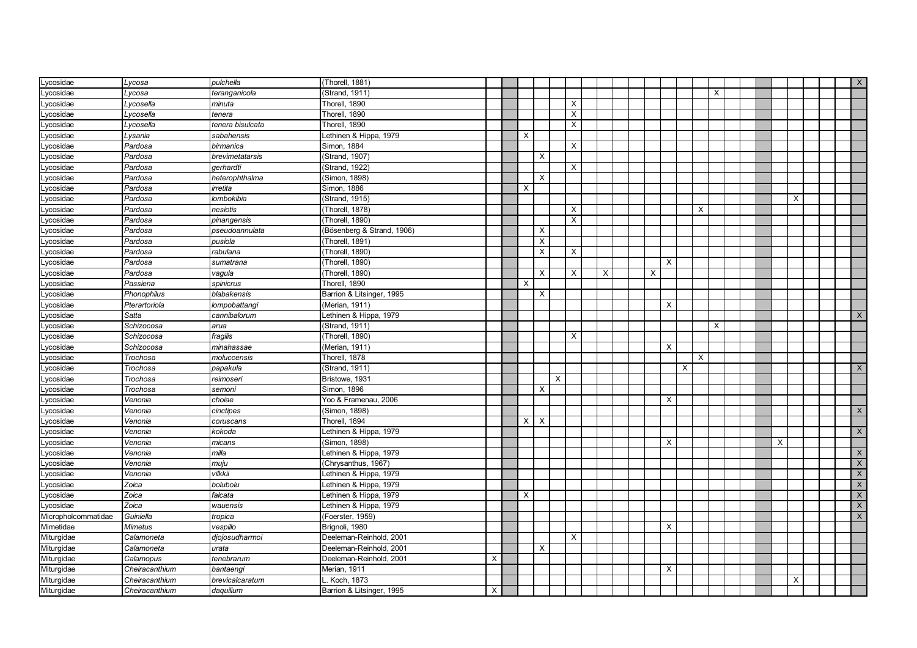| | | | | | | | | | | | | | | | | | | | | | | | | | | | |
|---|---|---|---|---|---|---|---|---|---|---|---|---|---|---|---|---|---|---|---|---|---|---|---|---|---|---|---|
| Lycosidae | *Lycosa* | *pulchella* | (Thorell, 1881) | | | | | | | | | | | | | | | | | | | | | | | | X |
| Lycosidae | *Lycosa* | *teranganicola* | (Strand, 1911) | | | | | | | | | | | | | | | X | | | | | | | | | |
| Lycosidae | *Lycosella* | *minuta* | Thorell, 1890 | | | | | | X | | | | | | | | | | | | | | | | | | |
| Lycosidae | *Lycosella* | *tenera* | Thorell, 1890 | | | | | | X | | | | | | | | | | | | | | | | | | |
| Lycosidae | *Lycosella* | *tenera bisulcata* | Thorell, 1890 | | | | | | X | | | | | | | | | | | | | | | | | | |
| Lycosidae | *Lysania* | *sabahensis* | Lethinen & Hippa, 1979 | | | X | | | | | | | | | | | | | | | | | | | | | |
| Lycosidae | *Pardosa* | *birmanica* | Simon, 1884 | | | | | | X | | | | | | | | | | | | | | | | | | |
| Lycosidae | *Pardosa* | *brevimetatarsis* | (Strand, 1907) | | | | X | | | | | | | | | | | | | | | | | | | | |
| Lycosidae | *Pardosa* | *gerhardti* | (Strand, 1922) | | | | | | X | | | | | | | | | | | | | | | | | | |
| Lycosidae | *Pardosa* | *heterophthalma* | (Simon, 1898) | | | | X | | | | | | | | | | | | | | | | | | | | |
| Lycosidae | *Pardosa* | *irretita* | Simon, 1886 | | | X | | | | | | | | | | | | | | | | | | | | | |
| Lycosidae | *Pardosa* | *lombokibia* | (Strand, 1915) | | | | | | | | | | | | | | | | | | | | X | | | | |
| Lycosidae | *Pardosa* | *nesiotis* | (Thorell, 1878) | | | | | | X | | | | | | | | X | | | | | | | | | | |
| Lycosidae | *Pardosa* | *pinangensis* | (Thorell, 1890) | | | | | | X | | | | | | | | | | | | | | | | | | |
| Lycosidae | *Pardosa* | *pseudoannulata* | (Bösenberg & Strand, 1906) | | | | X | | | | | | | | | | | | | | | | | | | | |
| Lycosidae | *Pardosa* | *pusiola* | (Thorell, 1891) | | | | X | | | | | | | | | | | | | | | | | | | | |
| Lycosidae | *Pardosa* | *rabulana* | (Thorell, 1890) | | | | X | | X | | | | | | | | | | | | | | | | | | |
| Lycosidae | *Pardosa* | *sumatrana* | (Thorell, 1890) | | | | | | | | | | | | X | | | | | | | | | | | | |
| Lycosidae | *Pardosa* | *vagula* | (Thorell, 1890) | | | | X | | X | | X | | | X | | | | | | | | | | | | | |
| Lycosidae | *Passiena* | *spinicrus* | Thorell, 1890 | | | X | | | | | | | | | | | | | | | | | | | | | |
| Lycosidae | *Phonophilus* | *blabakensis* | Barrion & Litsinger, 1995 | | | | X | | | | | | | | | | | | | | | | | | | | |
| Lycosidae | *Pterartoriola* | *lompobattangi* | (Merian, 1911) | | | | | | | | | | | | X | | | | | | | | | | | | |
| Lycosidae | *Satta* | *cannibalorum* | Lethinen & Hippa, 1979 | | | | | | | | | | | | | | | | | | | | | | | | X |
| Lycosidae | *Schizocosa* | *arua* | (Strand, 1911) | | | | | | | | | | | | | | | X | | | | | | | | | |
| Lycosidae | *Schizocosa* | *fragilis* | (Thorell, 1890) | | | | | | X | | | | | | | | | | | | | | | | | | |
| Lycosidae | *Schizocosa* | *minahassae* | (Merian, 1911) | | | | | | | | | | | | X | | | | | | | | | | | | |
| Lycosidae | *Trochosa* | *moluccensis* | Thorell, 1878 | | | | | | | | | | | | | | X | | | | | | | | | | |
| Lycosidae | *Trochosa* | *papakula* | (Strand, 1911) | | | | | | | | | | | | | X | | | | | | | | | | | X |
| Lycosidae | *Trochosa* | *reimoseri* | Bristowe, 1931 | | | | | X | | | | | | | | | | | | | | | | | | | |
| Lycosidae | *Trochosa* | *semoni* | Simon, 1896 | | | | X | | | | | | | | | | | | | | | | | | | | |
| Lycosidae | *Venonia* | *choiae* | Yoo & Framenau, 2006 | | | | | | | | | | | | X | | | | | | | | | | | | |
| Lycosidae | *Venonia* | *cinctipes* | (Simon, 1898) | | | | | | | | | | | | | | | | | | | | | | | | X |
| Lycosidae | *Venonia* | *coruscans* | Thorell, 1894 | | | X | X | | | | | | | | | | | | | | | | | | | | |
| Lycosidae | *Venonia* | *kokoda* | Lethinen & Hippa, 1979 | | | | | | | | | | | | | | | | | | | | | | | | X |
| Lycosidae | *Venonia* | *micans* | (Simon, 1898) | | | | | | | | | | | | X | | | | | | | X | | | | | |
| Lycosidae | *Venonia* | *milla* | Lethinen & Hippa, 1979 | | | | | | | | | | | | | | | | | | | | | | | | X |
| Lycosidae | *Venonia* | *muju* | (Chrysanthus, 1967) | | | | | | | | | | | | | | | | | | | | | | | | X |
| Lycosidae | *Venonia* | *vilkkii* | Lethinen & Hippa, 1979 | | | | | | | | | | | | | | | | | | | | | | | | X |
| Lycosidae | *Zoica* | *bolubolu* | Lethinen & Hippa, 1979 | | | | | | | | | | | | | | | | | | | | | | | | X |
| Lycosidae | *Zoica* | *falcata* | Lethinen & Hippa, 1979 | | | X | | | | | | | | | | | | | | | | | | | | | X |
| Lycosidae | *Zoica* | *wauensis* | Lethinen & Hippa, 1979 | | | | | | | | | | | | | | | | | | | | | | | | X |
| Micropholcommatidae | *Guiniella* | *tropica* | (Foerster, 1959) | | | | | | | | | | | | | | | | | | | | | | | | X |
| Mimetidae | *Mimetus* | *vespillo* | Brignoli, 1980 | | | | | | | | | | | | X | | | | | | | | | | | | |
| Miturgidae | *Calamoneta* | *djojosudharmoi* | Deeleman-Reinhold, 2001 | | | | | | X | | | | | | | | | | | | | | | | | | |
| Miturgidae | *Calamoneta* | *urata* | Deeleman-Reinhold, 2001 | | | | X | | | | | | | | | | | | | | | | | | | | |
| Miturgidae | *Calamopus* | *tenebrarum* | Deeleman-Reinhold, 2001 | X | | | | | | | | | | | | | | | | | | | | | | | |
| Miturgidae | *Cheiracanthium* | *bantaengi* | Merian, 1911 | | | | | | | | | | | | X | | | | | | | | | | | | |
| Miturgidae | *Cheiracanthium* | *brevicalcaratum* | L. Koch, 1873 | | | | | | | | | | | | | | | | | | | | X | | | | |
| Miturgidae | *Cheiracanthium* | *daquilium* | Barrion & Litsinger, 1995 | X | | | | | | | | | | | | | | | | | | | | | | | |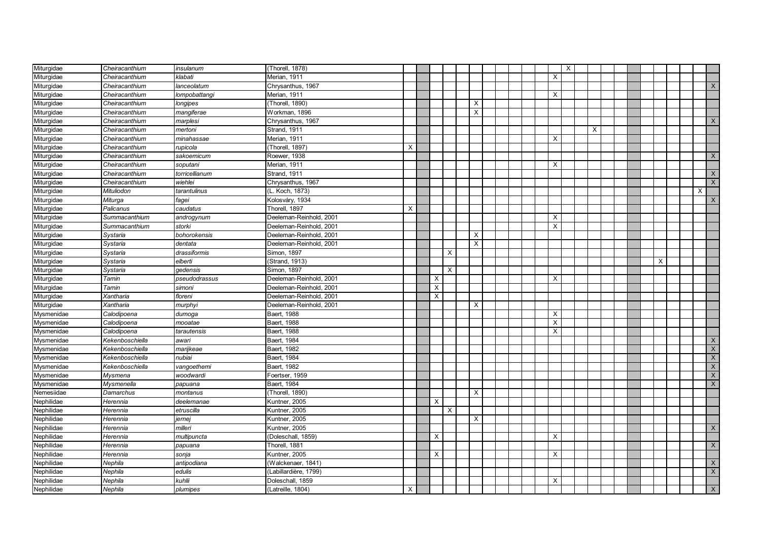| | | | | | | | | | | | | | | | | | | | | | | | | | | | |
|---|---|---|---|---|---|---|---|---|---|---|---|---|---|---|---|---|---|---|---|---|---|---|---|---|---|---|---|
| Miturgidae | *Cheiracanthium* | *insulanum* | (Thorell, 1878) | | | | | | | | | | | | | X | | | | | | | | | | | |
| Miturgidae | *Cheiracanthium* | *klabati* | Merian, 1911 | | | | | | | | | | | | X | | | | | | | | | | | | |
| Miturgidae | *Cheiracanthium* | *lanceolatum* | Chrysanthus, 1967 | | | | | | | | | | | | | | | | | | | | | | | | X |
| Miturgidae | *Cheiracanthium* | *lompobattangi* | Merian, 1911 | | | | | | | | | | | | X | | | | | | | | | | | | |
| Miturgidae | *Cheiracanthium* | *longipes* | (Thorell, 1890) | | | | | | X | | | | | | | | | | | | | | | | | | |
| Miturgidae | *Cheiracanthium* | *mangiferae* | Workman, 1896 | | | | | | X | | | | | | | | | | | | | | | | | | |
| Miturgidae | *Cheiracanthium* | *marplesi* | Chrysanthus, 1967 | | | | | | | | | | | | | | | | | | | | | | | | X |
| Miturgidae | *Cheiracanthium* | *mertoni* | Strand, 1911 | | | | | | | | | | | | | | | X | | | | | | | | | |
| Miturgidae | *Cheiracanthium* | *minahassae* | Merian, 1911 | | | | | | | | | | | | X | | | | | | | | | | | | |
| Miturgidae | *Cheiracanthium* | *rupicola* | (Thorell, 1897) | X | | | | | | | | | | | | | | | | | | | | | | | |
| Miturgidae | *Cheiracanthium* | *sakoemicum* | Roewer, 1938 | | | | | | | | | | | | | | | | | | | | | | | | X |
| Miturgidae | *Cheiracanthium* | *soputani* | Merian, 1911 | | | | | | | | | | | | X | | | | | | | | | | | | |
| Miturgidae | *Cheiracanthium* | *torricellianum* | Strand, 1911 | | | | | | | | | | | | | | | | | | | | | | | | X |
| Miturgidae | *Cheiracanthium* | *wiehlei* | Chrysanthus, 1967 | | | | | | | | | | | | | | | | | | | | | | | | X |
| Miturgidae | *Mituliodon* | *tarantulinus* | (L. Koch, 1873) | | | | | | | | | | | | | | | | | | | | | | | X | |
| Miturgidae | *Miturga* | *fagei* | Kolosváry, 1934 | | | | | | | | | | | | | | | | | | | | | | | | X |
| Miturgidae | *Palicanus* | *caudatus* | Thorell, 1897 | X | | | | | | | | | | | | | | | | | | | | | | | |
| Miturgidae | *Summacanthium* | *androgynum* | Deeleman-Reinhold, 2001 | | | | | | | | | | | | X | | | | | | | | | | | | |
| Miturgidae | *Summacanthium* | *storki* | Deeleman-Reinhold, 2001 | | | | | | | | | | | | X | | | | | | | | | | | | |
| Miturgidae | *Systaria* | *bohorokensis* | Deeleman-Reinhold, 2001 | | | | | | X | | | | | | | | | | | | | | | | | | |
| Miturgidae | *Systaria* | *dentata* | Deeleman-Reinhold, 2001 | | | | | | X | | | | | | | | | | | | | | | | | | |
| Miturgidae | *Systaria* | *drassiformis* | Simon, 1897 | | | | X | | | | | | | | | | | | | | | | | | | | |
| Miturgidae | *Systaria* | *elberti* | (Strand, 1913) | | | | | | | | | | | | | | | | | | | | X | | | | |
| Miturgidae | *Systaria* | *gedensis* | Simon, 1897 | | | | X | | | | | | | | | | | | | | | | | | | | |
| Miturgidae | *Tamin* | *pseudodrassus* | Deeleman-Reinhold, 2001 | | | X | | | | | | | | | X | | | | | | | | | | | | |
| Miturgidae | *Tamin* | *simoni* | Deeleman-Reinhold, 2001 | | | X | | | | | | | | | | | | | | | | | | | | | |
| Miturgidae | *Xantharia* | *floreni* | Deeleman-Reinhold, 2001 | | | X | | | | | | | | | | | | | | | | | | | | | |
| Miturgidae | *Xantharia* | *murphyi* | Deeleman-Reinhold, 2001 | | | | | | X | | | | | | | | | | | | | | | | | | |
| Mysmenidae | *Calodipoena* | *dumoga* | Baert, 1988 | | | | | | | | | | | | X | | | | | | | | | | | | |
| Mysmenidae | *Calodipoena* | *mooatae* | Baert, 1988 | | | | | | | | | | | | X | | | | | | | | | | | | |
| Mysmenidae | *Calodipoena* | *tarautensis* | Baert, 1988 | | | | | | | | | | | | X | | | | | | | | | | | | |
| Mysmenidae | *Kekenboschiella* | *awari* | Baert, 1984 | | | | | | | | | | | | | | | | | | | | | | | | X |
| Mysmenidae | *Kekenboschiella* | *marijkeae* | Baert, 1982 | | | | | | | | | | | | | | | | | | | | | | | | X |
| Mysmenidae | *Kekenboschiella* | *nubiai* | Baert, 1984 | | | | | | | | | | | | | | | | | | | | | | | | X |
| Mysmenidae | *Kekenboschiella* | *vangoethemi* | Baert, 1982 | | | | | | | | | | | | | | | | | | | | | | | | X |
| Mysmenidae | *Mysmena* | *woodwardi* | Foertser, 1959 | | | | | | | | | | | | | | | | | | | | | | | | X |
| Mysmenidae | *Mysmenella* | *papuana* | Baert, 1984 | | | | | | | | | | | | | | | | | | | | | | | | X |
| Nemesiidae | *Damarchus* | *montanus* | (Thorell, 1890) | | | | | | X | | | | | | | | | | | | | | | | | | |
| Nephilidae | *Herennia* | *deelemanae* | Kuntner, 2005 | | | X | | | | | | | | | | | | | | | | | | | | | |
| Nephilidae | *Herennia* | *etruscilla* | Kuntner, 2005 | | | | X | | | | | | | | | | | | | | | | | | | | |
| Nephilidae | *Herennia* | *jernej* | Kuntner, 2005 | | | | | | X | | | | | | | | | | | | | | | | | | |
| Nephilidae | *Herennia* | *milleri* | Kuntner, 2005 | | | | | | | | | | | | | | | | | | | | | | | | X |
| Nephilidae | *Herennia* | *multipuncta* | (Doleschall, 1859) | | | X | | | | | | | | | X | | | | | | | | | | | | |
| Nephilidae | *Herennia* | *papuana* | Thorell, 1881 | | | | | | | | | | | | | | | | | | | | | | | | X |
| Nephilidae | *Herennia* | *sonja* | Kuntner, 2005 | | | X | | | | | | | | | X | | | | | | | | | | | | |
| Nephilidae | *Nephila* | *antipodiana* | (Walckenaer, 1841) | | | | | | | | | | | | | | | | | | | | | | | | X |
| Nephilidae | *Nephila* | *edulis* | (Labillardière, 1799) | | | | | | | | | | | | | | | | | | | | | | | | X |
| Nephilidae | *Nephila* | *kuhlii* | Doleschall, 1859 | | | | | | | | | | | | X | | | | | | | | | | | | |
| Nephilidae | *Nephila* | *plumipes* | (Latreille, 1804) | X | | | | | | | | | | | | | | | | | | | | | | | X |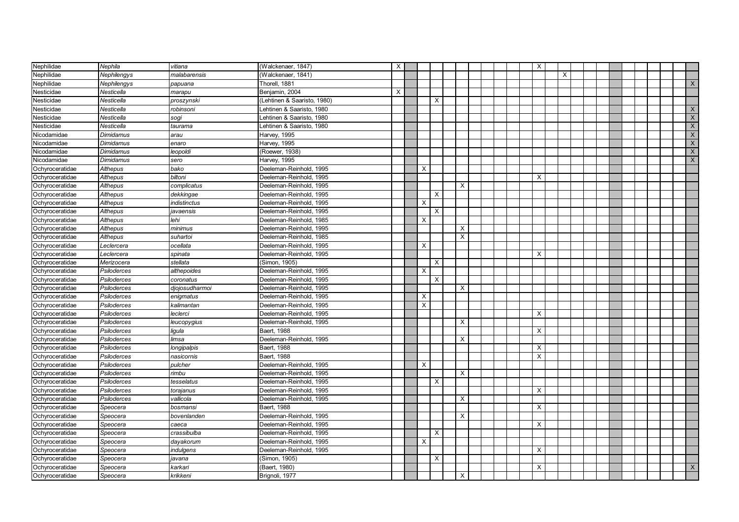| | | | | | | | | | | | | | | | | | | | | | | | | | | | |
|---|---|---|---|---|---|---|---|---|---|---|---|---|---|---|---|---|---|---|---|---|---|---|---|---|---|---|---|
| Nephilidae | *Nephila* | *vitiana* | (Walckenaer, 1847) | X | | | | | | | | | | | X | | | | | | | | | | | | |
| Nephilidae | *Nephilengys* | *malabarensis* | (Walckenaer, 1841) | | | | | | | | | | | | | | X | | | | | | | | | | |
| Nephilidae | *Nephilengys* | *papuana* | Thorell, 1881 | | | | | | | | | | | | | | | | | | | | | | | | X |
| Nesticidae | *Nesticella* | *marapu* | Benjamin, 2004 | X | | | | | | | | | | | | | | | | | | | | | | | |
| Nesticidae | *Nesticella* | *proszynski* | (Lehtinen & Saaristo, 1980) | | | | X | | | | | | | | | | | | | | | | | | | | |
| Nesticidae | *Nesticella* | *robinsoni* | Lehtinen & Saaristo, 1980 | | | | | | | | | | | | | | | | | | | | | | | | X |
| Nesticidae | *Nesticella* | *sogi* | Lehtinen & Saaristo, 1980 | | | | | | | | | | | | | | | | | | | | | | | | X |
| Nesticidae | *Nesticella* | *taurama* | Lehtinen & Saaristo, 1980 | | | | | | | | | | | | | | | | | | | | | | | | X |
| Nicodamidae | *Dimidamus* | *arau* | Harvey, 1995 | | | | | | | | | | | | | | | | | | | | | | | | X |
| Nicodamidae | *Dimidamus* | *enaro* | Harvey, 1995 | | | | | | | | | | | | | | | | | | | | | | | | X |
| Nicodamidae | *Dimidamus* | *leopoldi* | (Roewer, 1938) | | | | | | | | | | | | | | | | | | | | | | | | X |
| Nicodamidae | *Dimidamus* | *sero* | Harvey, 1995 | | | | | | | | | | | | | | | | | | | | | | | | X |
| Ochyroceratidae | *Althepus* | *bako* | Deeleman-Reinhold, 1995 | | | X | | | | | | | | | | | | | | | | | | | | | |
| Ochyroceratidae | *Althepus* | *biltoni* | Deeleman-Reinhold, 1995 | | | | | | | | | | | | X | | | | | | | | | | | | |
| Ochyroceratidae | *Althepus* | *complicatus* | Deeleman-Reinhold, 1995 | | | | | | X | | | | | | | | | | | | | | | | | | |
| Ochyroceratidae | *Althepus* | *dekkingae* | Deeleman-Reinhold, 1995 | | | | X | | | | | | | | | | | | | | | | | | | | |
| Ochyroceratidae | *Althepus* | *indistinctus* | Deeleman-Reinhold, 1995 | | | X | | | | | | | | | | | | | | | | | | | | | |
| Ochyroceratidae | *Althepus* | *javaensis* | Deeleman-Reinhold, 1995 | | | | X | | | | | | | | | | | | | | | | | | | | |
| Ochyroceratidae | *Althepus* | *lehi* | Deeleman-Reinhold, 1985 | | | X | | | | | | | | | | | | | | | | | | | | | |
| Ochyroceratidae | *Althepus* | *minimus* | Deeleman-Reinhold, 1995 | | | | | | X | | | | | | | | | | | | | | | | | | |
| Ochyroceratidae | *Althepus* | *suhartoi* | Deeleman-Reinhold, 1985 | | | | | | X | | | | | | | | | | | | | | | | | | |
| Ochyroceratidae | *Leclercera* | *ocellata* | Deeleman-Reinhold, 1995 | | | X | | | | | | | | | | | | | | | | | | | | | |
| Ochyroceratidae | *Leclercera* | *spinata* | Deeleman-Reinhold, 1995 | | | | | | | | | | | | X | | | | | | | | | | | | |
| Ochyroceratidae | *Merizocera* | *stellata* | (Simon, 1905) | | | | X | | | | | | | | | | | | | | | | | | | | |
| Ochyroceratidae | *Psiloderces* | *althepoides* | Deeleman-Reinhold, 1995 | | | X | | | | | | | | | | | | | | | | | | | | | |
| Ochyroceratidae | *Psiloderces* | *coronatus* | Deeleman-Reinhold, 1995 | | | | X | | | | | | | | | | | | | | | | | | | | |
| Ochyroceratidae | *Psiloderces* | *djojosudharmoi* | Deeleman-Reinhold, 1995 | | | | | | X | | | | | | | | | | | | | | | | | | |
| Ochyroceratidae | *Psiloderces* | *enigmatus* | Deeleman-Reinhold, 1995 | | | X | | | | | | | | | | | | | | | | | | | | | |
| Ochyroceratidae | *Psiloderces* | *kalimantan* | Deeleman-Reinhold, 1995 | | | X | | | | | | | | | | | | | | | | | | | | | |
| Ochyroceratidae | *Psiloderces* | *leclerci* | Deeleman-Reinhold, 1995 | | | | | | | | | | | | X | | | | | | | | | | | | |
| Ochyroceratidae | *Psiloderces* | *leucopygius* | Deeleman-Reinhold, 1995 | | | | | | X | | | | | | | | | | | | | | | | | | |
| Ochyroceratidae | *Psiloderces* | *ligula* | Baert, 1988 | | | | | | | | | | | | X | | | | | | | | | | | | |
| Ochyroceratidae | *Psiloderces* | *limsa* | Deeleman-Reinhold, 1995 | | | | | | X | | | | | | | | | | | | | | | | | | |
| Ochyroceratidae | *Psiloderces* | *longipalpis* | Baert, 1988 | | | | | | | | | | | | X | | | | | | | | | | | | |
| Ochyroceratidae | *Psiloderces* | *nasicornis* | Baert, 1988 | | | | | | | | | | | | X | | | | | | | | | | | | |
| Ochyroceratidae | *Psiloderces* | *pulcher* | Deeleman-Reinhold, 1995 | | | X | | | | | | | | | | | | | | | | | | | | | |
| Ochyroceratidae | *Psiloderces* | *rimbu* | Deeleman-Reinhold, 1995 | | | | | | X | | | | | | | | | | | | | | | | | | |
| Ochyroceratidae | *Psiloderces* | *tesselatus* | Deeleman-Reinhold, 1995 | | | | X | | | | | | | | | | | | | | | | | | | | |
| Ochyroceratidae | *Psiloderces* | *torajanus* | Deeleman-Reinhold, 1995 | | | | | | | | | | | | X | | | | | | | | | | | | |
| Ochyroceratidae | *Psiloderces* | *vallicola* | Deeleman-Reinhold, 1995 | | | | | | X | | | | | | | | | | | | | | | | | | |
| Ochyroceratidae | *Speocera* | *bosmansi* | Baert, 1988 | | | | | | | | | | | | X | | | | | | | | | | | | |
| Ochyroceratidae | *Speocera* | *bovenlanden* | Deeleman-Reinhold, 1995 | | | | | | X | | | | | | | | | | | | | | | | | | |
| Ochyroceratidae | *Speocera* | *caeca* | Deeleman-Reinhold, 1995 | | | | | | | | | | | | X | | | | | | | | | | | | |
| Ochyroceratidae | *Speocera* | *crassibulba* | Deeleman-Reinhold, 1995 | | | | X | | | | | | | | | | | | | | | | | | | | |
| Ochyroceratidae | *Speocera* | *dayakorum* | Deeleman-Reinhold, 1995 | | | X | | | | | | | | | | | | | | | | | | | | | |
| Ochyroceratidae | *Speocera* | *indulgens* | Deeleman-Reinhold, 1995 | | | | | | | | | | | | X | | | | | | | | | | | | |
| Ochyroceratidae | *Speocera* | *javana* | (Simon, 1905) | | | | X | | | | | | | | | | | | | | | | | | | | |
| Ochyroceratidae | *Speocera* | *karkari* | (Baert, 1980) | | | | | | | | | | | | X | | | | | | | | | | | | X |
| Ochyroceratidae | *Speocera* | *krikkeni* | Brignoli, 1977 | | | | | | X | | | | | | | | | | | | | | | | | | |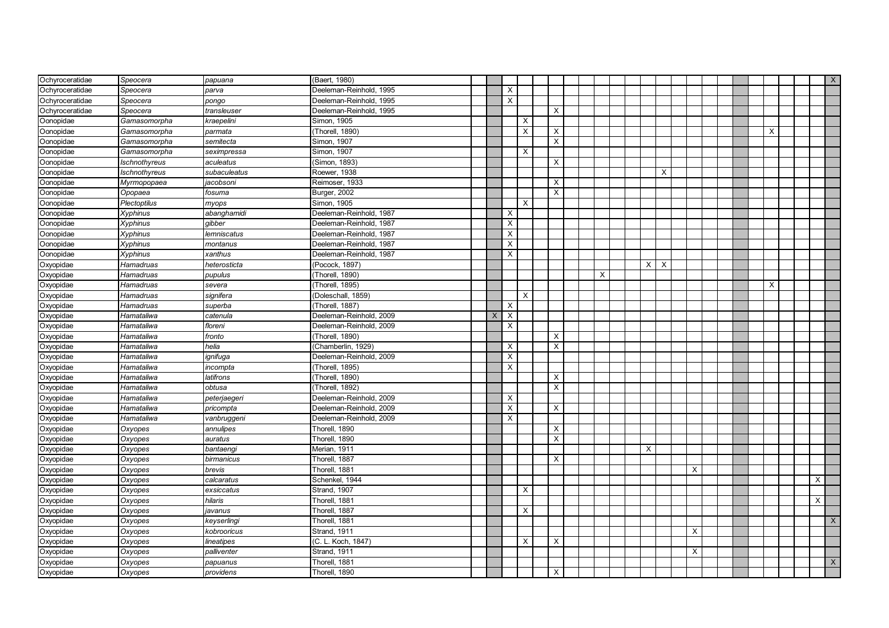| | | | | | | | | | | | | | | | | | | | | | | | | | | | |
|---|---|---|---|---|---|---|---|---|---|---|---|---|---|---|---|---|---|---|---|---|---|---|---|---|---|---|---|
| Ochyroceratidae | *Speocera* | *papuana* | (Baert, 1980) | | | | | | | | | | | | | | | | | | | | | | | | X |
| Ochyroceratidae | *Speocera* | *parva* | Deeleman-Reinhold, 1995 | | | X | | | | | | | | | | | | | | | | | | | | | |
| Ochyroceratidae | *Speocera* | *pongo* | Deeleman-Reinhold, 1995 | | | X | | | | | | | | | | | | | | | | | | | | | |
| Ochyroceratidae | *Speocera* | *transleuser* | Deeleman-Reinhold, 1995 | | | | | | X | | | | | | | | | | | | | | | | | | |
| Oonopidae | *Gamasomorpha* | *kraepelini* | Simon, 1905 | | | | X | | | | | | | | | | | | | | | | | | | | |
| Oonopidae | *Gamasomorpha* | *parmata* | (Thorell, 1890) | | | | X | | X | | | | | | | | | | | | | | X | | | | |
| Oonopidae | *Gamasomorpha* | *semitecta* | Simon, 1907 | | | | | | X | | | | | | | | | | | | | | | | | | |
| Oonopidae | *Gamasomorpha* | *seximpressa* | Simon, 1907 | | | | X | | | | | | | | | | | | | | | | | | | | |
| Oonopidae | *Ischnothyreus* | *aculeatus* | (Simon, 1893) | | | | | | X | | | | | | | | | | | | | | | | | | |
| Oonopidae | *Ischnothyreus* | *subaculeatus* | Roewer, 1938 | | | | | | | | | | | | | X | | | | | | | | | | | |
| Oonopidae | *Myrmopopaea* | *jacobsoni* | Reimoser, 1933 | | | | | | X | | | | | | | | | | | | | | | | | | |
| Oonopidae | *Opopaea* | *fosuma* | Burger, 2002 | | | | | | X | | | | | | | | | | | | | | | | | | |
| Oonopidae | *Plectoptilus* | *myops* | Simon, 1905 | | | | X | | | | | | | | | | | | | | | | | | | | |
| Oonopidae | *Xyphinus* | *abanghamidi* | Deeleman-Reinhold, 1987 | | | X | | | | | | | | | | | | | | | | | | | | | |
| Oonopidae | *Xyphinus* | *gibber* | Deeleman-Reinhold, 1987 | | | X | | | | | | | | | | | | | | | | | | | | | |
| Oonopidae | *Xyphinus* | *lemniscatus* | Deeleman-Reinhold, 1987 | | | X | | | | | | | | | | | | | | | | | | | | | |
| Oonopidae | *Xyphinus* | *montanus* | Deeleman-Reinhold, 1987 | | | X | | | | | | | | | | | | | | | | | | | | | |
| Oonopidae | *Xyphinus* | *xanthus* | Deeleman-Reinhold, 1987 | | | X | | | | | | | | | | | | | | | | | | | | | |
| Oxyopidae | *Hamadruas* | *heterosticta* | (Pocock, 1897) | | | | | | | | | | | | X | X | | | | | | | | | | | |
| Oxyopidae | *Hamadruas* | *pupulus* | (Thorell, 1890) | | | | | | | | | X | | | | | | | | | | | | | | | |
| Oxyopidae | *Hamadruas* | *severa* | (Thorell, 1895) | | | | | | | | | | | | | | | | | | | | X | | | | |
| Oxyopidae | *Hamadruas* | *signifera* | (Doleschall, 1859) | | | | X | | | | | | | | | | | | | | | | | | | | |
| Oxyopidae | *Hamadruas* | *superba* | (Thorell, 1887) | | | X | | | | | | | | | | | | | | | | | | | | | |
| Oxyopidae | *Hamataliwa* | *catenula* | Deeleman-Reinhold, 2009 | | X | X | | | | | | | | | | | | | | | | | | | | | |
| Oxyopidae | *Hamataliwa* | *floreni* | Deeleman-Reinhold, 2009 | | | X | | | | | | | | | | | | | | | | | | | | | |
| Oxyopidae | *Hamataliwa* | *fronto* | (Thorell, 1890) | | | | | | X | | | | | | | | | | | | | | | | | | |
| Oxyopidae | *Hamataliwa* | *helia* | (Chamberlin, 1929) | | | X | | | X | | | | | | | | | | | | | | | | | | |
| Oxyopidae | *Hamataliwa* | *ignifuga* | Deeleman-Reinhold, 2009 | | | X | | | | | | | | | | | | | | | | | | | | | |
| Oxyopidae | *Hamataliwa* | *incompta* | (Thorell, 1895) | | | X | | | | | | | | | | | | | | | | | | | | | |
| Oxyopidae | *Hamataliwa* | *latifrons* | (Thorell, 1890) | | | | | | X | | | | | | | | | | | | | | | | | | |
| Oxyopidae | *Hamataliwa* | *obtusa* | (Thorell, 1892) | | | | | | X | | | | | | | | | | | | | | | | | | |
| Oxyopidae | *Hamataliwa* | *peterjaegeri* | Deeleman-Reinhold, 2009 | | | X | | | | | | | | | | | | | | | | | | | | | |
| Oxyopidae | *Hamataliwa* | *pricompta* | Deeleman-Reinhold, 2009 | | | X | | | X | | | | | | | | | | | | | | | | | | |
| Oxyopidae | *Hamataliwa* | *vanbruggeni* | Deeleman-Reinhold, 2009 | | | X | | | | | | | | | | | | | | | | | | | | | |
| Oxyopidae | *Oxyopes* | *annulipes* | Thorell, 1890 | | | | | | X | | | | | | | | | | | | | | | | | | |
| Oxyopidae | *Oxyopes* | *auratus* | Thorell, 1890 | | | | | | X | | | | | | | | | | | | | | | | | | |
| Oxyopidae | *Oxyopes* | *bantaengi* | Merian, 1911 | | | | | | | | | | | | X | | | | | | | | | | | | |
| Oxyopidae | *Oxyopes* | *birmanicus* | Thorell, 1887 | | | | | | X | | | | | | | | | | | | | | | | | | |
| Oxyopidae | *Oxyopes* | *brevis* | Thorell, 1881 | | | | | | | | | | | | | | | X | | | | | | | | | |
| Oxyopidae | *Oxyopes* | *calcaratus* | Schenkel, 1944 | | | | | | | | | | | | | | | | | | | | | | | X | |
| Oxyopidae | *Oxyopes* | *exsiccatus* | Strand, 1907 | | | | X | | | | | | | | | | | | | | | | | | | | |
| Oxyopidae | *Oxyopes* | *hilaris* | Thorell, 1881 | | | | | | | | | | | | | | | | | | | | | | | X | |
| Oxyopidae | *Oxyopes* | *javanus* | Thorell, 1887 | | | | X | | | | | | | | | | | | | | | | | | | | |
| Oxyopidae | *Oxyopes* | *keyserlingi* | Thorell, 1881 | | | | | | | | | | | | | | | | | | | | | | | | X |
| Oxyopidae | *Oxyopes* | *kobrooricus* | Strand, 1911 | | | | | | | | | | | | | | | X | | | | | | | | | |
| Oxyopidae | *Oxyopes* | *lineatipes* | (C. L. Koch, 1847) | | | | X | | X | | | | | | | | | | | | | | | | | | |
| Oxyopidae | *Oxyopes* | *palliventer* | Strand, 1911 | | | | | | | | | | | | | | | X | | | | | | | | | |
| Oxyopidae | *Oxyopes* | *papuanus* | Thorell, 1881 | | | | | | | | | | | | | | | | | | | | | | | | X |
| Oxyopidae | *Oxyopes* | *providens* | Thorell, 1890 | | | | | | X | | | | | | | | | | | | | | | | | | |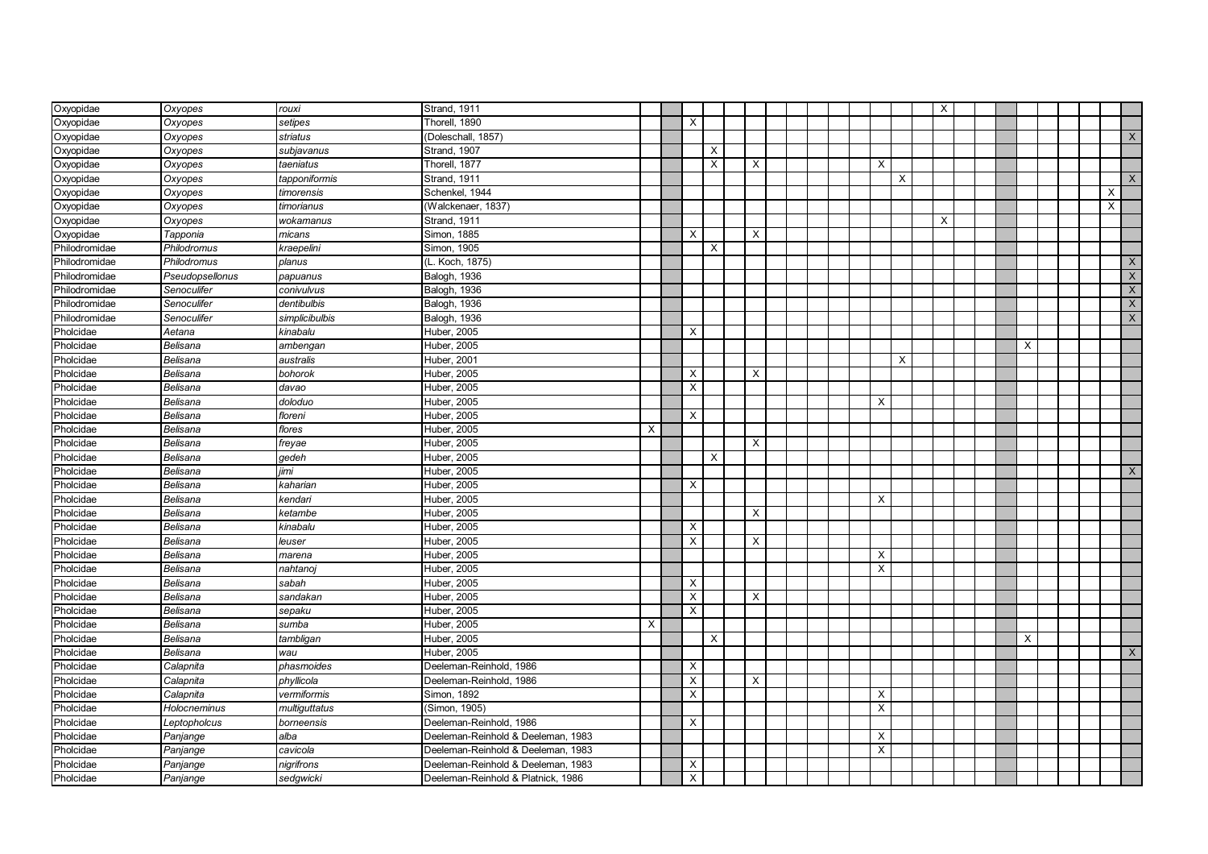| | | | | | | | | | | | | | | | | | | | | | | | | | | | |
|---|---|---|---|---|---|---|---|---|---|---|---|---|---|---|---|---|---|---|---|---|---|---|---|---|---|---|---|
| Oxyopidae | *Oxyopes* | *rouxi* | Strand, 1911 | | | | | | | | | | | | | | X | | | | | | | | | | |
| Oxyopidae | *Oxyopes* | *setipes* | Thorell, 1890 | | | X | | | | | | | | | | | | | | | | | | | | | |
| Oxyopidae | *Oxyopes* | *striatus* | (Doleschall, 1857) | | | | | | | | | | | | | | | | | | | | | | | | X |
| Oxyopidae | *Oxyopes* | *subjavanus* | Strand, 1907 | | | | X | | | | | | | | | | | | | | | | | | | | |
| Oxyopidae | *Oxyopes* | *taeniatus* | Thorell, 1877 | | | | X | | X | | | | | | X | | | | | | | | | | | | |
| Oxyopidae | *Oxyopes* | *tapponiformis* | Strand, 1911 | | | | | | | | | | | | | X | | | | | | | | | | | X |
| Oxyopidae | *Oxyopes* | *timorensis* | Schenkel, 1944 | | | | | | | | | | | | | | | | | | | | | | | X | |
| Oxyopidae | *Oxyopes* | *timorianus* | (Walckenaer, 1837) | | | | | | | | | | | | | | | | | | | | | | | X | |
| Oxyopidae | *Oxyopes* | *wokamanus* | Strand, 1911 | | | | | | | | | | | | | | X | | | | | | | | | | |
| Oxyopidae | *Tapponia* | *micans* | Simon, 1885 | | | X | | | X | | | | | | | | | | | | | | | | | | |
| Philodromidae | *Philodromus* | *kraepelini* | Simon, 1905 | | | | X | | | | | | | | | | | | | | | | | | | | |
| Philodromidae | *Philodromus* | *planus* | (L. Koch, 1875) | | | | | | | | | | | | | | | | | | | | | | | | X |
| Philodromidae | *Pseudopsellonus* | *papuanus* | Balogh, 1936 | | | | | | | | | | | | | | | | | | | | | | | | X |
| Philodromidae | *Senoculifer* | *conivulvus* | Balogh, 1936 | | | | | | | | | | | | | | | | | | | | | | | | X |
| Philodromidae | *Senoculifer* | *dentibulbis* | Balogh, 1936 | | | | | | | | | | | | | | | | | | | | | | | | X |
| Philodromidae | *Senoculifer* | *simplicibulbis* | Balogh, 1936 | | | | | | | | | | | | | | | | | | | | | | | | X |
| Pholcidae | *Aetana* | *kinabalu* | Huber, 2005 | | | X | | | | | | | | | | | | | | | | | | | | | |
| Pholcidae | *Belisana* | *ambengan* | Huber, 2005 | | | | | | | | | | | | | | | | | | | X | | | | | |
| Pholcidae | *Belisana* | *australis* | Huber, 2001 | | | | | | | | | | | | | X | | | | | | | | | | | |
| Pholcidae | *Belisana* | *bohorok* | Huber, 2005 | | | X | | | X | | | | | | | | | | | | | | | | | | |
| Pholcidae | *Belisana* | *davao* | Huber, 2005 | | | X | | | | | | | | | | | | | | | | | | | | | |
| Pholcidae | *Belisana* | *doloduo* | Huber, 2005 | | | | | | | | | | | | X | | | | | | | | | | | | |
| Pholcidae | *Belisana* | *floreni* | Huber, 2005 | | | X | | | | | | | | | | | | | | | | | | | | | |
| Pholcidae | *Belisana* | *flores* | Huber, 2005 | X | | | | | | | | | | | | | | | | | | | | | | | |
| Pholcidae | *Belisana* | *freyae* | Huber, 2005 | | | | | | X | | | | | | | | | | | | | | | | | | |
| Pholcidae | *Belisana* | *gedeh* | Huber, 2005 | | | | X | | | | | | | | | | | | | | | | | | | | |
| Pholcidae | *Belisana* | *jimi* | Huber, 2005 | | | | | | | | | | | | | | | | | | | | | | | | X |
| Pholcidae | *Belisana* | *kaharian* | Huber, 2005 | | | X | | | | | | | | | | | | | | | | | | | | | |
| Pholcidae | *Belisana* | *kendari* | Huber, 2005 | | | | | | | | | | | | X | | | | | | | | | | | | |
| Pholcidae | *Belisana* | *ketambe* | Huber, 2005 | | | | | | X | | | | | | | | | | | | | | | | | | |
| Pholcidae | *Belisana* | *kinabalu* | Huber, 2005 | | | X | | | | | | | | | | | | | | | | | | | | | |
| Pholcidae | *Belisana* | *leuser* | Huber, 2005 | | | X | | | X | | | | | | | | | | | | | | | | | | |
| Pholcidae | *Belisana* | *marena* | Huber, 2005 | | | | | | | | | | | | X | | | | | | | | | | | | |
| Pholcidae | *Belisana* | *nahtanoj* | Huber, 2005 | | | | | | | | | | | | X | | | | | | | | | | | | |
| Pholcidae | *Belisana* | *sabah* | Huber, 2005 | | | X | | | | | | | | | | | | | | | | | | | | | |
| Pholcidae | *Belisana* | *sandakan* | Huber, 2005 | | | X | | | X | | | | | | | | | | | | | | | | | | |
| Pholcidae | *Belisana* | *sepaku* | Huber, 2005 | | | X | | | | | | | | | | | | | | | | | | | | | |
| Pholcidae | *Belisana* | *sumba* | Huber, 2005 | X | | | | | | | | | | | | | | | | | | | | | | | |
| Pholcidae | *Belisana* | *tambligan* | Huber, 2005 | | | | X | | | | | | | | | | | | | | | X | | | | | |
| Pholcidae | *Belisana* | *wau* | Huber, 2005 | | | | | | | | | | | | | | | | | | | | | | | | X |
| Pholcidae | *Calapnita* | *phasmoides* | Deeleman-Reinhold, 1986 | | | X | | | | | | | | | | | | | | | | | | | | | |
| Pholcidae | *Calapnita* | *phyllicola* | Deeleman-Reinhold, 1986 | | | X | | | X | | | | | | | | | | | | | | | | | | |
| Pholcidae | *Calapnita* | *vermiformis* | Simon, 1892 | | | X | | | | | | | | | X | | | | | | | | | | | | |
| Pholcidae | *Holocneminus* | *multiguttatus* | (Simon, 1905) | | | | | | | | | | | | X | | | | | | | | | | | | |
| Pholcidae | *Leptopholcus* | *borneensis* | Deeleman-Reinhold, 1986 | | | X | | | | | | | | | | | | | | | | | | | | | |
| Pholcidae | *Panjange* | *alba* | Deeleman-Reinhold & Deeleman, 1983 | | | | | | | | | | | | X | | | | | | | | | | | | |
| Pholcidae | *Panjange* | *cavicola* | Deeleman-Reinhold & Deeleman, 1983 | | | | | | | | | | | | X | | | | | | | | | | | | |
| Pholcidae | *Panjange* | *nigrifrons* | Deeleman-Reinhold & Deeleman, 1983 | | | X | | | | | | | | | | | | | | | | | | | | | |
| Pholcidae | *Panjange* | *sedgwicki* | Deeleman-Reinhold & Platnick, 1986 | | | X | | | | | | | | | | | | | | | | | | | | | |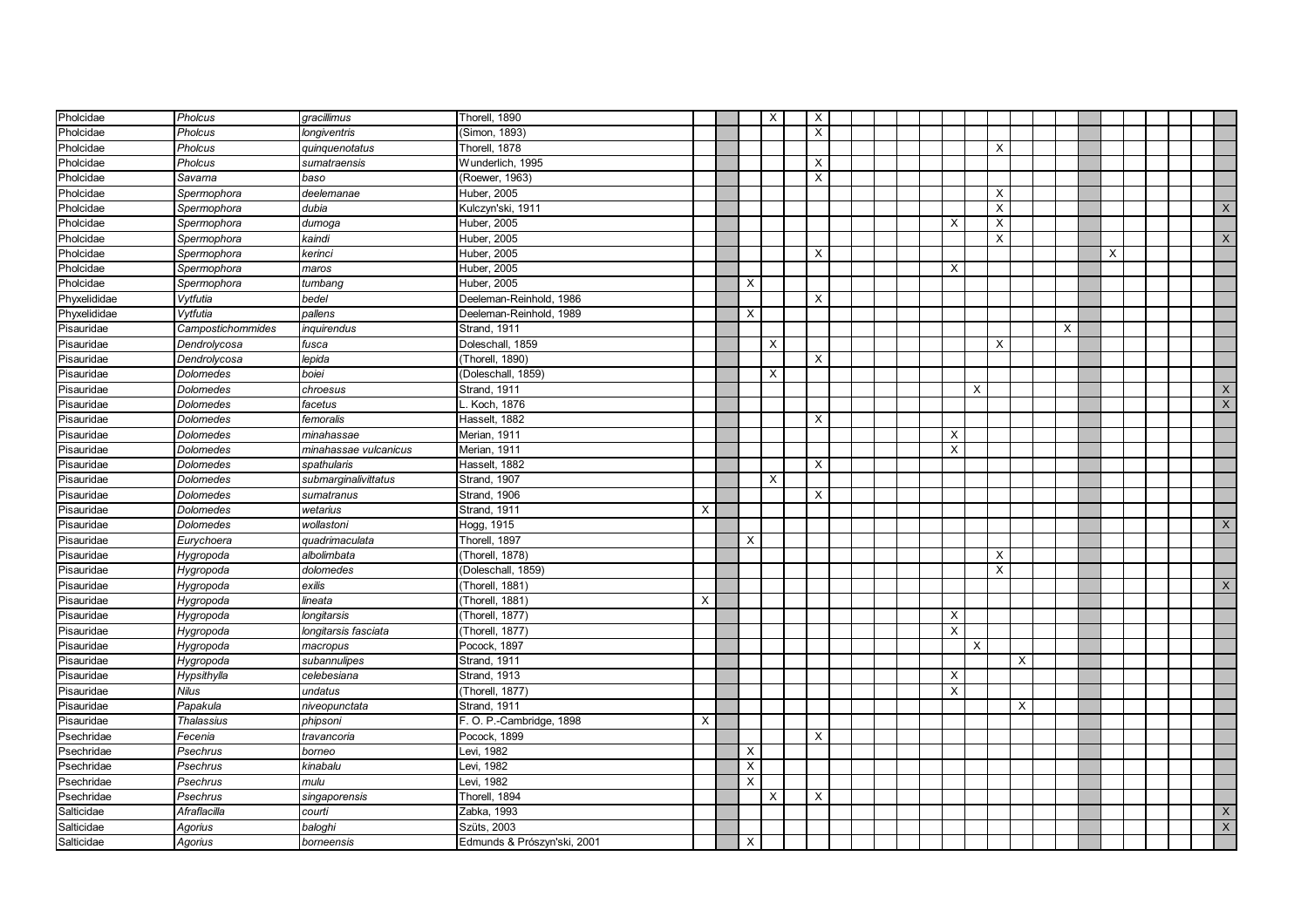| | | | | | | | | | | | | | | | | | | | | | | | | | | | |
|---|---|---|---|---|---|---|---|---|---|---|---|---|---|---|---|---|---|---|---|---|---|---|---|---|---|---|---|
| Pholcidae | *Pholcus* | *gracillimus* | Thorell, 1890 | | | | X | | X | | | | | | | | | | | | | | | | | | |
| Pholcidae | *Pholcus* | *longiventris* | (Simon, 1893) | | | | | | X | | | | | | | | | | | | | | | | | | |
| Pholcidae | *Pholcus* | *quinquenotatus* | Thorell, 1878 | | | | | | | | | | | | | | X | | | | | | | | | | |
| Pholcidae | *Pholcus* | *sumatraensis* | Wunderlich, 1995 | | | | | | X | | | | | | | | | | | | | | | | | | |
| Pholcidae | *Savarna* | *baso* | (Roewer, 1963) | | | | | | X | | | | | | | | | | | | | | | | | | |
| Pholcidae | *Spermophora* | *deelemanae* | Huber, 2005 | | | | | | | | | | | | | | X | | | | | | | | | | |
| Pholcidae | *Spermophora* | *dubia* | Kulczyn'ski, 1911 | | | | | | | | | | | | | | X | | | | | | | | | | X |
| Pholcidae | *Spermophora* | *dumoga* | Huber, 2005 | | | | | | | | | | | | X | | X | | | | | | | | | | |
| Pholcidae | *Spermophora* | *kaindi* | Huber, 2005 | | | | | | | | | | | | | | X | | | | | | | | | | X |
| Pholcidae | *Spermophora* | *kerinci* | Huber, 2005 | | | | | | X | | | | | | | | | | | | | X | | | | | |
| Pholcidae | *Spermophora* | *maros* | Huber, 2005 | | | | | | | | | | | | X | | | | | | | | | | | | |
| Pholcidae | *Spermophora* | *tumbang* | Huber, 2005 | | | X | | | | | | | | | | | | | | | | | | | | | |
| Phyxelididae | *Vytfutia* | *bedel* | Deeleman-Reinhold, 1986 | | | | | | X | | | | | | | | | | | | | | | | | | |
| Phyxelididae | *Vytfutia* | *pallens* | Deeleman-Reinhold, 1989 | | | X | | | | | | | | | | | | | | | | | | | | | |
| Pisauridae | *Campostichommides* | *inquirendus* | Strand, 1911 | | | | | | | | | | | | | | | | | X | | | | | | | |
| Pisauridae | *Dendrolycosa* | *fusca* | Doleschall, 1859 | | | | X | | | | | | | | | | X | | | | | | | | | | |
| Pisauridae | *Dendrolycosa* | *lepida* | (Thorell, 1890) | | | | | | X | | | | | | | | | | | | | | | | | | |
| Pisauridae | *Dolomedes* | *boiei* | (Doleschall, 1859) | | | | X | | | | | | | | | | | | | | | | | | | | |
| Pisauridae | *Dolomedes* | *chroesus* | Strand, 1911 | | | | | | | | | | | | | X | | | | | | | | | | | X |
| Pisauridae | *Dolomedes* | *facetus* | L. Koch, 1876 | | | | | | | | | | | | | | | | | | | | | | | | X |
| Pisauridae | *Dolomedes* | *femoralis* | Hasselt, 1882 | | | | | | X | | | | | | | | | | | | | | | | | | |
| Pisauridae | *Dolomedes* | *minahassae* | Merian, 1911 | | | | | | | | | | | | X | | | | | | | | | | | | |
| Pisauridae | *Dolomedes* | *minahassae vulcanicus* | Merian, 1911 | | | | | | | | | | | | X | | | | | | | | | | | | |
| Pisauridae | *Dolomedes* | *spathularis* | Hasselt, 1882 | | | | | | X | | | | | | | | | | | | | | | | | | |
| Pisauridae | *Dolomedes* | *submarginalivittatus* | Strand, 1907 | | | | X | | | | | | | | | | | | | | | | | | | | |
| Pisauridae | *Dolomedes* | *sumatranus* | Strand, 1906 | | | | | | X | | | | | | | | | | | | | | | | | | |
| Pisauridae | *Dolomedes* | *wetarius* | Strand, 1911 | X | | | | | | | | | | | | | | | | | | | | | | | |
| Pisauridae | *Dolomedes* | *wollastoni* | Hogg, 1915 | | | | | | | | | | | | | | | | | | | | | | | | X |
| Pisauridae | *Eurychoera* | *quadrimaculata* | Thorell, 1897 | | | X | | | | | | | | | | | | | | | | | | | | | |
| Pisauridae | *Hygropoda* | *albolimbata* | (Thorell, 1878) | | | | | | | | | | | | | | X | | | | | | | | | | |
| Pisauridae | *Hygropoda* | *dolomedes* | (Doleschall, 1859) | | | | | | | | | | | | | | X | | | | | | | | | | |
| Pisauridae | *Hygropoda* | *exilis* | (Thorell, 1881) | | | | | | | | | | | | | | | | | | | | | | | | X |
| Pisauridae | *Hygropoda* | *lineata* | (Thorell, 1881) | X | | | | | | | | | | | | | | | | | | | | | | | |
| Pisauridae | *Hygropoda* | *longitarsis* | (Thorell, 1877) | | | | | | | | | | | | X | | | | | | | | | | | | |
| Pisauridae | *Hygropoda* | *longitarsis fasciata* | (Thorell, 1877) | | | | | | | | | | | | X | | | | | | | | | | | | |
| Pisauridae | *Hygropoda* | *macropus* | Pocock, 1897 | | | | | | | | | | | | | X | | | | | | | | | | | |
| Pisauridae | *Hygropoda* | *subannulipes* | Strand, 1911 | | | | | | | | | | | | | | | X | | | | | | | | | |
| Pisauridae | *Hypsithylla* | *celebesiana* | Strand, 1913 | | | | | | | | | | | | X | | | | | | | | | | | | |
| Pisauridae | *Nilus* | *undatus* | (Thorell, 1877) | | | | | | | | | | | | X | | | | | | | | | | | | |
| Pisauridae | *Papakula* | *niveopunctata* | Strand, 1911 | | | | | | | | | | | | | | | X | | | | | | | | | |
| Pisauridae | *Thalassius* | *phipsoni* | F. O. P.-Cambridge, 1898 | X | | | | | | | | | | | | | | | | | | | | | | | |
| Psechridae | *Fecenia* | *travancoria* | Pocock, 1899 | | | | | | X | | | | | | | | | | | | | | | | | | |
| Psechridae | *Psechrus* | *borneo* | Levi, 1982 | | | X | | | | | | | | | | | | | | | | | | | | | |
| Psechridae | *Psechrus* | *kinabalu* | Levi, 1982 | | | X | | | | | | | | | | | | | | | | | | | | | |
| Psechridae | *Psechrus* | *mulu* | Levi, 1982 | | | X | | | | | | | | | | | | | | | | | | | | | |
| Psechridae | *Psechrus* | *singaporensis* | Thorell, 1894 | | | | X | | X | | | | | | | | | | | | | | | | | | |
| Salticidae | *Afraflacilla* | *courti* | Zabka, 1993 | | | | | | | | | | | | | | | | | | | | | | | | X |
| Salticidae | *Agorius* | *baloghi* | Szüts, 2003 | | | | | | | | | | | | | | | | | | | | | | | | X |
| Salticidae | *Agorius* | *borneensis* | Edmunds & Prószyn'ski, 2001 | | | X | | | | | | | | | | | | | | | | | | | | | |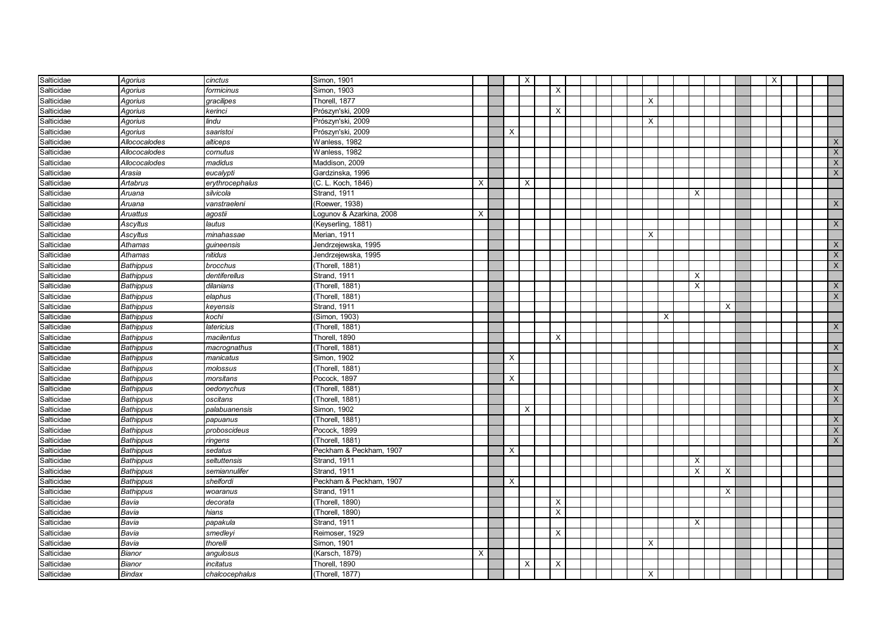| | | | | | | | | | | | | | | | | | | | | | | | | | | | |
|---|---|---|---|---|---|---|---|---|---|---|---|---|---|---|---|---|---|---|---|---|---|---|---|---|---|---|---|
| Salticidae | *Agorius* | *cinctus* | Simon, 1901 | | | | X | | | | | | | | | | | | | | | | X | | | | |
| Salticidae | *Agorius* | *formicinus* | Simon, 1903 | | | | | | X | | | | | | | | | | | | | | | | | | |
| Salticidae | *Agorius* | *gracilipes* | Thorell, 1877 | | | | | | | | | | | | X | | | | | | | | | | | | |
| Salticidae | *Agorius* | *kerinci* | Prószyn'ski, 2009 | | | | | | X | | | | | | | | | | | | | | | | | | |
| Salticidae | *Agorius* | *lindu* | Prószyn'ski, 2009 | | | | | | | | | | | | X | | | | | | | | | | | | |
| Salticidae | *Agorius* | *saaristoi* | Prószyn'ski, 2009 | | | X | | | | | | | | | | | | | | | | | | | | | |
| Salticidae | *Allococalodes* | *alticeps* | Wanless, 1982 | | | | | | | | | | | | | | | | | | | | | | | | X |
| Salticidae | *Allococalodes* | *cornutus* | Wanless, 1982 | | | | | | | | | | | | | | | | | | | | | | | | X |
| Salticidae | *Allococalodes* | *madidus* | Maddison, 2009 | | | | | | | | | | | | | | | | | | | | | | | | X |
| Salticidae | *Arasia* | *eucalypti* | Gardzinska, 1996 | | | | | | | | | | | | | | | | | | | | | | | | X |
| Salticidae | *Artabrus* | *erythrocephalus* | (C. L. Koch, 1846) | X | | | X | | | | | | | | | | | | | | | | | | | | |
| Salticidae | *Aruana* | *silvicola* | Strand, 1911 | | | | | | | | | | | | | | | X | | | | | | | | | |
| Salticidae | *Aruana* | *vanstraeleni* | (Roewer, 1938) | | | | | | | | | | | | | | | | | | | | | | | | X |
| Salticidae | *Aruattus* | *agostii* | Logunov & Azarkina, 2008 | X | | | | | | | | | | | | | | | | | | | | | | | |
| Salticidae | *Ascyltus* | *lautus* | (Keyserling, 1881) | | | | | | | | | | | | | | | | | | | | | | | | X |
| Salticidae | *Ascyltus* | *minahassae* | Merian, 1911 | | | | | | | | | | | | X | | | | | | | | | | | | |
| Salticidae | *Athamas* | *guineensis* | Jendrzejewska, 1995 | | | | | | | | | | | | | | | | | | | | | | | | X |
| Salticidae | *Athamas* | *nitidus* | Jendrzejewska, 1995 | | | | | | | | | | | | | | | | | | | | | | | | X |
| Salticidae | *Bathippus* | *brocchus* | (Thorell, 1881) | | | | | | | | | | | | | | | | | | | | | | | | X |
| Salticidae | *Bathippus* | *dentiferellus* | Strand, 1911 | | | | | | | | | | | | | | | X | | | | | | | | | |
| Salticidae | *Bathippus* | *dilanians* | (Thorell, 1881) | | | | | | | | | | | | | | | X | | | | | | | | | X |
| Salticidae | *Bathippus* | *elaphus* | (Thorell, 1881) | | | | | | | | | | | | | | | | | | | | | | | | X |
| Salticidae | *Bathippus* | *keyensis* | Strand, 1911 | | | | | | | | | | | | | | | | | X | | | | | | | |
| Salticidae | *Bathippus* | *kochi* | (Simon, 1903) | | | | | | | | | | | | | X | | | | | | | | | | | |
| Salticidae | *Bathippus* | *latericius* | (Thorell, 1881) | | | | | | | | | | | | | | | | | | | | | | | | X |
| Salticidae | *Bathippus* | *macilentus* | Thorell, 1890 | | | | | | X | | | | | | | | | | | | | | | | | | |
| Salticidae | *Bathippus* | *macrognathus* | (Thorell, 1881) | | | | | | | | | | | | | | | | | | | | | | | | X |
| Salticidae | *Bathippus* | *manicatus* | Simon, 1902 | | | X | | | | | | | | | | | | | | | | | | | | | |
| Salticidae | *Bathippus* | *molossus* | (Thorell, 1881) | | | | | | | | | | | | | | | | | | | | | | | | X |
| Salticidae | *Bathippus* | *morsitans* | Pocock, 1897 | | | X | | | | | | | | | | | | | | | | | | | | | |
| Salticidae | *Bathippus* | *oedonychus* | (Thorell, 1881) | | | | | | | | | | | | | | | | | | | | | | | | X |
| Salticidae | *Bathippus* | *oscitans* | (Thorell, 1881) | | | | | | | | | | | | | | | | | | | | | | | | X |
| Salticidae | *Bathippus* | *palabuanensis* | Simon, 1902 | | | | X | | | | | | | | | | | | | | | | | | | | |
| Salticidae | *Bathippus* | *papuanus* | (Thorell, 1881) | | | | | | | | | | | | | | | | | | | | | | | | X |
| Salticidae | *Bathippus* | *proboscideus* | Pocock, 1899 | | | | | | | | | | | | | | | | | | | | | | | | X |
| Salticidae | *Bathippus* | *ringens* | (Thorell, 1881) | | | | | | | | | | | | | | | | | | | | | | | | X |
| Salticidae | *Bathippus* | *sedatus* | Peckham & Peckham, 1907 | | | X | | | | | | | | | | | | | | | | | | | | | |
| Salticidae | *Bathippus* | *seltuttensis* | Strand, 1911 | | | | | | | | | | | | | | | X | | | | | | | | | |
| Salticidae | *Bathippus* | *semiannulifer* | Strand, 1911 | | | | | | | | | | | | | | | X | | X | | | | | | | |
| Salticidae | *Bathippus* | *shelfordi* | Peckham & Peckham, 1907 | | | X | | | | | | | | | | | | | | | | | | | | | |
| Salticidae | *Bathippus* | *woaranus* | Strand, 1911 | | | | | | | | | | | | | | | | | X | | | | | | | |
| Salticidae | *Bavia* | *decorata* | (Thorell, 1890) | | | | | | X | | | | | | | | | | | | | | | | | | |
| Salticidae | *Bavia* | *hians* | (Thorell, 1890) | | | | | | X | | | | | | | | | | | | | | | | | | |
| Salticidae | *Bavia* | *papakula* | Strand, 1911 | | | | | | | | | | | | | | | X | | | | | | | | | |
| Salticidae | *Bavia* | *smedleyi* | Reimoser, 1929 | | | | | | X | | | | | | | | | | | | | | | | | | |
| Salticidae | *Bavia* | *thorelli* | Simon, 1901 | | | | | | | | | | | | X | | | | | | | | | | | | |
| Salticidae | *Bianor* | *angulosus* | (Karsch, 1879) | X | | | | | | | | | | | | | | | | | | | | | | | |
| Salticidae | *Bianor* | *incitatus* | Thorell, 1890 | | | | X | | X | | | | | | | | | | | | | | | | | | |
| Salticidae | *Bindax* | *chalcocephalus* | (Thorell, 1877) | | | | | | | | | | | | X | | | | | | | | | | | | |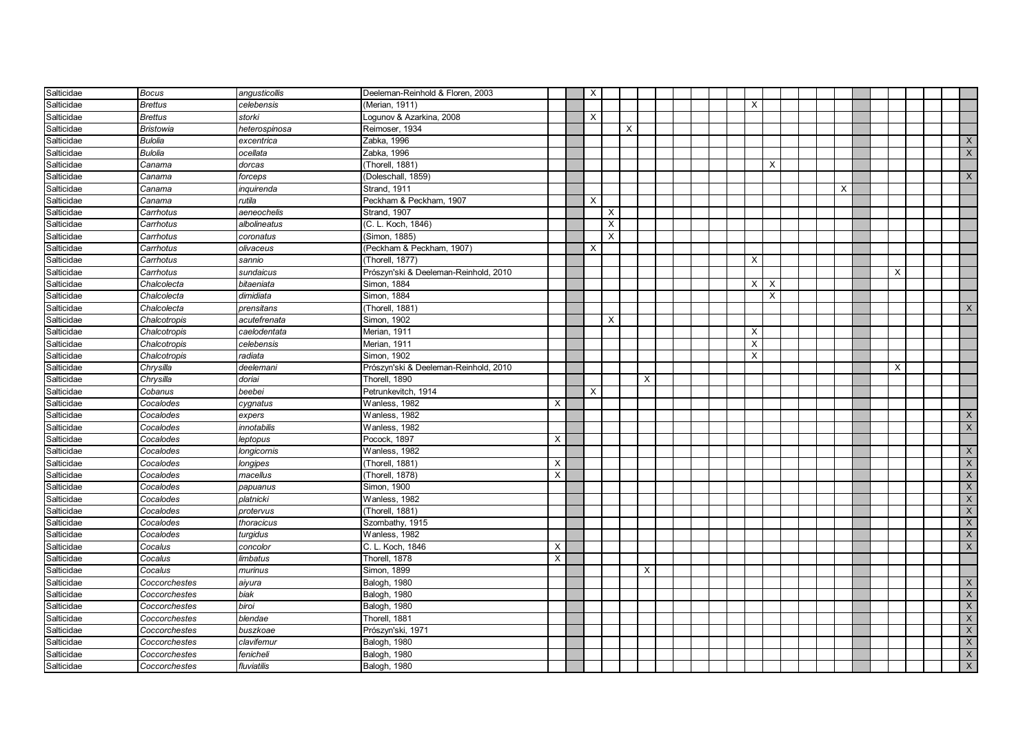| | | | | | | | | | | | | | | | | | | | | | | | | | | | |
|---|---|---|---|---|---|---|---|---|---|---|---|---|---|---|---|---|---|---|---|---|---|---|---|---|---|---|---|
| Salticidae | *Bocus* | *angusticollis* | Deeleman-Reinhold & Floren, 2003 | | | X | | | | | | | | | | | | | | | | | | | | | |
| Salticidae | *Brettus* | *celebensis* | (Merian, 1911) | | | | | | | | | | | | X | | | | | | | | | | | | |
| Salticidae | *Brettus* | *storki* | Logunov & Azarkina, 2008 | | | X | | | | | | | | | | | | | | | | | | | | | |
| Salticidae | *Bristowia* | *heterospinosa* | Reimoser, 1934 | | | | | X | | | | | | | | | | | | | | | | | | | |
| Salticidae | *Bulolia* | *excentrica* | Zabka, 1996 | | | | | | | | | | | | | | | | | | | | | | | | X |
| Salticidae | *Bulolia* | *ocellata* | Zabka, 1996 | | | | | | | | | | | | | | | | | | | | | | | | X |
| Salticidae | *Canama* | *dorcas* | (Thorell, 1881) | | | | | | | | | | | | | X | | | | | | | | | | | |
| Salticidae | *Canama* | *forceps* | (Doleschall, 1859) | | | | | | | | | | | | | | | | | | | | | | | | X |
| Salticidae | *Canama* | *inquirenda* | Strand, 1911 | | | | | | | | | | | | | | | | | X | | | | | | | |
| Salticidae | *Canama* | *rutila* | Peckham & Peckham, 1907 | | | X | | | | | | | | | | | | | | | | | | | | | |
| Salticidae | *Carrhotus* | *aeneochelis* | Strand, 1907 | | | | X | | | | | | | | | | | | | | | | | | | | |
| Salticidae | *Carrhotus* | *albolineatus* | (C. L. Koch, 1846) | | | | X | | | | | | | | | | | | | | | | | | | | |
| Salticidae | *Carrhotus* | *coronatus* | (Simon, 1885) | | | | X | | | | | | | | | | | | | | | | | | | | |
| Salticidae | *Carrhotus* | *olivaceus* | (Peckham & Peckham, 1907) | | | X | | | | | | | | | | | | | | | | | | | | | |
| Salticidae | *Carrhotus* | *sannio* | (Thorell, 1877) | | | | | | | | | | | | X | | | | | | | | | | | | |
| Salticidae | *Carrhotus* | *sundaicus* | Prószyn'ski & Deeleman-Reinhold, 2010 | | | | | | | | | | | | | | | | | | | | X | | | | |
| Salticidae | *Chalcolecta* | *bitaeniata* | Simon, 1884 | | | | | | | | | | | | X | X | | | | | | | | | | | |
| Salticidae | *Chalcolecta* | *dimidiata* | Simon, 1884 | | | | | | | | | | | | | X | | | | | | | | | | | |
| Salticidae | *Chalcolecta* | *prensitans* | (Thorell, 1881) | | | | | | | | | | | | | | | | | | | | | | | | X |
| Salticidae | *Chalcotropis* | *acutefrenata* | Simon, 1902 | | | | X | | | | | | | | | | | | | | | | | | | | |
| Salticidae | *Chalcotropis* | *caelodentata* | Merian, 1911 | | | | | | | | | | | | X | | | | | | | | | | | | |
| Salticidae | *Chalcotropis* | *celebensis* | Merian, 1911 | | | | | | | | | | | | X | | | | | | | | | | | | |
| Salticidae | *Chalcotropis* | *radiata* | Simon, 1902 | | | | | | | | | | | | X | | | | | | | | | | | | |
| Salticidae | *Chrysilla* | *deelemani* | Prószyn'ski & Deeleman-Reinhold, 2010 | | | | | | | | | | | | | | | | | | | | X | | | | |
| Salticidae | *Chrysilla* | *doriai* | Thorell, 1890 | | | | | | X | | | | | | | | | | | | | | | | | | |
| Salticidae | *Cobanus* | *beebei* | Petrunkevitch, 1914 | | | X | | | | | | | | | | | | | | | | | | | | | |
| Salticidae | *Cocalodes* | *cygnatus* | Wanless, 1982 | X | | | | | | | | | | | | | | | | | | | | | | | |
| Salticidae | *Cocalodes* | *expers* | Wanless, 1982 | | | | | | | | | | | | | | | | | | | | | | | | X |
| Salticidae | *Cocalodes* | *innotabilis* | Wanless, 1982 | | | | | | | | | | | | | | | | | | | | | | | | X |
| Salticidae | *Cocalodes* | *leptopus* | Pocock, 1897 | X | | | | | | | | | | | | | | | | | | | | | | | |
| Salticidae | *Cocalodes* | *longicornis* | Wanless, 1982 | | | | | | | | | | | | | | | | | | | | | | | | X |
| Salticidae | *Cocalodes* | *longipes* | (Thorell, 1881) | X | | | | | | | | | | | | | | | | | | | | | | | X |
| Salticidae | *Cocalodes* | *macellus* | (Thorell, 1878) | X | | | | | | | | | | | | | | | | | | | | | | | X |
| Salticidae | *Cocalodes* | *papuanus* | Simon, 1900 | | | | | | | | | | | | | | | | | | | | | | | | X |
| Salticidae | *Cocalodes* | *platnicki* | Wanless, 1982 | | | | | | | | | | | | | | | | | | | | | | | | X |
| Salticidae | *Cocalodes* | *protervus* | (Thorell, 1881) | | | | | | | | | | | | | | | | | | | | | | | | X |
| Salticidae | *Cocalodes* | *thoracicus* | Szombathy, 1915 | | | | | | | | | | | | | | | | | | | | | | | | X |
| Salticidae | *Cocalodes* | *turgidus* | Wanless, 1982 | | | | | | | | | | | | | | | | | | | | | | | | X |
| Salticidae | *Cocalus* | *concolor* | C. L. Koch, 1846 | X | | | | | | | | | | | | | | | | | | | | | | | X |
| Salticidae | *Cocalus* | *limbatus* | Thorell, 1878 | X | | | | | | | | | | | | | | | | | | | | | | | |
| Salticidae | *Cocalus* | *murinus* | Simon, 1899 | | | | | | X | | | | | | | | | | | | | | | | | | |
| Salticidae | *Coccorchestes* | *aiyura* | Balogh, 1980 | | | | | | | | | | | | | | | | | | | | | | | | X |
| Salticidae | *Coccorchestes* | *biak* | Balogh, 1980 | | | | | | | | | | | | | | | | | | | | | | | | X |
| Salticidae | *Coccorchestes* | *biroi* | Balogh, 1980 | | | | | | | | | | | | | | | | | | | | | | | | X |
| Salticidae | *Coccorchestes* | *blendae* | Thorell, 1881 | | | | | | | | | | | | | | | | | | | | | | | | X |
| Salticidae | *Coccorchestes* | *buszkoae* | Prószyn'ski, 1971 | | | | | | | | | | | | | | | | | | | | | | | | X |
| Salticidae | *Coccorchestes* | *clavifemur* | Balogh, 1980 | | | | | | | | | | | | | | | | | | | | | | | | X |
| Salticidae | *Coccorchestes* | *fenicheli* | Balogh, 1980 | | | | | | | | | | | | | | | | | | | | | | | | X |
| Salticidae | *Coccorchestes* | *fluviatilis* | Balogh, 1980 | | | | | | | | | | | | | | | | | | | | | | | | X |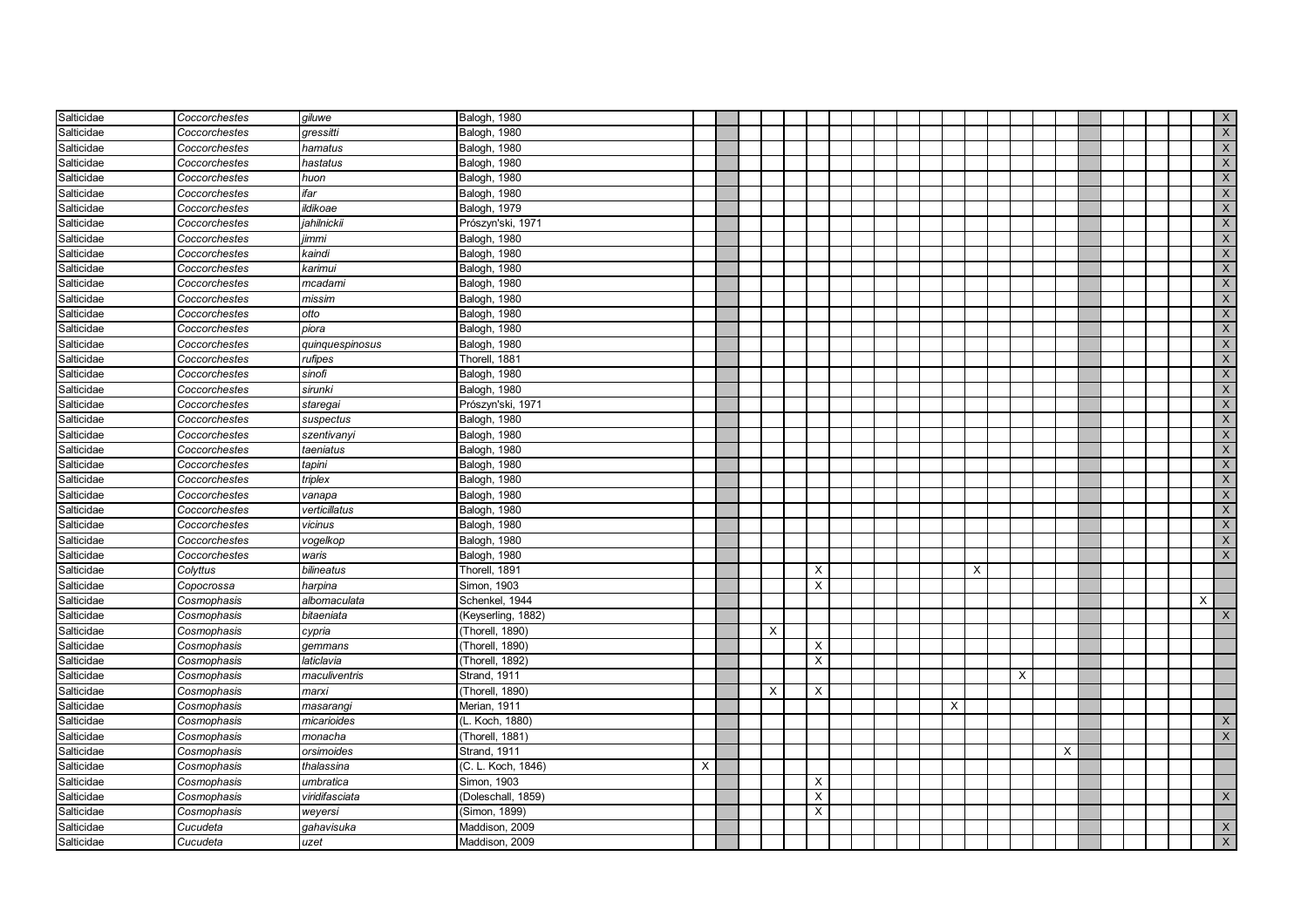| | | | | | | | | | | | | | | | | | | | | | | | | | | | |
|---|---|---|---|---|---|---|---|---|---|---|---|---|---|---|---|---|---|---|---|---|---|---|---|---|---|---|---|
| Salticidae | *Coccorchestes* | *giluwe* | Balogh, 1980 | | | | | | | | | | | | | | | | | | | | | | | | X |
| Salticidae | *Coccorchestes* | *gressitti* | Balogh, 1980 | | | | | | | | | | | | | | | | | | | | | | | | X |
| Salticidae | *Coccorchestes* | *hamatus* | Balogh, 1980 | | | | | | | | | | | | | | | | | | | | | | | | X |
| Salticidae | *Coccorchestes* | *hastatus* | Balogh, 1980 | | | | | | | | | | | | | | | | | | | | | | | | X |
| Salticidae | *Coccorchestes* | *huon* | Balogh, 1980 | | | | | | | | | | | | | | | | | | | | | | | | X |
| Salticidae | *Coccorchestes* | *ifar* | Balogh, 1980 | | | | | | | | | | | | | | | | | | | | | | | | X |
| Salticidae | *Coccorchestes* | *ildikoae* | Balogh, 1979 | | | | | | | | | | | | | | | | | | | | | | | | X |
| Salticidae | *Coccorchestes* | *jahilnickii* | Prószyn'ski, 1971 | | | | | | | | | | | | | | | | | | | | | | | | X |
| Salticidae | *Coccorchestes* | *jimmi* | Balogh, 1980 | | | | | | | | | | | | | | | | | | | | | | | | X |
| Salticidae | *Coccorchestes* | *kaindi* | Balogh, 1980 | | | | | | | | | | | | | | | | | | | | | | | | X |
| Salticidae | *Coccorchestes* | *karimui* | Balogh, 1980 | | | | | | | | | | | | | | | | | | | | | | | | X |
| Salticidae | *Coccorchestes* | *mcadami* | Balogh, 1980 | | | | | | | | | | | | | | | | | | | | | | | | X |
| Salticidae | *Coccorchestes* | *missim* | Balogh, 1980 | | | | | | | | | | | | | | | | | | | | | | | | X |
| Salticidae | *Coccorchestes* | *otto* | Balogh, 1980 | | | | | | | | | | | | | | | | | | | | | | | | X |
| Salticidae | *Coccorchestes* | *piora* | Balogh, 1980 | | | | | | | | | | | | | | | | | | | | | | | | X |
| Salticidae | *Coccorchestes* | *quinquespinosus* | Balogh, 1980 | | | | | | | | | | | | | | | | | | | | | | | | X |
| Salticidae | *Coccorchestes* | *rufipes* | Thorell, 1881 | | | | | | | | | | | | | | | | | | | | | | | | X |
| Salticidae | *Coccorchestes* | *sinofi* | Balogh, 1980 | | | | | | | | | | | | | | | | | | | | | | | | X |
| Salticidae | *Coccorchestes* | *sirunki* | Balogh, 1980 | | | | | | | | | | | | | | | | | | | | | | | | X |
| Salticidae | *Coccorchestes* | *staregai* | Prószyn'ski, 1971 | | | | | | | | | | | | | | | | | | | | | | | | X |
| Salticidae | *Coccorchestes* | *suspectus* | Balogh, 1980 | | | | | | | | | | | | | | | | | | | | | | | | X |
| Salticidae | *Coccorchestes* | *szentivanyi* | Balogh, 1980 | | | | | | | | | | | | | | | | | | | | | | | | X |
| Salticidae | *Coccorchestes* | *taeniatus* | Balogh, 1980 | | | | | | | | | | | | | | | | | | | | | | | | X |
| Salticidae | *Coccorchestes* | *tapini* | Balogh, 1980 | | | | | | | | | | | | | | | | | | | | | | | | X |
| Salticidae | *Coccorchestes* | *triplex* | Balogh, 1980 | | | | | | | | | | | | | | | | | | | | | | | | X |
| Salticidae | *Coccorchestes* | *vanapa* | Balogh, 1980 | | | | | | | | | | | | | | | | | | | | | | | | X |
| Salticidae | *Coccorchestes* | *verticillatus* | Balogh, 1980 | | | | | | | | | | | | | | | | | | | | | | | | X |
| Salticidae | *Coccorchestes* | *vicinus* | Balogh, 1980 | | | | | | | | | | | | | | | | | | | | | | | | X |
| Salticidae | *Coccorchestes* | *vogelkop* | Balogh, 1980 | | | | | | | | | | | | | | | | | | | | | | | | X |
| Salticidae | *Coccorchestes* | *waris* | Balogh, 1980 | | | | | | | | | | | | | | | | | | | | | | | | X |
| Salticidae | *Colyttus* | *bilineatus* | Thorell, 1891 | | | | | | X | | | | | | | X | | | | | | | | | | | |
| Salticidae | *Copocrossa* | *harpina* | Simon, 1903 | | | | | | X | | | | | | | | | | | | | | | | | | |
| Salticidae | *Cosmophasis* | *albomaculata* | Schenkel, 1944 | | | | | | | | | | | | | | | | | | | | | | | X | |
| Salticidae | *Cosmophasis* | *bitaeniata* | (Keyserling, 1882) | | | | | | | | | | | | | | | | | | | | | | | | X |
| Salticidae | *Cosmophasis* | *cypria* | (Thorell, 1890) | | | | X | | | | | | | | | | | | | | | | | | | | |
| Salticidae | *Cosmophasis* | *gemmans* | (Thorell, 1890) | | | | | | X | | | | | | | | | | | | | | | | | | |
| Salticidae | *Cosmophasis* | *laticlavia* | (Thorell, 1892) | | | | | | X | | | | | | | | | | | | | | | | | | |
| Salticidae | *Cosmophasis* | *maculiventris* | Strand, 1911 | | | | | | | | | | | | | | | X | | | | | | | | | |
| Salticidae | *Cosmophasis* | *marxi* | (Thorell, 1890) | | | | X | | X | | | | | | | | | | | | | | | | | | |
| Salticidae | *Cosmophasis* | *masarangi* | Merian, 1911 | | | | | | | | | | | | X | | | | | | | | | | | | |
| Salticidae | *Cosmophasis* | *micarioides* | (L. Koch, 1880) | | | | | | | | | | | | | | | | | | | | | | | | X |
| Salticidae | *Cosmophasis* | *monacha* | (Thorell, 1881) | | | | | | | | | | | | | | | | | | | | | | | | X |
| Salticidae | *Cosmophasis* | *orsimoides* | Strand, 1911 | | | | | | | | | | | | | | | | | X | | | | | | | |
| Salticidae | *Cosmophasis* | *thalassina* | (C. L. Koch, 1846) | X | | | | | | | | | | | | | | | | | | | | | | | |
| Salticidae | *Cosmophasis* | *umbratica* | Simon, 1903 | | | | | | X | | | | | | | | | | | | | | | | | | |
| Salticidae | *Cosmophasis* | *viridifasciata* | (Doleschall, 1859) | | | | | | X | | | | | | | | | | | | | | | | | | X |
| Salticidae | *Cosmophasis* | *weyersi* | (Simon, 1899) | | | | | | X | | | | | | | | | | | | | | | | | | |
| Salticidae | *Cucudeta* | *gahavisuka* | Maddison, 2009 | | | | | | | | | | | | | | | | | | | | | | | | X |
| Salticidae | *Cucudeta* | *uzet* | Maddison, 2009 | | | | | | | | | | | | | | | | | | | | | | | | X |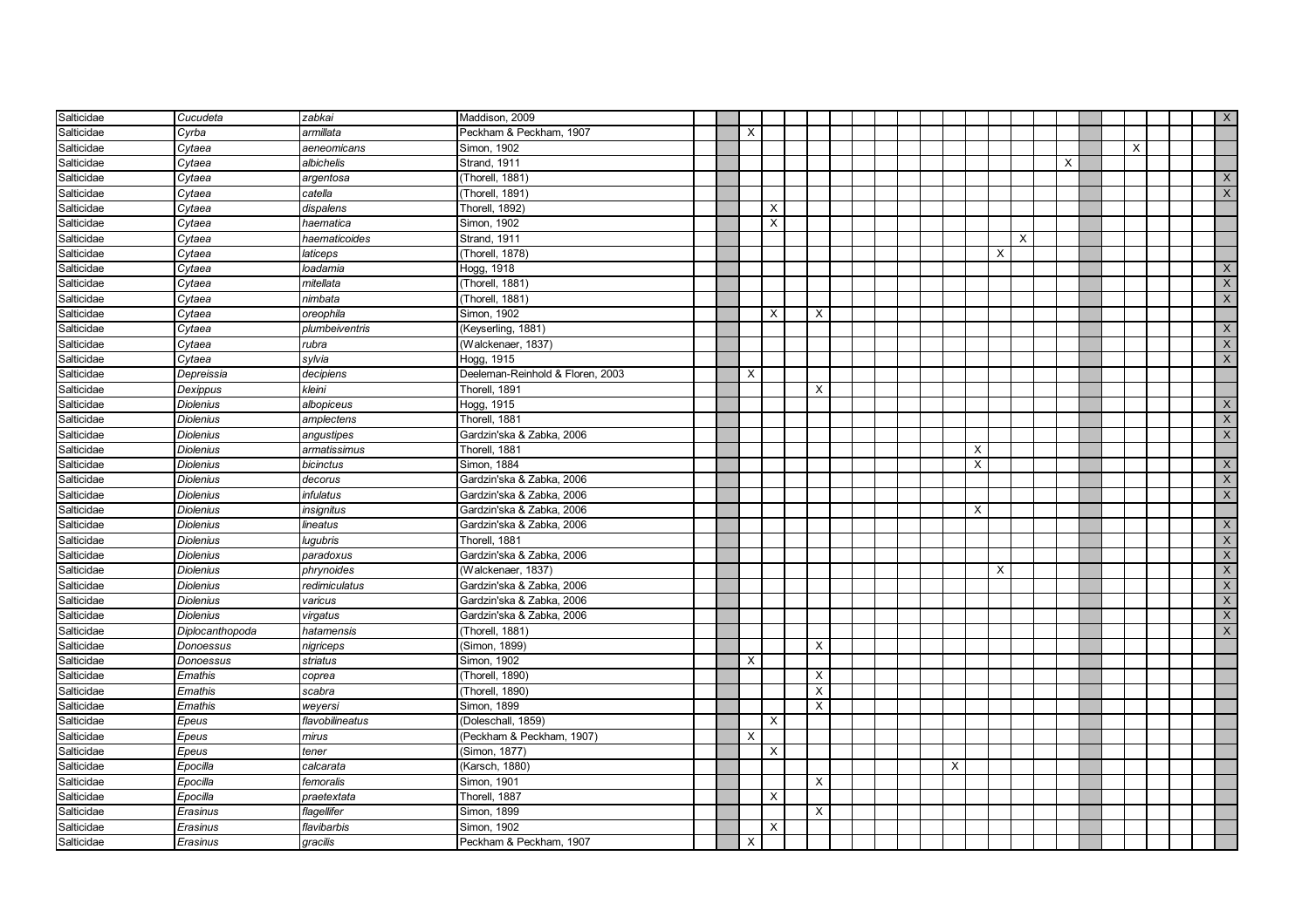| | | | | | | | | | | | | | | | | | | | | | | | | | | | |
|---|---|---|---|---|---|---|---|---|---|---|---|---|---|---|---|---|---|---|---|---|---|---|---|---|---|---|---|
| Salticidae | *Cucudeta* | *zabkai* | Maddison, 2009 | | | | | | | | | | | | | | | | | | | | | | | | X |
| Salticidae | *Cyrba* | *armillata* | Peckham & Peckham, 1907 | | | X | | | | | | | | | | | | | | | | | | | | | |
| Salticidae | *Cytaea* | *aeneomicans* | Simon, 1902 | | | | | | | | | | | | | | | | | | | X | | | | | |
| Salticidae | *Cytaea* | *albichelis* | Strand, 1911 | | | | | | | | | | | | | | | | | X | | | | | | | |
| Salticidae | *Cytaea* | *argentosa* | (Thorell, 1881) | | | | | | | | | | | | | | | | | | | | | | | | X |
| Salticidae | *Cytaea* | *catella* | (Thorell, 1891) | | | | | | | | | | | | | | | | | | | | | | | | X |
| Salticidae | *Cytaea* | *dispalens* | Thorell, 1892) | | | | X | | | | | | | | | | | | | | | | | | | | |
| Salticidae | *Cytaea* | *haematica* | Simon, 1902 | | | | X | | | | | | | | | | | | | | | | | | | | |
| Salticidae | *Cytaea* | *haematicoides* | Strand, 1911 | | | | | | | | | | | | | | | X | | | | | | | | | |
| Salticidae | *Cytaea* | *laticeps* | (Thorell, 1878) | | | | | | | | | | | | | | X | | | | | | | | | | |
| Salticidae | *Cytaea* | *loadamia* | Hogg, 1918 | | | | | | | | | | | | | | | | | | | | | | | | X |
| Salticidae | *Cytaea* | *mitellata* | (Thorell, 1881) | | | | | | | | | | | | | | | | | | | | | | | | X |
| Salticidae | *Cytaea* | *nimbata* | (Thorell, 1881) | | | | | | | | | | | | | | | | | | | | | | | | X |
| Salticidae | *Cytaea* | *oreophila* | Simon, 1902 | | | | X | | X | | | | | | | | | | | | | | | | | | |
| Salticidae | *Cytaea* | *plumbeiventris* | (Keyserling, 1881) | | | | | | | | | | | | | | | | | | | | | | | | X |
| Salticidae | *Cytaea* | *rubra* | (Walckenaer, 1837) | | | | | | | | | | | | | | | | | | | | | | | | X |
| Salticidae | *Cytaea* | *sylvia* | Hogg, 1915 | | | | | | | | | | | | | | | | | | | | | | | | X |
| Salticidae | *Depreissia* | *decipiens* | Deeleman-Reinhold & Floren, 2003 | | | X | | | | | | | | | | | | | | | | | | | | | |
| Salticidae | *Dexippus* | *kleini* | Thorell, 1891 | | | | | | X | | | | | | | | | | | | | | | | | | |
| Salticidae | *Diolenius* | *albopiceus* | Hogg, 1915 | | | | | | | | | | | | | | | | | | | | | | | | X |
| Salticidae | *Diolenius* | *amplectens* | Thorell, 1881 | | | | | | | | | | | | | | | | | | | | | | | | X |
| Salticidae | *Diolenius* | *angustipes* | Gardzin'ska & Zabka, 2006 | | | | | | | | | | | | | | | | | | | | | | | | X |
| Salticidae | *Diolenius* | *armatissimus* | Thorell, 1881 | | | | | | | | | | | | | X | | | | | | | | | | | |
| Salticidae | *Diolenius* | *bicinctus* | Simon, 1884 | | | | | | | | | | | | | X | | | | | | | | | | | X |
| Salticidae | *Diolenius* | *decorus* | Gardzin'ska & Zabka, 2006 | | | | | | | | | | | | | | | | | | | | | | | | X |
| Salticidae | *Diolenius* | *infulatus* | Gardzin'ska & Zabka, 2006 | | | | | | | | | | | | | | | | | | | | | | | | X |
| Salticidae | *Diolenius* | *insignitus* | Gardzin'ska & Zabka, 2006 | | | | | | | | | | | | | X | | | | | | | | | | | |
| Salticidae | *Diolenius* | *lineatus* | Gardzin'ska & Zabka, 2006 | | | | | | | | | | | | | | | | | | | | | | | | X |
| Salticidae | *Diolenius* | *lugubris* | Thorell, 1881 | | | | | | | | | | | | | | | | | | | | | | | | X |
| Salticidae | *Diolenius* | *paradoxus* | Gardzin'ska & Zabka, 2006 | | | | | | | | | | | | | | | | | | | | | | | | X |
| Salticidae | *Diolenius* | *phrynoides* | (Walckenaer, 1837) | | | | | | | | | | | | | | X | | | | | | | | | | X |
| Salticidae | *Diolenius* | *redimiculatus* | Gardzin'ska & Zabka, 2006 | | | | | | | | | | | | | | | | | | | | | | | | X |
| Salticidae | *Diolenius* | *varicus* | Gardzin'ska & Zabka, 2006 | | | | | | | | | | | | | | | | | | | | | | | | X |
| Salticidae | *Diolenius* | *virgatus* | Gardzin'ska & Zabka, 2006 | | | | | | | | | | | | | | | | | | | | | | | | X |
| Salticidae | *Diplocanthopoda* | *hatamensis* | (Thorell, 1881) | | | | | | | | | | | | | | | | | | | | | | | | X |
| Salticidae | *Donoessus* | *nigriceps* | (Simon, 1899) | | | | | | X | | | | | | | | | | | | | | | | | | |
| Salticidae | *Donoessus* | *striatus* | Simon, 1902 | | | X | | | | | | | | | | | | | | | | | | | | | |
| Salticidae | *Emathis* | *coprea* | (Thorell, 1890) | | | | | | X | | | | | | | | | | | | | | | | | | |
| Salticidae | *Emathis* | *scabra* | (Thorell, 1890) | | | | | | X | | | | | | | | | | | | | | | | | | |
| Salticidae | *Emathis* | *weyersi* | Simon, 1899 | | | | | | X | | | | | | | | | | | | | | | | | | |
| Salticidae | *Epeus* | *flavobilineatus* | (Doleschall, 1859) | | | | X | | | | | | | | | | | | | | | | | | | | |
| Salticidae | *Epeus* | *mirus* | (Peckham & Peckham, 1907) | | | X | | | | | | | | | | | | | | | | | | | | | |
| Salticidae | *Epeus* | *tener* | (Simon, 1877) | | | | X | | | | | | | | | | | | | | | | | | | | |
| Salticidae | *Epocilla* | *calcarata* | (Karsch, 1880) | | | | | | | | | | | | X | | | | | | | | | | | | |
| Salticidae | *Epocilla* | *femoralis* | Simon, 1901 | | | | | | X | | | | | | | | | | | | | | | | | | |
| Salticidae | *Epocilla* | *praetextata* | Thorell, 1887 | | | | X | | | | | | | | | | | | | | | | | | | | |
| Salticidae | *Erasinus* | *flagellifer* | Simon, 1899 | | | | | | X | | | | | | | | | | | | | | | | | | |
| Salticidae | *Erasinus* | *flavibarbis* | Simon, 1902 | | | | X | | | | | | | | | | | | | | | | | | | | |
| Salticidae | *Erasinus* | *gracilis* | Peckham & Peckham, 1907 | | | X | | | | | | | | | | | | | | | | | | | | | |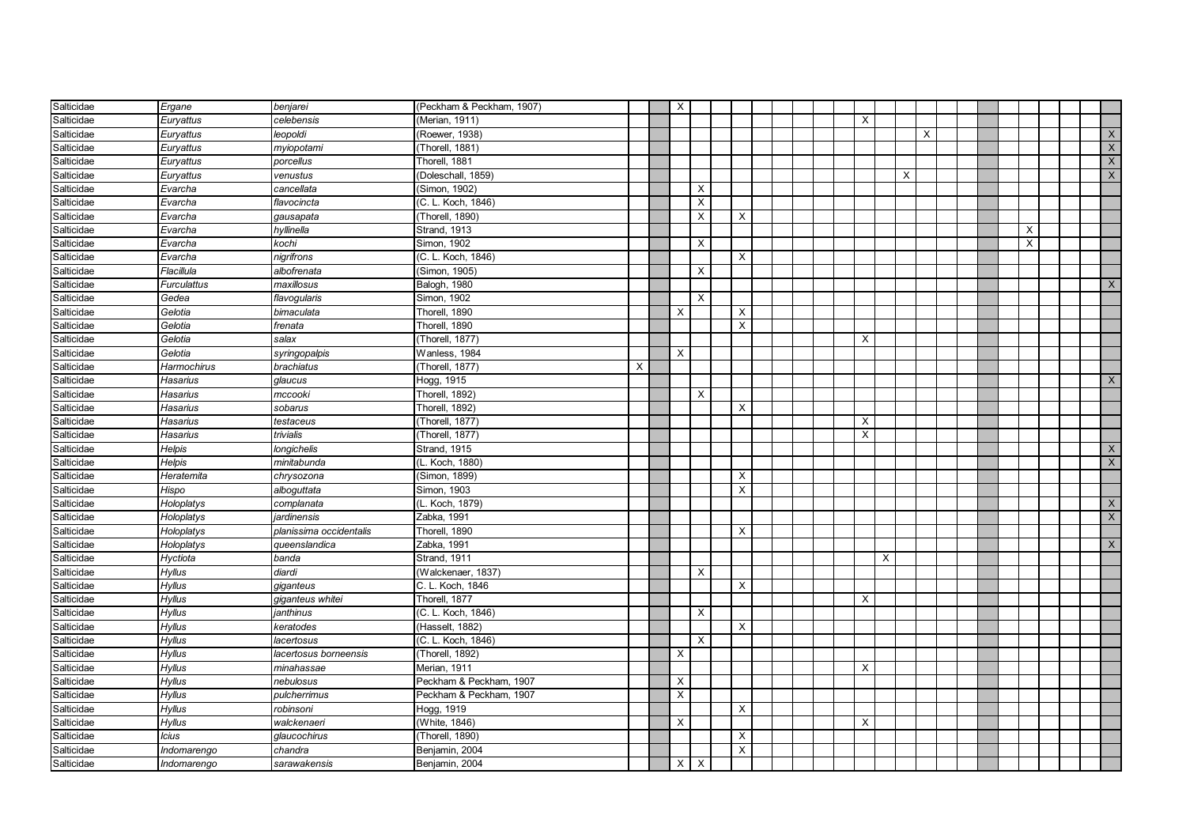| | | | | | | | | | | | | | | | | | | | | | | | | | | | |
|---|---|---|---|---|---|---|---|---|---|---|---|---|---|---|---|---|---|---|---|---|---|---|---|---|---|---|---|
| Salticidae | *Ergane* | *benjarei* | (Peckham & Peckham, 1907) | | | X | | | | | | | | | | | | | | | | | | | | | |
| Salticidae | *Euryattus* | *celebensis* | (Merian, 1911) | | | | | | | | | | | | X | | | | | | | | | | | | |
| Salticidae | *Euryattus* | *leopoldi* | (Roewer, 1938) | | | | | | | | | | | | | | | X | | | | | | | | | X |
| Salticidae | *Euryattus* | *myiopotami* | (Thorell, 1881) | | | | | | | | | | | | | | | | | | | | | | | | X |
| Salticidae | *Euryattus* | *porcellus* | Thorell, 1881 | | | | | | | | | | | | | | | | | | | | | | | | X |
| Salticidae | *Euryattus* | *venustus* | (Doleschall, 1859) | | | | | | | | | | | | | | X | | | | | | | | | | X |
| Salticidae | *Evarcha* | *cancellata* | (Simon, 1902) | | | | X | | | | | | | | | | | | | | | | | | | | |
| Salticidae | *Evarcha* | *flavocincta* | (C. L. Koch, 1846) | | | | X | | | | | | | | | | | | | | | | | | | | |
| Salticidae | *Evarcha* | *gausapata* | (Thorell, 1890) | | | | X | | X | | | | | | | | | | | | | | | | | | |
| Salticidae | *Evarcha* | *hyllinella* | Strand, 1913 | | | | | | | | | | | | | | | | | | | | X | | | | |
| Salticidae | *Evarcha* | *kochi* | Simon, 1902 | | | | X | | | | | | | | | | | | | | | | X | | | | |
| Salticidae | *Evarcha* | *nigrifrons* | (C. L. Koch, 1846) | | | | | | X | | | | | | | | | | | | | | | | | | |
| Salticidae | *Flacillula* | *albofrenata* | (Simon, 1905) | | | | X | | | | | | | | | | | | | | | | | | | | |
| Salticidae | *Furculattus* | *maxillosus* | Balogh, 1980 | | | | | | | | | | | | | | | | | | | | | | | | X |
| Salticidae | *Gedea* | *flavogularis* | Simon, 1902 | | | | X | | | | | | | | | | | | | | | | | | | | |
| Salticidae | *Gelotia* | *bimaculata* | Thorell, 1890 | | | X | | | X | | | | | | | | | | | | | | | | | | |
| Salticidae | *Gelotia* | *frenata* | Thorell, 1890 | | | | | | X | | | | | | | | | | | | | | | | | | |
| Salticidae | *Gelotia* | *salax* | (Thorell, 1877) | | | | | | | | | | | | X | | | | | | | | | | | | |
| Salticidae | *Gelotia* | *syringopalpis* | Wanless, 1984 | | | X | | | | | | | | | | | | | | | | | | | | | |
| Salticidae | *Harmochirus* | *brachiatus* | (Thorell, 1877) | X | | | | | | | | | | | | | | | | | | | | | | | |
| Salticidae | *Hasarius* | *glaucus* | Hogg, 1915 | | | | | | | | | | | | | | | | | | | | | | | | X |
| Salticidae | *Hasarius* | *mccooki* | Thorell, 1892) | | | | X | | | | | | | | | | | | | | | | | | | | |
| Salticidae | *Hasarius* | *sobarus* | Thorell, 1892) | | | | | | X | | | | | | | | | | | | | | | | | | |
| Salticidae | *Hasarius* | *testaceus* | (Thorell, 1877) | | | | | | | | | | | | X | | | | | | | | | | | | |
| Salticidae | *Hasarius* | *trivialis* | (Thorell, 1877) | | | | | | | | | | | | X | | | | | | | | | | | | |
| Salticidae | *Helpis* | *longichelis* | Strand, 1915 | | | | | | | | | | | | | | | | | | | | | | | | X |
| Salticidae | *Helpis* | *minitabunda* | (L. Koch, 1880) | | | | | | | | | | | | | | | | | | | | | | | | X |
| Salticidae | *Heratemita* | *chrysozona* | (Simon, 1899) | | | | | | X | | | | | | | | | | | | | | | | | | |
| Salticidae | *Hispo* | *alboguttata* | Simon, 1903 | | | | | | X | | | | | | | | | | | | | | | | | | |
| Salticidae | *Holoplatys* | *complanata* | (L. Koch, 1879) | | | | | | | | | | | | | | | | | | | | | | | | X |
| Salticidae | *Holoplatys* | *jardinensis* | Zabka, 1991 | | | | | | | | | | | | | | | | | | | | | | | | X |
| Salticidae | *Holoplatys* | *planissima occidentalis* | Thorell, 1890 | | | | | | X | | | | | | | | | | | | | | | | | | |
| Salticidae | *Holoplatys* | *queenslandica* | Zabka, 1991 | | | | | | | | | | | | | | | | | | | | | | | | X |
| Salticidae | *Hyctiota* | *banda* | Strand, 1911 | | | | | | | | | | | | | X | | | | | | | | | | | |
| Salticidae | *Hyllus* | *diardi* | (Walckenaer, 1837) | | | | X | | | | | | | | | | | | | | | | | | | | |
| Salticidae | *Hyllus* | *giganteus* | C. L. Koch, 1846 | | | | | | X | | | | | | | | | | | | | | | | | | |
| Salticidae | *Hyllus* | *giganteus whitei* | Thorell, 1877 | | | | | | | | | | | | X | | | | | | | | | | | | |
| Salticidae | *Hyllus* | *janthinus* | (C. L. Koch, 1846) | | | | X | | | | | | | | | | | | | | | | | | | | |
| Salticidae | *Hyllus* | *keratodes* | (Hasselt, 1882) | | | | | | X | | | | | | | | | | | | | | | | | | |
| Salticidae | *Hyllus* | *lacertosus* | (C. L. Koch, 1846) | | | | X | | | | | | | | | | | | | | | | | | | | |
| Salticidae | *Hyllus* | *lacertosus borneensis* | (Thorell, 1892) | | | X | | | | | | | | | | | | | | | | | | | | | |
| Salticidae | *Hyllus* | *minahassae* | Merian, 1911 | | | | | | | | | | | | X | | | | | | | | | | | | |
| Salticidae | *Hyllus* | *nebulosus* | Peckham & Peckham, 1907 | | | X | | | | | | | | | | | | | | | | | | | | | |
| Salticidae | *Hyllus* | *pulcherrimus* | Peckham & Peckham, 1907 | | | X | | | | | | | | | | | | | | | | | | | | | |
| Salticidae | *Hyllus* | *robinsoni* | Hogg, 1919 | | | | | | X | | | | | | | | | | | | | | | | | | |
| Salticidae | *Hyllus* | *walckenaeri* | (White, 1846) | | | X | | | | | | | | | X | | | | | | | | | | | | |
| Salticidae | *Icius* | *glaucochirus* | (Thorell, 1890) | | | | | | X | | | | | | | | | | | | | | | | | | |
| Salticidae | *Indomarengo* | *chandra* | Benjamin, 2004 | | | | | | X | | | | | | | | | | | | | | | | | | |
| Salticidae | *Indomarengo* | *sarawakensis* | Benjamin, 2004 | | | X | X | | | | | | | | | | | | | | | | | | | | |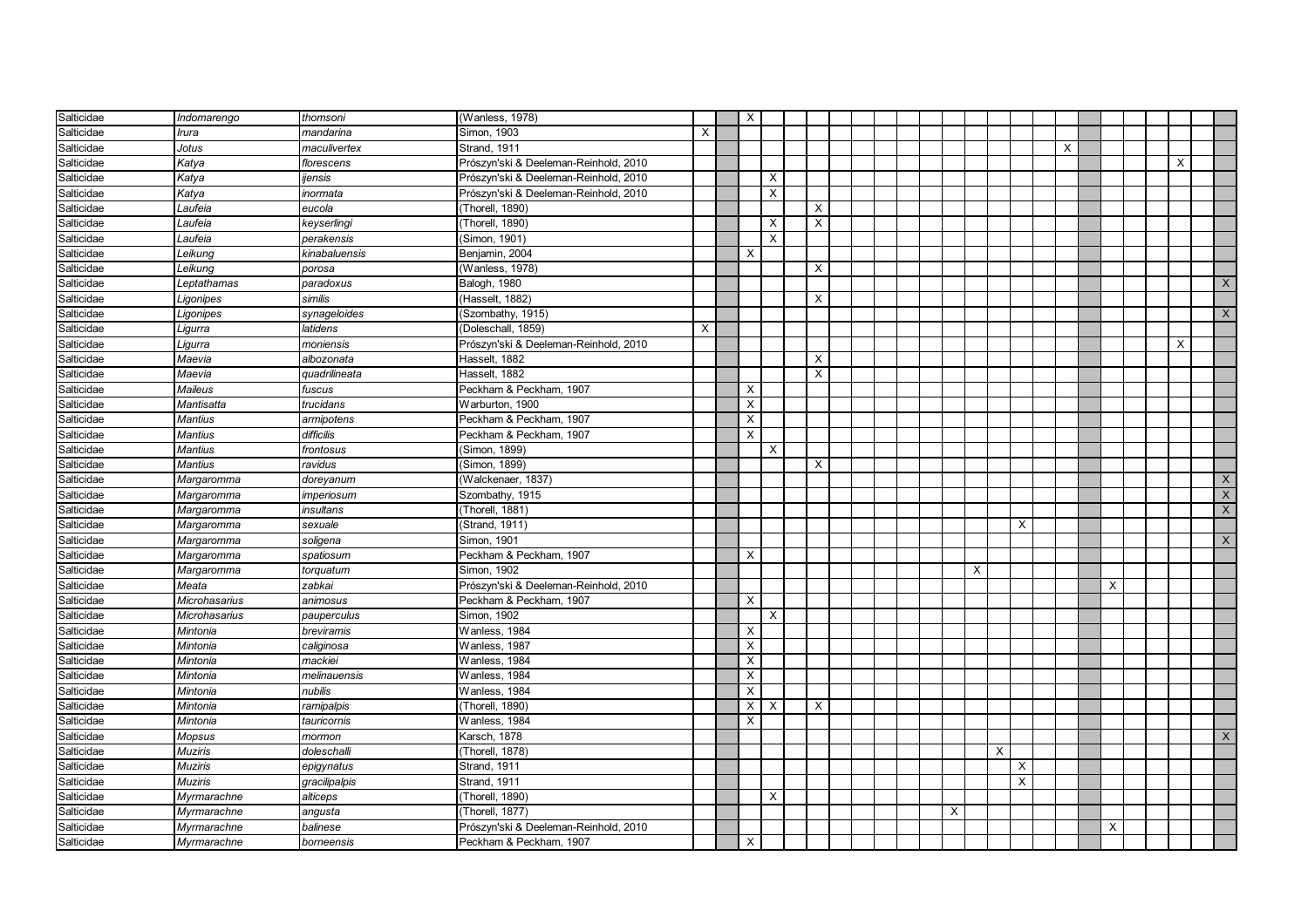| | | | | | | | | | | | | | | | | | | | | | | | | | | | |
|---|---|---|---|---|---|---|---|---|---|---|---|---|---|---|---|---|---|---|---|---|---|---|---|---|---|---|---|
| Salticidae | *Indomarengo* | *thomsoni* | (Wanless, 1978) | | | X | | | | | | | | | | | | | | | | | | | | | |
| Salticidae | *Irura* | *mandarina* | Simon, 1903 | X | | | | | | | | | | | | | | | | | | | | | | | |
| Salticidae | *Jotus* | *maculivertex* | Strand, 1911 | | | | | | | | | | | | | | | | | X | | | | | | | |
| Salticidae | *Katya* | *florescens* | Prószyn'ski & Deeleman-Reinhold, 2010 | | | | | | | | | | | | | | | | | | | | | | X | | |
| Salticidae | *Katya* | *ijensis* | Prószyn'ski & Deeleman-Reinhold, 2010 | | | | X | | | | | | | | | | | | | | | | | | | | |
| Salticidae | *Katya* | *inormata* | Prószyn'ski & Deeleman-Reinhold, 2010 | | | | X | | | | | | | | | | | | | | | | | | | | |
| Salticidae | *Laufeia* | *eucola* | (Thorell, 1890) | | | | | | X | | | | | | | | | | | | | | | | | | |
| Salticidae | *Laufeia* | *keyserlingi* | (Thorell, 1890) | | | | X | | X | | | | | | | | | | | | | | | | | | |
| Salticidae | *Laufeia* | *perakensis* | (Simon, 1901) | | | | X | | | | | | | | | | | | | | | | | | | | |
| Salticidae | *Leikung* | *kinabaluensis* | Benjamin, 2004 | | | X | | | | | | | | | | | | | | | | | | | | | |
| Salticidae | *Leikung* | *porosa* | (Wanless, 1978) | | | | | | X | | | | | | | | | | | | | | | | | | |
| Salticidae | *Leptathamas* | *paradoxus* | Balogh, 1980 | | | | | | | | | | | | | | | | | | | | | | | | X |
| Salticidae | *Ligonipes* | *similis* | (Hasselt, 1882) | | | | | | X | | | | | | | | | | | | | | | | | | |
| Salticidae | *Ligonipes* | *synageloides* | (Szombathy, 1915) | | | | | | | | | | | | | | | | | | | | | | | | X |
| Salticidae | *Ligurra* | *latidens* | (Doleschall, 1859) | X | | | | | | | | | | | | | | | | | | | | | | | |
| Salticidae | *Ligurra* | *moniensis* | Prószyn'ski & Deeleman-Reinhold, 2010 | | | | | | | | | | | | | | | | | | | | | | X | | |
| Salticidae | *Maevia* | *albozonata* | Hasselt, 1882 | | | | | | X | | | | | | | | | | | | | | | | | | |
| Salticidae | *Maevia* | *quadrilineata* | Hasselt, 1882 | | | | | | X | | | | | | | | | | | | | | | | | | |
| Salticidae | *Maileus* | *fuscus* | Peckham & Peckham, 1907 | | | X | | | | | | | | | | | | | | | | | | | | | |
| Salticidae | *Mantisatta* | *trucidans* | Warburton, 1900 | | | X | | | | | | | | | | | | | | | | | | | | | |
| Salticidae | *Mantius* | *armipotens* | Peckham & Peckham, 1907 | | | X | | | | | | | | | | | | | | | | | | | | | |
| Salticidae | *Mantius* | *difficilis* | Peckham & Peckham, 1907 | | | X | | | | | | | | | | | | | | | | | | | | | |
| Salticidae | *Mantius* | *frontosus* | (Simon, 1899) | | | | X | | | | | | | | | | | | | | | | | | | | |
| Salticidae | *Mantius* | *ravidus* | (Simon, 1899) | | | | | | X | | | | | | | | | | | | | | | | | | |
| Salticidae | *Margaromma* | *doreyanum* | (Walckenaer, 1837) | | | | | | | | | | | | | | | | | | | | | | | | X |
| Salticidae | *Margaromma* | *imperiosum* | Szombathy, 1915 | | | | | | | | | | | | | | | | | | | | | | | | X |
| Salticidae | *Margaromma* | *insultans* | (Thorell, 1881) | | | | | | | | | | | | | | | | | | | | | | | | X |
| Salticidae | *Margaromma* | *sexuale* | (Strand, 1911) | | | | | | | | | | | | | | | X | | | | | | | | | |
| Salticidae | *Margaromma* | *soligena* | Simon, 1901 | | | | | | | | | | | | | | | | | | | | | | | | X |
| Salticidae | *Margaromma* | *spatiosum* | Peckham & Peckham, 1907 | | | X | | | | | | | | | | | | | | | | | | | | | |
| Salticidae | *Margaromma* | *torquatum* | Simon, 1902 | | | | | | | | | | | | | X | | | | | | | | | | | |
| Salticidae | *Meata* | *zabkai* | Prószyn'ski & Deeleman-Reinhold, 2010 | | | | | | | | | | | | | | | | | | | X | | | | | |
| Salticidae | *Microhasarius* | *animosus* | Peckham & Peckham, 1907 | | | X | | | | | | | | | | | | | | | | | | | | | |
| Salticidae | *Microhasarius* | *pauperculus* | Simon, 1902 | | | | X | | | | | | | | | | | | | | | | | | | | |
| Salticidae | *Mintonia* | *breviramis* | Wanless, 1984 | | | X | | | | | | | | | | | | | | | | | | | | | |
| Salticidae | *Mintonia* | *caliginosa* | Wanless, 1987 | | | X | | | | | | | | | | | | | | | | | | | | | |
| Salticidae | *Mintonia* | *mackiei* | Wanless, 1984 | | | X | | | | | | | | | | | | | | | | | | | | | |
| Salticidae | *Mintonia* | *melinauensis* | Wanless, 1984 | | | X | | | | | | | | | | | | | | | | | | | | | |
| Salticidae | *Mintonia* | *nubilis* | Wanless, 1984 | | | X | | | | | | | | | | | | | | | | | | | | | |
| Salticidae | *Mintonia* | *ramipalpis* | (Thorell, 1890) | | | X | X | | X | | | | | | | | | | | | | | | | | | |
| Salticidae | *Mintonia* | *tauricornis* | Wanless, 1984 | | | X | | | | | | | | | | | | | | | | | | | | | |
| Salticidae | *Mopsus* | *mormon* | Karsch, 1878 | | | | | | | | | | | | | | | | | | | | | | | | X |
| Salticidae | *Muziris* | *doleschalli* | (Thorell, 1878) | | | | | | | | | | | | | | X | | | | | | | | | | |
| Salticidae | *Muziris* | *epigynatus* | Strand, 1911 | | | | | | | | | | | | | | | X | | | | | | | | | |
| Salticidae | *Muziris* | *gracilipalpis* | Strand, 1911 | | | | | | | | | | | | | | | X | | | | | | | | | |
| Salticidae | *Myrmarachne* | *alticeps* | (Thorell, 1890) | | | | X | | | | | | | | | | | | | | | | | | | | |
| Salticidae | *Myrmarachne* | *angusta* | (Thorell, 1877) | | | | | | | | | | | | X | | | | | | | | | | | | |
| Salticidae | *Myrmarachne* | *balinese* | Prószyn'ski & Deeleman-Reinhold, 2010 | | | | | | | | | | | | | | | | | | | X | | | | | |
| Salticidae | *Myrmarachne* | *borneensis* | Peckham & Peckham, 1907 | | | X | | | | | | | | | | | | | | | | | | | | | |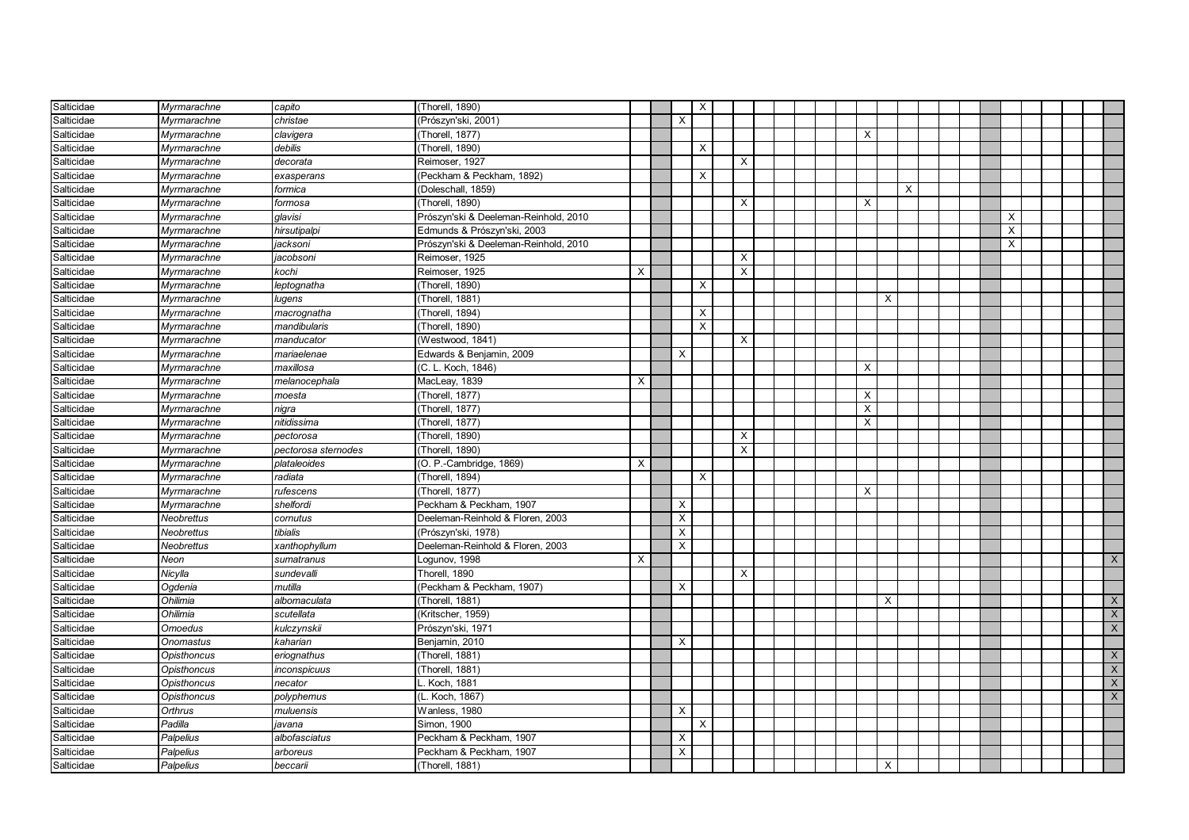| | | | | | | | | | | | | | | | | | | | | | | | | | | | |
|---|---|---|---|---|---|---|---|---|---|---|---|---|---|---|---|---|---|---|---|---|---|---|---|---|---|---|---|
| Salticidae | *Myrmarachne* | *capito* | (Thorell, 1890) | | | | X | | | | | | | | | | | | | | | | | | | | |
| Salticidae | *Myrmarachne* | *christae* | (Prószyn'ski, 2001) | | | X | | | | | | | | | | | | | | | | | | | | | |
| Salticidae | *Myrmarachne* | *clavigera* | (Thorell, 1877) | | | | | | | | | | | | X | | | | | | | | | | | | |
| Salticidae | *Myrmarachne* | *debilis* | (Thorell, 1890) | | | | X | | | | | | | | | | | | | | | | | | | | |
| Salticidae | *Myrmarachne* | *decorata* | Reimoser, 1927 | | | | | | X | | | | | | | | | | | | | | | | | | |
| Salticidae | *Myrmarachne* | *exasperans* | (Peckham & Peckham, 1892) | | | | X | | | | | | | | | | | | | | | | | | | | |
| Salticidae | *Myrmarachne* | *formica* | (Doleschall, 1859) | | | | | | | | | | | | | | X | | | | | | | | | | |
| Salticidae | *Myrmarachne* | *formosa* | (Thorell, 1890) | | | | | | X | | | | | | X | | | | | | | | | | | | |
| Salticidae | *Myrmarachne* | *glavisi* | Prószyn'ski & Deeleman-Reinhold, 2010 | | | | | | | | | | | | | | | | | | | X | | | | | |
| Salticidae | *Myrmarachne* | *hirsutipalpi* | Edmunds & Prószyn'ski, 2003 | | | | | | | | | | | | | | | | | | | X | | | | | |
| Salticidae | *Myrmarachne* | *jacksoni* | Prószyn'ski & Deeleman-Reinhold, 2010 | | | | | | | | | | | | | | | | | | | X | | | | | |
| Salticidae | *Myrmarachne* | *jacobsoni* | Reimoser, 1925 | | | | | | X | | | | | | | | | | | | | | | | | | |
| Salticidae | *Myrmarachne* | *kochi* | Reimoser, 1925 | X | | | | | X | | | | | | | | | | | | | | | | | | |
| Salticidae | *Myrmarachne* | *leptognatha* | (Thorell, 1890) | | | | X | | | | | | | | | | | | | | | | | | | | |
| Salticidae | *Myrmarachne* | *lugens* | (Thorell, 1881) | | | | | | | | | | | | | X | | | | | | | | | | | |
| Salticidae | *Myrmarachne* | *macrognatha* | (Thorell, 1894) | | | | X | | | | | | | | | | | | | | | | | | | | |
| Salticidae | *Myrmarachne* | *mandibularis* | (Thorell, 1890) | | | | X | | | | | | | | | | | | | | | | | | | | |
| Salticidae | *Myrmarachne* | *manducator* | (Westwood, 1841) | | | | | | X | | | | | | | | | | | | | | | | | | |
| Salticidae | *Myrmarachne* | *mariaelenae* | Edwards & Benjamin, 2009 | | | X | | | | | | | | | | | | | | | | | | | | | |
| Salticidae | *Myrmarachne* | *maxillosa* | (C. L. Koch, 1846) | | | | | | | | | | | | X | | | | | | | | | | | | |
| Salticidae | *Myrmarachne* | *melanocephala* | MacLeay, 1839 | X | | | | | | | | | | | | | | | | | | | | | | | |
| Salticidae | *Myrmarachne* | *moesta* | (Thorell, 1877) | | | | | | | | | | | | X | | | | | | | | | | | | |
| Salticidae | *Myrmarachne* | *nigra* | (Thorell, 1877) | | | | | | | | | | | | X | | | | | | | | | | | | |
| Salticidae | *Myrmarachne* | *nitidissima* | (Thorell, 1877) | | | | | | | | | | | | X | | | | | | | | | | | | |
| Salticidae | *Myrmarachne* | *pectorosa* | (Thorell, 1890) | | | | | | X | | | | | | | | | | | | | | | | | | |
| Salticidae | *Myrmarachne* | *pectorosa sternodes* | (Thorell, 1890) | | | | | | X | | | | | | | | | | | | | | | | | | |
| Salticidae | *Myrmarachne* | *plataleoides* | (O. P.-Cambridge, 1869) | X | | | | | | | | | | | | | | | | | | | | | | | |
| Salticidae | *Myrmarachne* | *radiata* | (Thorell, 1894) | | | | X | | | | | | | | | | | | | | | | | | | | |
| Salticidae | *Myrmarachne* | *rufescens* | (Thorell, 1877) | | | | | | | | | | | | X | | | | | | | | | | | | |
| Salticidae | *Myrmarachne* | *shelfordi* | Peckham & Peckham, 1907 | | | X | | | | | | | | | | | | | | | | | | | | | |
| Salticidae | *Neobrettus* | *cornutus* | Deeleman-Reinhold & Floren, 2003 | | | X | | | | | | | | | | | | | | | | | | | | | |
| Salticidae | *Neobrettus* | *tibialis* | (Prószyn'ski, 1978) | | | X | | | | | | | | | | | | | | | | | | | | | |
| Salticidae | *Neobrettus* | *xanthophyllum* | Deeleman-Reinhold & Floren, 2003 | | | X | | | | | | | | | | | | | | | | | | | | | |
| Salticidae | *Neon* | *sumatranus* | Logunov, 1998 | X | | | | | | | | | | | | | | | | | | | | | | | X |
| Salticidae | *Nicylla* | *sundevalli* | Thorell, 1890 | | | | | | X | | | | | | | | | | | | | | | | | | |
| Salticidae | *Ogdenia* | *mutilla* | (Peckham & Peckham, 1907) | | | X | | | | | | | | | | | | | | | | | | | | | |
| Salticidae | *Ohilimia* | *albomaculata* | (Thorell, 1881) | | | | | | | | | | | | | X | | | | | | | | | | | X |
| Salticidae | *Ohilimia* | *scutellata* | (Kritscher, 1959) | | | | | | | | | | | | | | | | | | | | | | | | X |
| Salticidae | *Omoedus* | *kulczynskii* | Prószyn'ski, 1971 | | | | | | | | | | | | | | | | | | | | | | | | X |
| Salticidae | *Onomastus* | *kaharian* | Benjamin, 2010 | | | X | | | | | | | | | | | | | | | | | | | | | |
| Salticidae | *Opisthoncus* | *eriognathus* | (Thorell, 1881) | | | | | | | | | | | | | | | | | | | | | | | | X |
| Salticidae | *Opisthoncus* | *inconspicuus* | (Thorell, 1881) | | | | | | | | | | | | | | | | | | | | | | | | X |
| Salticidae | *Opisthoncus* | *necator* | L. Koch, 1881 | | | | | | | | | | | | | | | | | | | | | | | | X |
| Salticidae | *Opisthoncus* | *polyphemus* | (L. Koch, 1867) | | | | | | | | | | | | | | | | | | | | | | | | X |
| Salticidae | *Orthrus* | *muluensis* | Wanless, 1980 | | | X | | | | | | | | | | | | | | | | | | | | | |
| Salticidae | *Padilla* | *javana* | Simon, 1900 | | | | X | | | | | | | | | | | | | | | | | | | | |
| Salticidae | *Palpelius* | *albofasciatus* | Peckham & Peckham, 1907 | | | X | | | | | | | | | | | | | | | | | | | | | |
| Salticidae | *Palpelius* | *arboreus* | Peckham & Peckham, 1907 | | | X | | | | | | | | | | | | | | | | | | | | | |
| Salticidae | *Palpelius* | *beccarii* | (Thorell, 1881) | | | | | | | | | | | | | X | | | | | | | | | | | |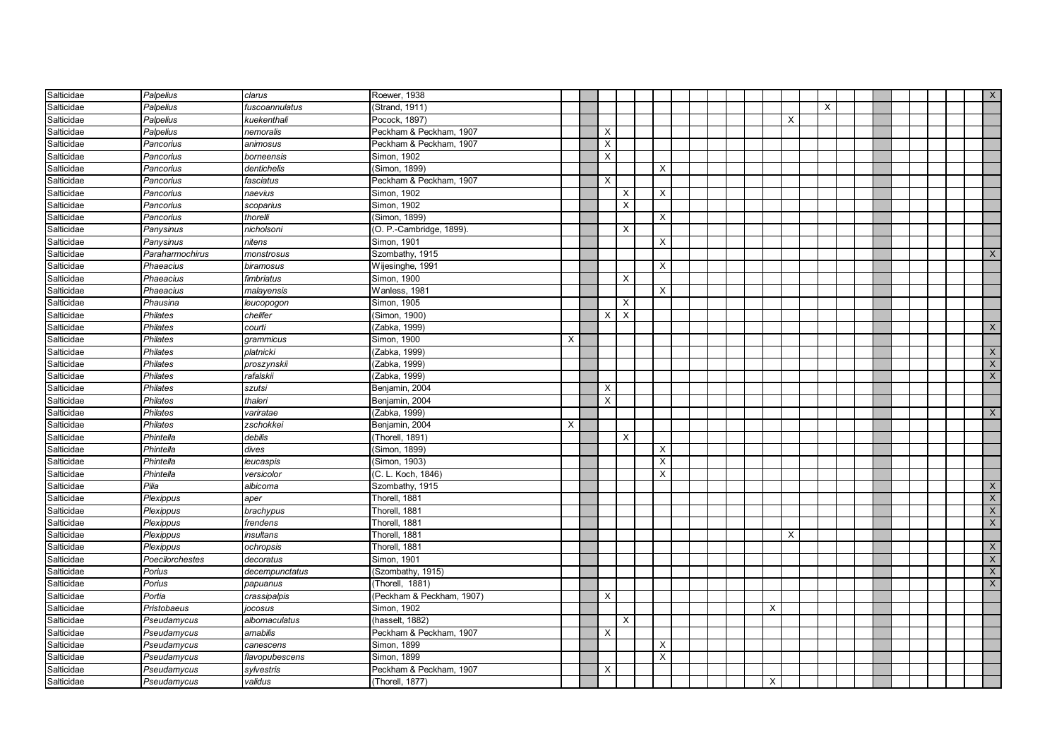| | | | | | | | | | | | | | | | | | | | | | | | | | | | |
|---|---|---|---|---|---|---|---|---|---|---|---|---|---|---|---|---|---|---|---|---|---|---|---|---|---|---|---|
| Salticidae | *Palpelius* | *clarus* | Roewer, 1938 | | | | | | | | | | | | | | | | | | | | | | | | X |
| Salticidae | *Palpelius* | *fuscoannulatus* | (Strand, 1911) | | | | | | | | | | | | | | | X | | | | | | | | | |
| Salticidae | *Palpelius* | *kuekenthali* | Pocock, 1897) | | | | | | | | | | | | | X | | | | | | | | | | | |
| Salticidae | *Palpelius* | *nemoralis* | Peckham & Peckham, 1907 | | | X | | | | | | | | | | | | | | | | | | | | | |
| Salticidae | *Pancorius* | *animosus* | Peckham & Peckham, 1907 | | | X | | | | | | | | | | | | | | | | | | | | | |
| Salticidae | *Pancorius* | *borneensis* | Simon, 1902 | | | X | | | | | | | | | | | | | | | | | | | | | |
| Salticidae | *Pancorius* | *dentichelis* | (Simon, 1899) | | | | | | X | | | | | | | | | | | | | | | | | | |
| Salticidae | *Pancorius* | *fasciatus* | Peckham & Peckham, 1907 | | | X | | | | | | | | | | | | | | | | | | | | | |
| Salticidae | *Pancorius* | *naevius* | Simon, 1902 | | | | X | | X | | | | | | | | | | | | | | | | | | |
| Salticidae | *Pancorius* | *scoparius* | Simon, 1902 | | | | X | | | | | | | | | | | | | | | | | | | | |
| Salticidae | *Pancorius* | *thorelli* | (Simon, 1899) | | | | | | X | | | | | | | | | | | | | | | | | | |
| Salticidae | *Panysinus* | *nicholsoni* | (O. P.-Cambridge, 1899). | | | | X | | | | | | | | | | | | | | | | | | | | |
| Salticidae | *Panysinus* | *nitens* | Simon, 1901 | | | | | | X | | | | | | | | | | | | | | | | | | |
| Salticidae | *Paraharmochirus* | *monstrosus* | Szombathy, 1915 | | | | | | | | | | | | | | | | | | | | | | | | X |
| Salticidae | *Phaeacius* | *biramosus* | Wijesinghe, 1991 | | | | | | X | | | | | | | | | | | | | | | | | | |
| Salticidae | *Phaeacius* | *fimbriatus* | Simon, 1900 | | | | X | | | | | | | | | | | | | | | | | | | | |
| Salticidae | *Phaeacius* | *malayensis* | Wanless, 1981 | | | | | | X | | | | | | | | | | | | | | | | | | |
| Salticidae | *Phausina* | *leucopogon* | Simon, 1905 | | | | X | | | | | | | | | | | | | | | | | | | | |
| Salticidae | *Philates* | *chelifer* | (Simon, 1900) | | | X | X | | | | | | | | | | | | | | | | | | | | |
| Salticidae | *Philates* | *courti* | (Zabka, 1999) | | | | | | | | | | | | | | | | | | | | | | | | X |
| Salticidae | *Philates* | *grammicus* | Simon, 1900 | X | | | | | | | | | | | | | | | | | | | | | | | |
| Salticidae | *Philates* | *platnicki* | (Zabka, 1999) | | | | | | | | | | | | | | | | | | | | | | | | X |
| Salticidae | *Philates* | *proszynskii* | (Zabka, 1999) | | | | | | | | | | | | | | | | | | | | | | | | X |
| Salticidae | *Philates* | *rafalskii* | (Zabka, 1999) | | | | | | | | | | | | | | | | | | | | | | | | X |
| Salticidae | *Philates* | *szutsi* | Benjamin, 2004 | | | X | | | | | | | | | | | | | | | | | | | | | |
| Salticidae | *Philates* | *thaleri* | Benjamin, 2004 | | | X | | | | | | | | | | | | | | | | | | | | | |
| Salticidae | *Philates* | *variratae* | (Zabka, 1999) | | | | | | | | | | | | | | | | | | | | | | | | X |
| Salticidae | *Philates* | *zschokkei* | Benjamin, 2004 | X | | | | | | | | | | | | | | | | | | | | | | | |
| Salticidae | *Phintella* | *debilis* | (Thorell, 1891) | | | | X | | | | | | | | | | | | | | | | | | | | |
| Salticidae | *Phintella* | *dives* | (Simon, 1899) | | | | | | X | | | | | | | | | | | | | | | | | | |
| Salticidae | *Phintella* | *leucaspis* | (Simon, 1903) | | | | | | X | | | | | | | | | | | | | | | | | | |
| Salticidae | *Phintella* | *versicolor* | (C. L. Koch, 1846) | | | | | | X | | | | | | | | | | | | | | | | | | |
| Salticidae | *Pilia* | *albicoma* | Szombathy, 1915 | | | | | | | | | | | | | | | | | | | | | | | | X |
| Salticidae | *Plexippus* | *aper* | Thorell, 1881 | | | | | | | | | | | | | | | | | | | | | | | | X |
| Salticidae | *Plexippus* | *brachypus* | Thorell, 1881 | | | | | | | | | | | | | | | | | | | | | | | | X |
| Salticidae | *Plexippus* | *frendens* | Thorell, 1881 | | | | | | | | | | | | | | | | | | | | | | | | X |
| Salticidae | *Plexippus* | *insultans* | Thorell, 1881 | | | | | | | | | | | | | X | | | | | | | | | | | |
| Salticidae | *Plexippus* | *ochropsis* | Thorell, 1881 | | | | | | | | | | | | | | | | | | | | | | | | X |
| Salticidae | *Poecilorchestes* | *decoratus* | Simon, 1901 | | | | | | | | | | | | | | | | | | | | | | | | X |
| Salticidae | *Porius* | *decempunctatus* | (Szombathy, 1915) | | | | | | | | | | | | | | | | | | | | | | | | X |
| Salticidae | *Porius* | *papuanus* | (Thorell, 1881) | | | | | | | | | | | | | | | | | | | | | | | | X |
| Salticidae | *Portia* | *crassipalpis* | (Peckham & Peckham, 1907) | | | X | | | | | | | | | | | | | | | | | | | | | |
| Salticidae | *Pristobaeus* | *jocosus* | Simon, 1902 | | | | | | | | | | | | X | | | | | | | | | | | | |
| Salticidae | *Pseudamycus* | *albomaculatus* | (hasselt, 1882) | | | | X | | | | | | | | | | | | | | | | | | | | |
| Salticidae | *Pseudamycus* | *amabilis* | Peckham & Peckham, 1907 | | | X | | | | | | | | | | | | | | | | | | | | | |
| Salticidae | *Pseudamycus* | *canescens* | Simon, 1899 | | | | | | X | | | | | | | | | | | | | | | | | | |
| Salticidae | *Pseudamycus* | *flavopubescens* | Simon, 1899 | | | | | | X | | | | | | | | | | | | | | | | | | |
| Salticidae | *Pseudamycus* | *sylvestris* | Peckham & Peckham, 1907 | | | X | | | | | | | | | | | | | | | | | | | | | |
| Salticidae | *Pseudamycus* | *validus* | (Thorell, 1877) | | | | | | | | | | | | X | | | | | | | | | | | | |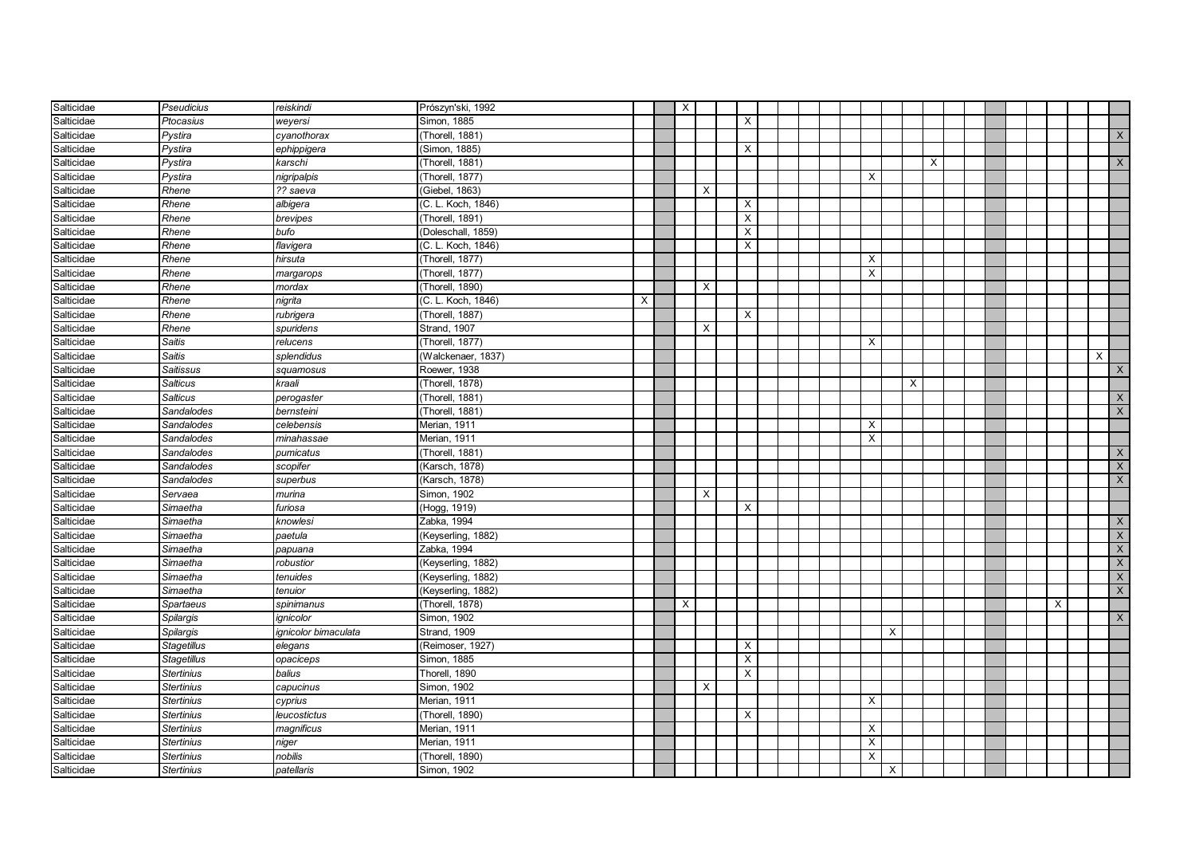| | | | | | | | | | | | | | | | | | | | | | | | | | | | |
|---|---|---|---|---|---|---|---|---|---|---|---|---|---|---|---|---|---|---|---|---|---|---|---|---|---|---|---|
| Salticidae | *Pseudicius* | *reiskindi* | Prószyn'ski, 1992 | | | X | | | | | | | | | | | | | | | | | | | | | |
| Salticidae | *Ptocasius* | *weyersi* | Simon, 1885 | | | | | | X | | | | | | | | | | | | | | | | | | |
| Salticidae | *Pystira* | *cyanothorax* | (Thorell, 1881) | | | | | | | | | | | | | | | | | | | | | | | | X |
| Salticidae | *Pystira* | *ephippigera* | (Simon, 1885) | | | | | | X | | | | | | | | | | | | | | | | | | |
| Salticidae | *Pystira* | *karschi* | (Thorell, 1881) | | | | | | | | | | | | | | | X | | | | | | | | | X |
| Salticidae | *Pystira* | *nigripalpis* | (Thorell, 1877) | | | | | | | | | | | | X | | | | | | | | | | | | |
| Salticidae | *Rhene* | *?? saeva* | (Giebel, 1863) | | | | X | | | | | | | | | | | | | | | | | | | | |
| Salticidae | *Rhene* | *albigera* | (C. L. Koch, 1846) | | | | | | X | | | | | | | | | | | | | | | | | | |
| Salticidae | *Rhene* | *brevipes* | (Thorell, 1891) | | | | | | X | | | | | | | | | | | | | | | | | | |
| Salticidae | *Rhene* | *bufo* | (Doleschall, 1859) | | | | | | X | | | | | | | | | | | | | | | | | | |
| Salticidae | *Rhene* | *flavigera* | (C. L. Koch, 1846) | | | | | | X | | | | | | | | | | | | | | | | | | |
| Salticidae | *Rhene* | *hirsuta* | (Thorell, 1877) | | | | | | | | | | | | X | | | | | | | | | | | | |
| Salticidae | *Rhene* | *margarops* | (Thorell, 1877) | | | | | | | | | | | | X | | | | | | | | | | | | |
| Salticidae | *Rhene* | *mordax* | (Thorell, 1890) | | | | X | | | | | | | | | | | | | | | | | | | | |
| Salticidae | *Rhene* | *nigrita* | (C. L. Koch, 1846) | X | | | | | | | | | | | | | | | | | | | | | | | |
| Salticidae | *Rhene* | *rubrigera* | (Thorell, 1887) | | | | | | X | | | | | | | | | | | | | | | | | | |
| Salticidae | *Rhene* | *spuridens* | Strand, 1907 | | | | X | | | | | | | | | | | | | | | | | | | | |
| Salticidae | *Saitis* | *relucens* | (Thorell, 1877) | | | | | | | | | | | | X | | | | | | | | | | | | |
| Salticidae | *Saitis* | *splendidus* | (Walckenaer, 1837) | | | | | | | | | | | | | | | | | | | | | | | X | |
| Salticidae | *Saitissus* | *squamosus* | Roewer, 1938 | | | | | | | | | | | | | | | | | | | | | | | | X |
| Salticidae | *Salticus* | *kraali* | (Thorell, 1878) | | | | | | | | | | | | | | X | | | | | | | | | | |
| Salticidae | *Salticus* | *perogaster* | (Thorell, 1881) | | | | | | | | | | | | | | | | | | | | | | | | X |
| Salticidae | *Sandalodes* | *bernsteini* | (Thorell, 1881) | | | | | | | | | | | | | | | | | | | | | | | | X |
| Salticidae | *Sandalodes* | *celebensis* | Merian, 1911 | | | | | | | | | | | | X | | | | | | | | | | | | |
| Salticidae | *Sandalodes* | *minahassae* | Merian, 1911 | | | | | | | | | | | | X | | | | | | | | | | | | |
| Salticidae | *Sandalodes* | *pumicatus* | (Thorell, 1881) | | | | | | | | | | | | | | | | | | | | | | | | X |
| Salticidae | *Sandalodes* | *scopifer* | (Karsch, 1878) | | | | | | | | | | | | | | | | | | | | | | | | X |
| Salticidae | *Sandalodes* | *superbus* | (Karsch, 1878) | | | | | | | | | | | | | | | | | | | | | | | | X |
| Salticidae | *Servaea* | *murina* | Simon, 1902 | | | | X | | | | | | | | | | | | | | | | | | | | |
| Salticidae | *Simaetha* | *furiosa* | (Hogg, 1919) | | | | | | X | | | | | | | | | | | | | | | | | | |
| Salticidae | *Simaetha* | *knowlesi* | Zabka, 1994 | | | | | | | | | | | | | | | | | | | | | | | | X |
| Salticidae | *Simaetha* | *paetula* | (Keyserling, 1882) | | | | | | | | | | | | | | | | | | | | | | | | X |
| Salticidae | *Simaetha* | *papuana* | Zabka, 1994 | | | | | | | | | | | | | | | | | | | | | | | | X |
| Salticidae | *Simaetha* | *robustior* | (Keyserling, 1882) | | | | | | | | | | | | | | | | | | | | | | | | X |
| Salticidae | *Simaetha* | *tenuides* | (Keyserling, 1882) | | | | | | | | | | | | | | | | | | | | | | | | X |
| Salticidae | *Simaetha* | *tenuior* | (Keyserling, 1882) | | | | | | | | | | | | | | | | | | | | | | | | X |
| Salticidae | *Spartaeus* | *spinimanus* | (Thorell, 1878) | | | X | | | | | | | | | | | | | | | | | | X | | | |
| Salticidae | *Spilargis* | *ignicolor* | Simon, 1902 | | | | | | | | | | | | | | | | | | | | | | | | X |
| Salticidae | *Spilargis* | *ignicolor bimaculata* | Strand, 1909 | | | | | | | | | | | | | X | | | | | | | | | | | |
| Salticidae | *Stagetillus* | *elegans* | (Reimoser, 1927) | | | | | | X | | | | | | | | | | | | | | | | | | |
| Salticidae | *Stagetillus* | *opaciceps* | Simon, 1885 | | | | | | X | | | | | | | | | | | | | | | | | | |
| Salticidae | *Stertinius* | *balius* | Thorell, 1890 | | | | | | X | | | | | | | | | | | | | | | | | | |
| Salticidae | *Stertinius* | *capucinus* | Simon, 1902 | | | | X | | | | | | | | | | | | | | | | | | | | |
| Salticidae | *Stertinius* | *cyprius* | Merian, 1911 | | | | | | | | | | | | X | | | | | | | | | | | | |
| Salticidae | *Stertinius* | *leucostictus* | (Thorell, 1890) | | | | | | X | | | | | | | | | | | | | | | | | | |
| Salticidae | *Stertinius* | *magnificus* | Merian, 1911 | | | | | | | | | | | | X | | | | | | | | | | | | |
| Salticidae | *Stertinius* | *niger* | Merian, 1911 | | | | | | | | | | | | X | | | | | | | | | | | | |
| Salticidae | *Stertinius* | *nobilis* | (Thorell, 1890) | | | | | | | | | | | | X | | | | | | | | | | | | |
| Salticidae | *Stertinius* | *patellaris* | Simon, 1902 | | | | | | | | | | | | | X | | | | | | | | | | | |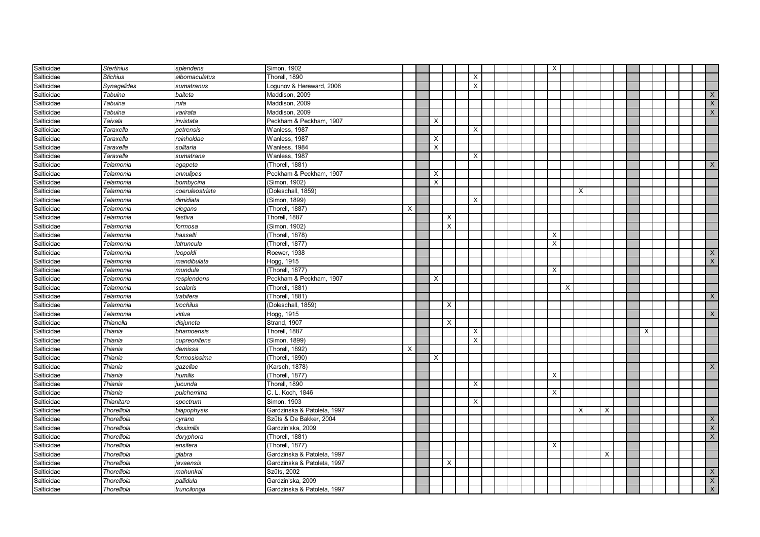| | | | | | | | | | | | | | | | | | | | | | | | | | | | |
|---|---|---|---|---|---|---|---|---|---|---|---|---|---|---|---|---|---|---|---|---|---|---|---|---|---|---|---|
| Salticidae | *Stertinius* | *splendens* | Simon, 1902 | | | | | | | | | | | | X | | | | | | | | | | | | |
| Salticidae | *Stichius* | *albomaculatus* | Thorell, 1890 | | | | | | X | | | | | | | | | | | | | | | | | | |
| Salticidae | *Synagelides* | *sumatranus* | Logunov & Hereward, 2006 | | | | | | X | | | | | | | | | | | | | | | | | | |
| Salticidae | *Tabuina* | *baiteta* | Maddison, 2009 | | | | | | | | | | | | | | | | | | | | | | | | X |
| Salticidae | *Tabuina* | *rufa* | Maddison, 2009 | | | | | | | | | | | | | | | | | | | | | | | | X |
| Salticidae | *Tabuina* | *varirata* | Maddison, 2009 | | | | | | | | | | | | | | | | | | | | | | | | X |
| Salticidae | *Taivala* | *invistata* | Peckham & Peckham, 1907 | | | X | | | | | | | | | | | | | | | | | | | | | |
| Salticidae | *Taraxella* | *petrensis* | Wanless, 1987 | | | | | | X | | | | | | | | | | | | | | | | | | |
| Salticidae | *Taraxella* | *reinholdae* | Wanless, 1987 | | | X | | | | | | | | | | | | | | | | | | | | | |
| Salticidae | *Taraxella* | *solitaria* | Wanless, 1984 | | | X | | | | | | | | | | | | | | | | | | | | | |
| Salticidae | *Taraxella* | *sumatrana* | Wanless, 1987 | | | | | | X | | | | | | | | | | | | | | | | | | |
| Salticidae | *Telamonia* | *agapeta* | (Thorell, 1881) | | | | | | | | | | | | | | | | | | | | | | | | X |
| Salticidae | *Telamonia* | *annulipes* | Peckham & Peckham, 1907 | | | X | | | | | | | | | | | | | | | | | | | | | |
| Salticidae | *Telamonia* | *bombycina* | (Simon, 1902) | | | X | | | | | | | | | | | | | | | | | | | | | |
| Salticidae | *Telamonia* | *coeruleostriata* | (Doleschall, 1859) | | | | | | | | | | | | | | X | | | | | | | | | | |
| Salticidae | *Telamonia* | *dimidiata* | (Simon, 1899) | | | | | | X | | | | | | | | | | | | | | | | | | |
| Salticidae | *Telamonia* | *elegans* | (Thorell, 1887) | X | | | | | | | | | | | | | | | | | | | | | | | |
| Salticidae | *Telamonia* | *festiva* | Thorell, 1887 | | | | X | | | | | | | | | | | | | | | | | | | | |
| Salticidae | *Telamonia* | *formosa* | (Simon, 1902) | | | | X | | | | | | | | | | | | | | | | | | | | |
| Salticidae | *Telamonia* | *hasselti* | (Thorell, 1878) | | | | | | | | | | | | X | | | | | | | | | | | | |
| Salticidae | *Telamonia* | *latruncula* | (Thorell, 1877) | | | | | | | | | | | | X | | | | | | | | | | | | |
| Salticidae | *Telamonia* | *leopoldi* | Roewer, 1938 | | | | | | | | | | | | | | | | | | | | | | | | X |
| Salticidae | *Telamonia* | *mandibulata* | Hogg, 1915 | | | | | | | | | | | | | | | | | | | | | | | | X |
| Salticidae | *Telamonia* | *mundula* | (Thorell, 1877) | | | | | | | | | | | | X | | | | | | | | | | | | |
| Salticidae | *Telamonia* | *resplendens* | Peckham & Peckham, 1907 | | | X | | | | | | | | | | | | | | | | | | | | | |
| Salticidae | *Telamonia* | *scalaris* | (Thorell, 1881) | | | | | | | | | | | | | X | | | | | | | | | | | |
| Salticidae | *Telamonia* | *trabifera* | (Thorell, 1881) | | | | | | | | | | | | | | | | | | | | | | | | X |
| Salticidae | *Telamonia* | *trochilus* | (Doleschall, 1859) | | | | X | | | | | | | | | | | | | | | | | | | | |
| Salticidae | *Telamonia* | *vidua* | Hogg, 1915 | | | | | | | | | | | | | | | | | | | | | | | | X |
| Salticidae | *Thianella* | *disjuncta* | Strand, 1907 | | | | X | | | | | | | | | | | | | | | | | | | | |
| Salticidae | *Thiania* | *bhamoensis* | Thorell, 1887 | | | | | | X | | | | | | | | | | | | | X | | | | | |
| Salticidae | *Thiania* | *cupreonitens* | (Simon, 1899) | | | | | | X | | | | | | | | | | | | | | | | | | |
| Salticidae | *Thiania* | *demissa* | (Thorell, 1892) | X | | | | | | | | | | | | | | | | | | | | | | | |
| Salticidae | *Thiania* | *formosissima* | (Thorell, 1890) | | | X | | | | | | | | | | | | | | | | | | | | | |
| Salticidae | *Thiania* | *gazellae* | (Karsch, 1878) | | | | | | | | | | | | | | | | | | | | | | | | X |
| Salticidae | *Thiania* | *humilis* | (Thorell, 1877) | | | | | | | | | | | | X | | | | | | | | | | | | |
| Salticidae | *Thiania* | *jucunda* | Thorell, 1890 | | | | | | X | | | | | | | | | | | | | | | | | | |
| Salticidae | *Thiania* | *pulcherrima* | C. L. Koch, 1846 | | | | | | | | | | | | X | | | | | | | | | | | | |
| Salticidae | *Thianitara* | *spectrum* | Simon, 1903 | | | | | | X | | | | | | | | | | | | | | | | | | |
| Salticidae | *Thorelliola* | *biapophysis* | Gardzinska & Patoleta, 1997 | | | | | | | | | | | | | | X | | X | | | | | | | | |
| Salticidae | *Thorelliola* | *cyrano* | Szüts & De Bakker, 2004 | | | | | | | | | | | | | | | | | | | | | | | | X |
| Salticidae | *Thorelliola* | *dissimilis* | Gardzin'ska, 2009 | | | | | | | | | | | | | | | | | | | | | | | | X |
| Salticidae | *Thorelliola* | *doryphora* | (Thorell, 1881) | | | | | | | | | | | | | | | | | | | | | | | | X |
| Salticidae | *Thorelliola* | *ensifera* | (Thorell, 1877) | | | | | | | | | | | | X | | | | | | | | | | | | |
| Salticidae | *Thorelliola* | *glabra* | Gardzinska & Patoleta, 1997 | | | | | | | | | | | | | | | | X | | | | | | | | |
| Salticidae | *Thorelliola* | *javaensis* | Gardzinska & Patoleta, 1997 | | | | X | | | | | | | | | | | | | | | | | | | | |
| Salticidae | *Thorelliola* | *mahunkai* | Szüts, 2002 | | | | | | | | | | | | | | | | | | | | | | | | X |
| Salticidae | *Thorelliola* | *pallidula* | Gardzin'ska, 2009 | | | | | | | | | | | | | | | | | | | | | | | | X |
| Salticidae | *Thorelliola* | *truncilonga* | Gardzinska & Patoleta, 1997 | | | | | | | | | | | | | | | | | | | | | | | | X |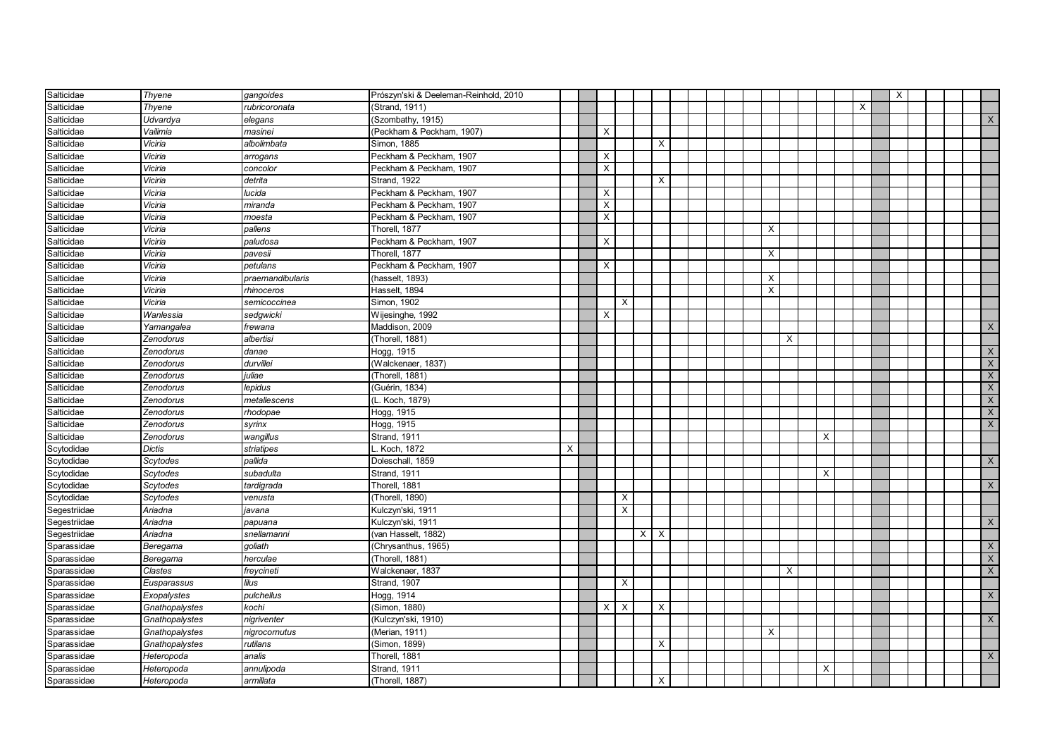| | | | | | | | | | | | | | | | | | | | | | | | | | | | |
|---|---|---|---|---|---|---|---|---|---|---|---|---|---|---|---|---|---|---|---|---|---|---|---|---|---|---|---|
| Salticidae | *Thyene* | *gangoides* | Prószyn'ski & Deeleman-Reinhold, 2010 | | | | | | | | | | | | | | | | | | | X | | | | | |
| Salticidae | *Thyene* | *rubricoronata* | (Strand, 1911) | | | | | | | | | | | | | | | | | X | | | | | | | |
| Salticidae | *Udvardya* | *elegans* | (Szombathy, 1915) | | | | | | | | | | | | | | | | | | | | | | | | X |
| Salticidae | *Vailimia* | *masinei* | (Peckham & Peckham, 1907) | | | X | | | | | | | | | | | | | | | | | | | | | |
| Salticidae | *Viciria* | *albolimbata* | Simon, 1885 | | | | | | X | | | | | | | | | | | | | | | | | | |
| Salticidae | *Viciria* | *arrogans* | Peckham & Peckham, 1907 | | | X | | | | | | | | | | | | | | | | | | | | | |
| Salticidae | *Viciria* | *concolor* | Peckham & Peckham, 1907 | | | X | | | | | | | | | | | | | | | | | | | | | |
| Salticidae | *Viciria* | *detrita* | Strand, 1922 | | | | | | X | | | | | | | | | | | | | | | | | | |
| Salticidae | *Viciria* | *lucida* | Peckham & Peckham, 1907 | | | X | | | | | | | | | | | | | | | | | | | | | |
| Salticidae | *Viciria* | *miranda* | Peckham & Peckham, 1907 | | | X | | | | | | | | | | | | | | | | | | | | | |
| Salticidae | *Viciria* | *moesta* | Peckham & Peckham, 1907 | | | X | | | | | | | | | | | | | | | | | | | | | |
| Salticidae | *Viciria* | *pallens* | Thorell, 1877 | | | | | | | | | | | | X | | | | | | | | | | | | |
| Salticidae | *Viciria* | *paludosa* | Peckham & Peckham, 1907 | | | X | | | | | | | | | | | | | | | | | | | | | |
| Salticidae | *Viciria* | *pavesii* | Thorell, 1877 | | | | | | | | | | | | X | | | | | | | | | | | | |
| Salticidae | *Viciria* | *petulans* | Peckham & Peckham, 1907 | | | X | | | | | | | | | | | | | | | | | | | | | |
| Salticidae | *Viciria* | *praemandibularis* | (hasselt, 1893) | | | | | | | | | | | | X | | | | | | | | | | | | |
| Salticidae | *Viciria* | *rhinoceros* | Hasselt, 1894 | | | | | | | | | | | | X | | | | | | | | | | | | |
| Salticidae | *Viciria* | *semicoccinea* | Simon, 1902 | | | | X | | | | | | | | | | | | | | | | | | | | |
| Salticidae | *Wanlessia* | *sedgwicki* | Wijesinghe, 1992 | | | X | | | | | | | | | | | | | | | | | | | | | |
| Salticidae | *Yamangalea* | *frewana* | Maddison, 2009 | | | | | | | | | | | | | | | | | | | | | | | | X |
| Salticidae | *Zenodorus* | *albertisi* | (Thorell, 1881) | | | | | | | | | | | | | X | | | | | | | | | | | |
| Salticidae | *Zenodorus* | *danae* | Hogg, 1915 | | | | | | | | | | | | | | | | | | | | | | | | X |
| Salticidae | *Zenodorus* | *durvillei* | (Walckenaer, 1837) | | | | | | | | | | | | | | | | | | | | | | | | X |
| Salticidae | *Zenodorus* | *juliae* | (Thorell, 1881) | | | | | | | | | | | | | | | | | | | | | | | | X |
| Salticidae | *Zenodorus* | *lepidus* | (Guérin, 1834) | | | | | | | | | | | | | | | | | | | | | | | | X |
| Salticidae | *Zenodorus* | *metallescens* | (L. Koch, 1879) | | | | | | | | | | | | | | | | | | | | | | | | X |
| Salticidae | *Zenodorus* | *rhodopae* | Hogg, 1915 | | | | | | | | | | | | | | | | | | | | | | | | X |
| Salticidae | *Zenodorus* | *syrinx* | Hogg, 1915 | | | | | | | | | | | | | | | | | | | | | | | | X |
| Salticidae | *Zenodorus* | *wangillus* | Strand, 1911 | | | | | | | | | | | | | | | X | | | | | | | | | |
| Scytodidae | *Dictis* | *striatipes* | L. Koch, 1872 | X | | | | | | | | | | | | | | | | | | | | | | | |
| Scytodidae | *Scytodes* | *pallida* | Doleschall, 1859 | | | | | | | | | | | | | | | | | | | | | | | | X |
| Scytodidae | *Scytodes* | *subadulta* | Strand, 1911 | | | | | | | | | | | | | | | X | | | | | | | | | |
| Scytodidae | *Scytodes* | *tardigrada* | Thorell, 1881 | | | | | | | | | | | | | | | | | | | | | | | | X |
| Scytodidae | *Scytodes* | *venusta* | (Thorell, 1890) | | | | X | | | | | | | | | | | | | | | | | | | | |
| Segestriidae | *Ariadna* | *javana* | Kulczyn'ski, 1911 | | | | X | | | | | | | | | | | | | | | | | | | | |
| Segestriidae | *Ariadna* | *papuana* | Kulczyn'ski, 1911 | | | | | | | | | | | | | | | | | | | | | | | | X |
| Segestriidae | *Ariadna* | *snellamanni* | (van Hasselt, 1882) | | | | | X | X | | | | | | | | | | | | | | | | | | |
| Sparassidae | *Beregama* | *goliath* | (Chrysanthus, 1965) | | | | | | | | | | | | | | | | | | | | | | | | X |
| Sparassidae | *Beregama* | *herculae* | (Thorell, 1881) | | | | | | | | | | | | | | | | | | | | | | | | X |
| Sparassidae | *Clastes* | *freycineti* | Walckenaer, 1837 | | | | | | | | | | | | | X | | | | | | | | | | | X |
| Sparassidae | *Eusparassus* | *lilus* | Strand, 1907 | | | | X | | | | | | | | | | | | | | | | | | | | |
| Sparassidae | *Exopalystes* | *pulchellus* | Hogg, 1914 | | | | | | | | | | | | | | | | | | | | | | | | X |
| Sparassidae | *Gnathopalystes* | *kochi* | (Simon, 1880) | | | X | X | | X | | | | | | | | | | | | | | | | | | |
| Sparassidae | *Gnathopalystes* | *nigriventer* | (Kulczyn'ski, 1910) | | | | | | | | | | | | | | | | | | | | | | | | X |
| Sparassidae | *Gnathopalystes* | *nigrocornutus* | (Merian, 1911) | | | | | | | | | | | | X | | | | | | | | | | | | |
| Sparassidae | *Gnathopalystes* | *rutilans* | (Simon, 1899) | | | | | | X | | | | | | | | | | | | | | | | | | |
| Sparassidae | *Heteropoda* | *analis* | Thorell, 1881 | | | | | | | | | | | | | | | | | | | | | | | | X |
| Sparassidae | *Heteropoda* | *annulipoda* | Strand, 1911 | | | | | | | | | | | | | | | X | | | | | | | | | |
| Sparassidae | *Heteropoda* | *armillata* | (Thorell, 1887) | | | | | | X | | | | | | | | | | | | | | | | | | |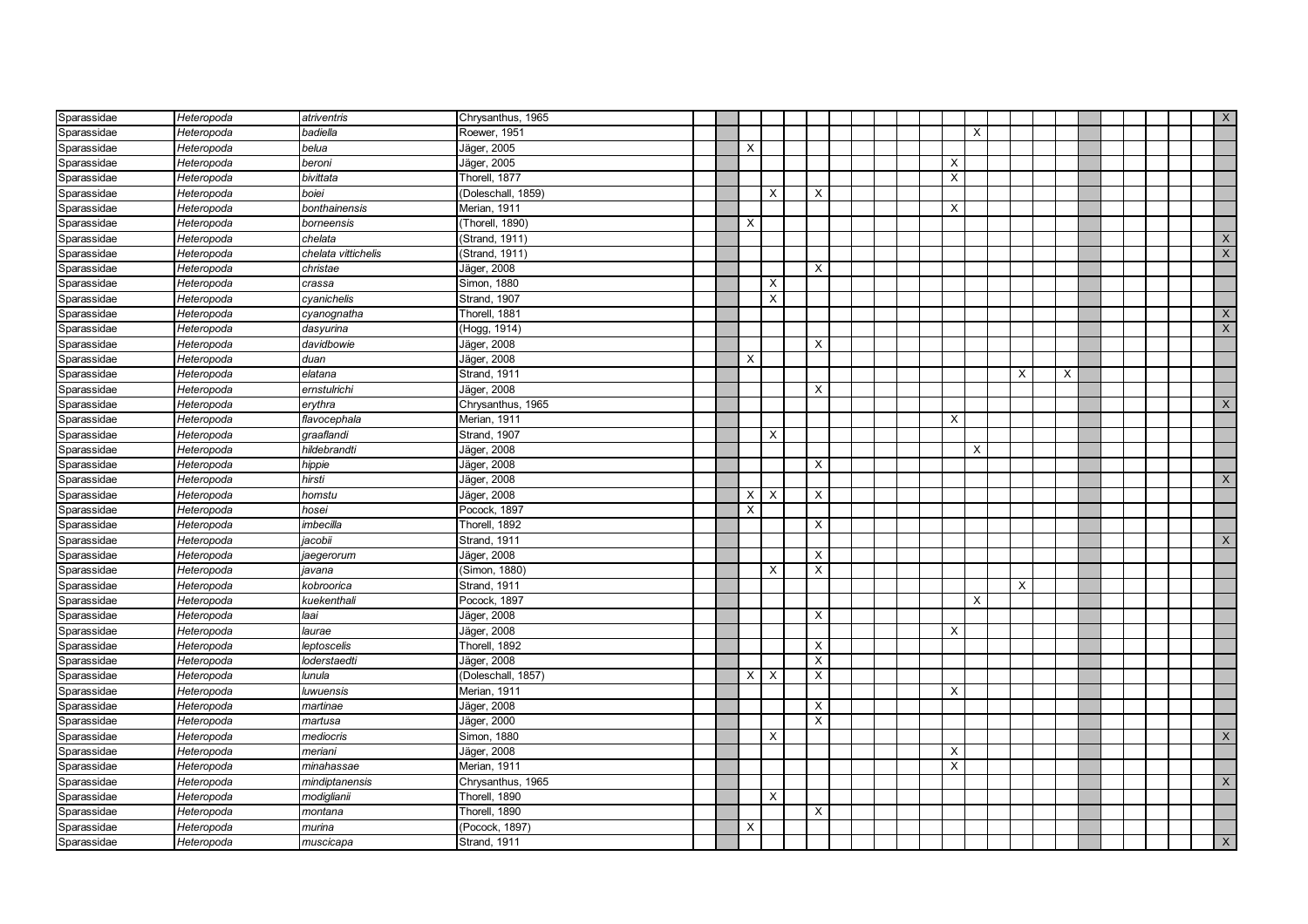| | | | | | | | | | | | | | | | | | | | | | | | | | | | |
|---|---|---|---|---|---|---|---|---|---|---|---|---|---|---|---|---|---|---|---|---|---|---|---|---|---|---|---|
| Sparassidae | *Heteropoda* | *atriventris* | Chrysanthus, 1965 | | | | | | | | | | | | | | | | | | | | | | | | X |
| Sparassidae | *Heteropoda* | *badiella* | Roewer, 1951 | | | | | | | | | | | | | X | | | | | | | | | | | |
| Sparassidae | *Heteropoda* | *belua* | Jäger, 2005 | | | X | | | | | | | | | | | | | | | | | | | | | |
| Sparassidae | *Heteropoda* | *beroni* | Jäger, 2005 | | | | | | | | | | | | X | | | | | | | | | | | | |
| Sparassidae | *Heteropoda* | *bivittata* | Thorell, 1877 | | | | | | | | | | | | X | | | | | | | | | | | | |
| Sparassidae | *Heteropoda* | *boiei* | (Doleschall, 1859) | | | | X | | X | | | | | | | | | | | | | | | | | | |
| Sparassidae | *Heteropoda* | *bonthainensis* | Merian, 1911 | | | | | | | | | | | | X | | | | | | | | | | | | |
| Sparassidae | *Heteropoda* | *borneensis* | (Thorell, 1890) | | | X | | | | | | | | | | | | | | | | | | | | | |
| Sparassidae | *Heteropoda* | *chelata* | (Strand, 1911) | | | | | | | | | | | | | | | | | | | | | | | | X |
| Sparassidae | *Heteropoda* | *chelata vittichelis* | (Strand, 1911) | | | | | | | | | | | | | | | | | | | | | | | | X |
| Sparassidae | *Heteropoda* | *christae* | Jäger, 2008 | | | | | | X | | | | | | | | | | | | | | | | | | |
| Sparassidae | *Heteropoda* | *crassa* | Simon, 1880 | | | | X | | | | | | | | | | | | | | | | | | | | |
| Sparassidae | *Heteropoda* | *cyanichelis* | Strand, 1907 | | | | X | | | | | | | | | | | | | | | | | | | | |
| Sparassidae | *Heteropoda* | *cyanognatha* | Thorell, 1881 | | | | | | | | | | | | | | | | | | | | | | | | X |
| Sparassidae | *Heteropoda* | *dasyurina* | (Hogg, 1914) | | | | | | | | | | | | | | | | | | | | | | | | X |
| Sparassidae | *Heteropoda* | *davidbowie* | Jäger, 2008 | | | | | | X | | | | | | | | | | | | | | | | | | |
| Sparassidae | *Heteropoda* | *duan* | Jäger, 2008 | | | X | | | | | | | | | | | | | | | | | | | | | |
| Sparassidae | *Heteropoda* | *elatana* | Strand, 1911 | | | | | | | | | | | | | | | X | | X | | | | | | | |
| Sparassidae | *Heteropoda* | *ernstulrichi* | Jäger, 2008 | | | | | | X | | | | | | | | | | | | | | | | | | |
| Sparassidae | *Heteropoda* | *erythra* | Chrysanthus, 1965 | | | | | | | | | | | | | | | | | | | | | | | | X |
| Sparassidae | *Heteropoda* | *flavocephala* | Merian, 1911 | | | | | | | | | | | | X | | | | | | | | | | | | |
| Sparassidae | *Heteropoda* | *graaflandi* | Strand, 1907 | | | | X | | | | | | | | | | | | | | | | | | | | |
| Sparassidae | *Heteropoda* | *hildebrandti* | Jäger, 2008 | | | | | | | | | | | | | X | | | | | | | | | | | |
| Sparassidae | *Heteropoda* | *hippie* | Jäger, 2008 | | | | | | X | | | | | | | | | | | | | | | | | | |
| Sparassidae | *Heteropoda* | *hirsti* | Jäger, 2008 | | | | | | | | | | | | | | | | | | | | | | | | X |
| Sparassidae | *Heteropoda* | *homstu* | Jäger, 2008 | | | X | X | | X | | | | | | | | | | | | | | | | | | |
| Sparassidae | *Heteropoda* | *hosei* | Pocock, 1897 | | | X | | | | | | | | | | | | | | | | | | | | | |
| Sparassidae | *Heteropoda* | *imbecilla* | Thorell, 1892 | | | | | | X | | | | | | | | | | | | | | | | | | |
| Sparassidae | *Heteropoda* | *jacobii* | Strand, 1911 | | | | | | | | | | | | | | | | | | | | | | | | X |
| Sparassidae | *Heteropoda* | *jaegerorum* | Jäger, 2008 | | | | | | X | | | | | | | | | | | | | | | | | | |
| Sparassidae | *Heteropoda* | *javana* | (Simon, 1880) | | | | X | | X | | | | | | | | | | | | | | | | | | |
| Sparassidae | *Heteropoda* | *kobroorica* | Strand, 1911 | | | | | | | | | | | | | | | X | | | | | | | | | |
| Sparassidae | *Heteropoda* | *kuekenthali* | Pocock, 1897 | | | | | | | | | | | | | X | | | | | | | | | | | |
| Sparassidae | *Heteropoda* | *laai* | Jäger, 2008 | | | | | | X | | | | | | | | | | | | | | | | | | |
| Sparassidae | *Heteropoda* | *laurae* | Jäger, 2008 | | | | | | | | | | | | X | | | | | | | | | | | | |
| Sparassidae | *Heteropoda* | *leptoscelis* | Thorell, 1892 | | | | | | X | | | | | | | | | | | | | | | | | | |
| Sparassidae | *Heteropoda* | *loderstaedti* | Jäger, 2008 | | | | | | X | | | | | | | | | | | | | | | | | | |
| Sparassidae | *Heteropoda* | *lunula* | (Doleschall, 1857) | | | X | X | | X | | | | | | | | | | | | | | | | | | |
| Sparassidae | *Heteropoda* | *luwuensis* | Merian, 1911 | | | | | | | | | | | | X | | | | | | | | | | | | |
| Sparassidae | *Heteropoda* | *martinae* | Jäger, 2008 | | | | | | X | | | | | | | | | | | | | | | | | | |
| Sparassidae | *Heteropoda* | *martusa* | Jäger, 2000 | | | | | | X | | | | | | | | | | | | | | | | | | |
| Sparassidae | *Heteropoda* | *mediocris* | Simon, 1880 | | | | X | | | | | | | | | | | | | | | | | | | | X |
| Sparassidae | *Heteropoda* | *meriani* | Jäger, 2008 | | | | | | | | | | | | X | | | | | | | | | | | | |
| Sparassidae | *Heteropoda* | *minahassae* | Merian, 1911 | | | | | | | | | | | | X | | | | | | | | | | | | |
| Sparassidae | *Heteropoda* | *mindiptanensis* | Chrysanthus, 1965 | | | | | | | | | | | | | | | | | | | | | | | | X |
| Sparassidae | *Heteropoda* | *modiglianii* | Thorell, 1890 | | | | X | | | | | | | | | | | | | | | | | | | | |
| Sparassidae | *Heteropoda* | *montana* | Thorell, 1890 | | | | | | X | | | | | | | | | | | | | | | | | | |
| Sparassidae | *Heteropoda* | *murina* | (Pocock, 1897) | | | X | | | | | | | | | | | | | | | | | | | | | |
| Sparassidae | *Heteropoda* | *muscicapa* | Strand, 1911 | | | | | | | | | | | | | | | | | | | | | | | | X |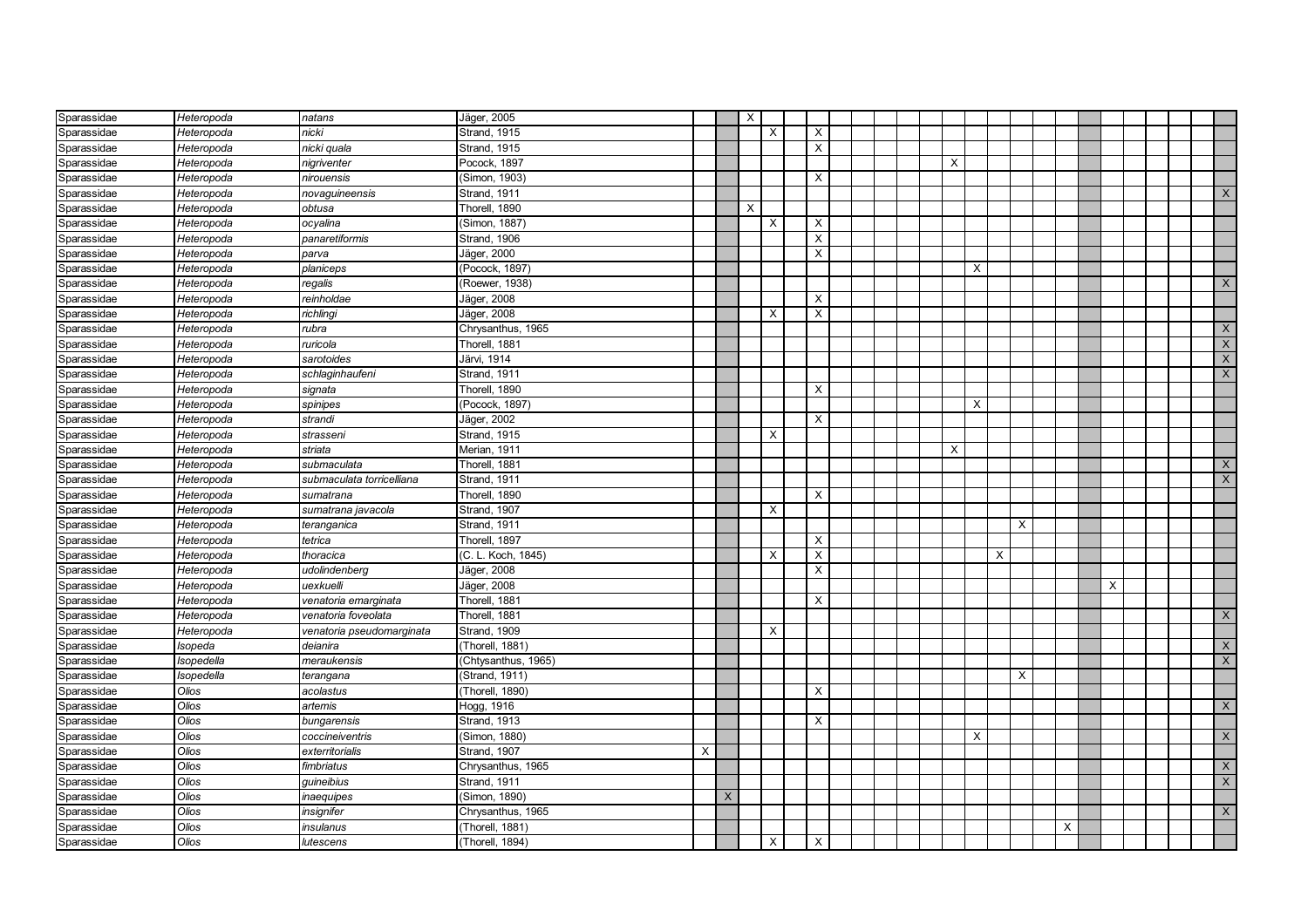| Sparassidae | Heteropoda | natans | Jäger, 2005 | | | X | | | | | | | | | | | | | | | | | | | | | |
|---|---|---|---|---|---|---|---|---|---|---|---|---|---|---|---|---|---|---|---|---|---|---|---|---|---|---|---|
| Sparassidae | Heteropoda | nicki | Strand, 1915 | | | | X | | X | | | | | | | | | | | | | | | | | | |
| Sparassidae | Heteropoda | nicki quala | Strand, 1915 | | | | | | X | | | | | | | | | | | | | | | | | | |
| Sparassidae | Heteropoda | nigriventer | Pocock, 1897 | | | | | | | | | | | | X | | | | | | | | | | | | |
| Sparassidae | Heteropoda | nirouensis | (Simon, 1903) | | | | | | X | | | | | | | | | | | | | | | | | | |
| Sparassidae | Heteropoda | novaguineensis | Strand, 1911 | | | | | | | | | | | | | | | | | | | | | | | | X |
| Sparassidae | Heteropoda | obtusa | Thorell, 1890 | | | X | | | | | | | | | | | | | | | | | | | | | |
| Sparassidae | Heteropoda | ocyalina | (Simon, 1887) | | | | X | | X | | | | | | | | | | | | | | | | | | |
| Sparassidae | Heteropoda | panaretiformis | Strand, 1906 | | | | | | X | | | | | | | | | | | | | | | | | | |
| Sparassidae | Heteropoda | parva | Jäger, 2000 | | | | | | X | | | | | | | | | | | | | | | | | | |
| Sparassidae | Heteropoda | planiceps | (Pocock, 1897) | | | | | | | | | | | | | X | | | | | | | | | | | |
| Sparassidae | Heteropoda | regalis | (Roewer, 1938) | | | | | | | | | | | | | | | | | | | | | | | | X |
| Sparassidae | Heteropoda | reinholdae | Jäger, 2008 | | | | | | X | | | | | | | | | | | | | | | | | | |
| Sparassidae | Heteropoda | richlingi | Jäger, 2008 | | | | X | | X | | | | | | | | | | | | | | | | | | |
| Sparassidae | Heteropoda | rubra | Chrysanthus, 1965 | | | | | | | | | | | | | | | | | | | | | | | | X |
| Sparassidae | Heteropoda | ruricola | Thorell, 1881 | | | | | | | | | | | | | | | | | | | | | | | | X |
| Sparassidae | Heteropoda | sarotoides | Järvi, 1914 | | | | | | | | | | | | | | | | | | | | | | | | X |
| Sparassidae | Heteropoda | schlaginhaufeni | Strand, 1911 | | | | | | | | | | | | | | | | | | | | | | | | X |
| Sparassidae | Heteropoda | signata | Thorell, 1890 | | | | | | X | | | | | | | | | | | | | | | | | | |
| Sparassidae | Heteropoda | spinipes | (Pocock, 1897) | | | | | | | | | | | | | X | | | | | | | | | | | |
| Sparassidae | Heteropoda | strandi | Jäger, 2002 | | | | | | X | | | | | | | | | | | | | | | | | | |
| Sparassidae | Heteropoda | strasseni | Strand, 1915 | | | | X | | | | | | | | | | | | | | | | | | | | |
| Sparassidae | Heteropoda | striata | Merian, 1911 | | | | | | | | | | | | X | | | | | | | | | | | | |
| Sparassidae | Heteropoda | submaculata | Thorell, 1881 | | | | | | | | | | | | | | | | | | | | | | | | X |
| Sparassidae | Heteropoda | submaculata torricelliana | Strand, 1911 | | | | | | | | | | | | | | | | | | | | | | | | X |
| Sparassidae | Heteropoda | sumatrana | Thorell, 1890 | | | | | | X | | | | | | | | | | | | | | | | | | |
| Sparassidae | Heteropoda | sumatrana javacola | Strand, 1907 | | | | X | | | | | | | | | | | | | | | | | | | | |
| Sparassidae | Heteropoda | teranganica | Strand, 1911 | | | | | | | | | | | | | | | X | | | | | | | | | |
| Sparassidae | Heteropoda | tetrica | Thorell, 1897 | | | | | | X | | | | | | | | | | | | | | | | | | |
| Sparassidae | Heteropoda | thoracica | (C. L. Koch, 1845) | | | | X | | X | | | | | | | | X | | | | | | | | | | |
| Sparassidae | Heteropoda | udolindenberg | Jäger, 2008 | | | | | | X | | | | | | | | | | | | | | | | | | |
| Sparassidae | Heteropoda | uexkuelli | Jäger, 2008 | | | | | | | | | | | | | | | | | | | X | | | | | |
| Sparassidae | Heteropoda | venatoria emarginata | Thorell, 1881 | | | | | | X | | | | | | | | | | | | | | | | | | |
| Sparassidae | Heteropoda | venatoria foveolata | Thorell, 1881 | | | | | | | | | | | | | | | | | | | | | | | | X |
| Sparassidae | Heteropoda | venatoria pseudomarginata | Strand, 1909 | | | | X | | | | | | | | | | | | | | | | | | | | |
| Sparassidae | Isopeda | deianira | (Thorell, 1881) | | | | | | | | | | | | | | | | | | | | | | | | X |
| Sparassidae | Isopedella | meraukensis | (Chtysanthus, 1965) | | | | | | | | | | | | | | | | | | | | | | | | X |
| Sparassidae | Isopedella | terangana | (Strand, 1911) | | | | | | | | | | | | | | | X | | | | | | | | | |
| Sparassidae | Olios | acolastus | (Thorell, 1890) | | | | | | X | | | | | | | | | | | | | | | | | | |
| Sparassidae | Olios | artemis | Hogg, 1916 | | | | | | | | | | | | | | | | | | | | | | | | X |
| Sparassidae | Olios | bungarensis | Strand, 1913 | | | | | | X | | | | | | | | | | | | | | | | | | |
| Sparassidae | Olios | coccineiventris | (Simon, 1880) | | | | | | | | | | | | | X | | | | | | | | | | | X |
| Sparassidae | Olios | exterritorialis | Strand, 1907 | X | | | | | | | | | | | | | | | | | | | | | | | |
| Sparassidae | Olios | fimbriatus | Chrysanthus, 1965 | | | | | | | | | | | | | | | | | | | | | | | | X |
| Sparassidae | Olios | guineibius | Strand, 1911 | | | | | | | | | | | | | | | | | | | | | | | | X |
| Sparassidae | Olios | inaequipes | (Simon, 1890) | | X | | | | | | | | | | | | | | | | | | | | | | |
| Sparassidae | Olios | insignifer | Chrysanthus, 1965 | | | | | | | | | | | | | | | | | | | | | | | | X |
| Sparassidae | Olios | insulanus | (Thorell, 1881) | | | | | | | | | | | | | | | | | X | | | | | | | |
| Sparassidae | Olios | lutescens | (Thorell, 1894) | | | | X | | X | | | | | | | | | | | | | | | | | | |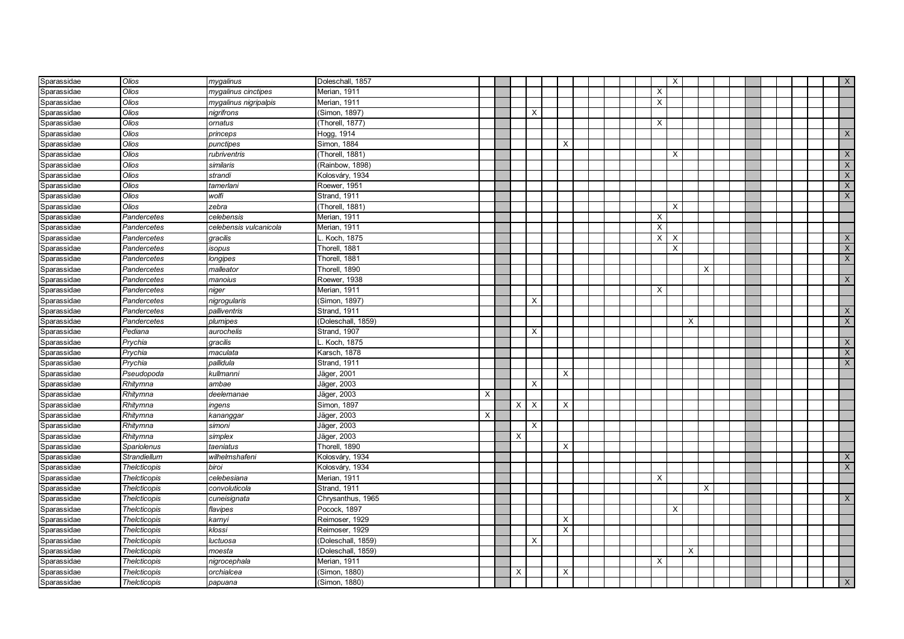| | | | | | | | | | | | | | | | | | | | | | | | | | | | |
|---|---|---|---|---|---|---|---|---|---|---|---|---|---|---|---|---|---|---|---|---|---|---|---|---|---|---|---|
| Sparassidae | Olios | mygalinus | Doleschall, 1857 | | | | | | | | | | | | | X | | | | | | | | | | | X |
| Sparassidae | Olios | mygalinus cinctipes | Merian, 1911 | | | | | | | | | | | | X | | | | | | | | | | | | |
| Sparassidae | Olios | mygalinus nigripalpis | Merian, 1911 | | | | | | | | | | | | X | | | | | | | | | | | | |
| Sparassidae | Olios | nigrifrons | (Simon, 1897) | | | | X | | | | | | | | | | | | | | | | | | | | |
| Sparassidae | Olios | ornatus | (Thorell, 1877) | | | | | | | | | | | | X | | | | | | | | | | | | |
| Sparassidae | Olios | princeps | Hogg, 1914 | | | | | | | | | | | | | | | | | | | | | | | | X |
| Sparassidae | Olios | punctipes | Simon, 1884 | | | | | | X | | | | | | | | | | | | | | | | | | |
| Sparassidae | Olios | rubriventris | (Thorell, 1881) | | | | | | | | | | | | | X | | | | | | | | | | | X |
| Sparassidae | Olios | similaris | (Rainbow, 1898) | | | | | | | | | | | | | | | | | | | | | | | | X |
| Sparassidae | Olios | strandi | Kolosváry, 1934 | | | | | | | | | | | | | | | | | | | | | | | | X |
| Sparassidae | Olios | tamerlani | Roewer, 1951 | | | | | | | | | | | | | | | | | | | | | | | | X |
| Sparassidae | Olios | wolfi | Strand, 1911 | | | | | | | | | | | | | | | | | | | | | | | | X |
| Sparassidae | Olios | zebra | (Thorell, 1881) | | | | | | | | | | | | | X | | | | | | | | | | | |
| Sparassidae | Pandercetes | celebensis | Merian, 1911 | | | | | | | | | | | | X | | | | | | | | | | | | |
| Sparassidae | Pandercetes | celebensis vulcanicola | Merian, 1911 | | | | | | | | | | | | X | | | | | | | | | | | | |
| Sparassidae | Pandercetes | gracilis | L. Koch, 1875 | | | | | | | | | | | | X | X | | | | | | | | | | | X |
| Sparassidae | Pandercetes | isopus | Thorell, 1881 | | | | | | | | | | | | | X | | | | | | | | | | | X |
| Sparassidae | Pandercetes | longipes | Thorell, 1881 | | | | | | | | | | | | | | | | | | | | | | | | X |
| Sparassidae | Pandercetes | malleator | Thorell, 1890 | | | | | | | | | | | | | | | X | | | | | | | | | |
| Sparassidae | Pandercetes | manoius | Roewer, 1938 | | | | | | | | | | | | | | | | | | | | | | | | X |
| Sparassidae | Pandercetes | niger | Merian, 1911 | | | | | | | | | | | | X | | | | | | | | | | | | |
| Sparassidae | Pandercetes | nigrogularis | (Simon, 1897) | | | | X | | | | | | | | | | | | | | | | | | | | |
| Sparassidae | Pandercetes | palliventris | Strand, 1911 | | | | | | | | | | | | | | | | | | | | | | | | X |
| Sparassidae | Pandercetes | plumipes | (Doleschall, 1859) | | | | | | | | | | | | | | X | | | | | | | | | | X |
| Sparassidae | Pediana | aurochelis | Strand, 1907 | | | | X | | | | | | | | | | | | | | | | | | | | |
| Sparassidae | Prychia | gracilis | L. Koch, 1875 | | | | | | | | | | | | | | | | | | | | | | | | X |
| Sparassidae | Prychia | maculata | Karsch, 1878 | | | | | | | | | | | | | | | | | | | | | | | | X |
| Sparassidae | Prychia | pallidula | Strand, 1911 | | | | | | | | | | | | | | | | | | | | | | | | X |
| Sparassidae | Pseudopoda | kullmanni | Jäger, 2001 | | | | | | X | | | | | | | | | | | | | | | | | | |
| Sparassidae | Rhitymna | ambae | Jäger, 2003 | | | | X | | | | | | | | | | | | | | | | | | | | |
| Sparassidae | Rhitymna | deelemanae | Jäger, 2003 | X | | | | | | | | | | | | | | | | | | | | | | | |
| Sparassidae | Rhitymna | ingens | Simon, 1897 | | | X | X | | X | | | | | | | | | | | | | | | | | | |
| Sparassidae | Rhitymna | kananggar | Jäger, 2003 | X | | | | | | | | | | | | | | | | | | | | | | | |
| Sparassidae | Rhitymna | simoni | Jäger, 2003 | | | | X | | | | | | | | | | | | | | | | | | | | |
| Sparassidae | Rhitymna | simplex | Jäger, 2003 | | | X | | | | | | | | | | | | | | | | | | | | | |
| Sparassidae | Spariolenus | taeniatus | Thorell, 1890 | | | | | | X | | | | | | | | | | | | | | | | | | |
| Sparassidae | Strandiellum | wilhelmshafeni | Kolosváry, 1934 | | | | | | | | | | | | | | | | | | | | | | | | X |
| Sparassidae | Thelcticopis | biroi | Kolosváry, 1934 | | | | | | | | | | | | | | | | | | | | | | | | X |
| Sparassidae | Thelcticopis | celebesiana | Merian, 1911 | | | | | | | | | | | | X | | | | | | | | | | | | |
| Sparassidae | Thelcticopis | convoluticola | Strand, 1911 | | | | | | | | | | | | | | | X | | | | | | | | | |
| Sparassidae | Thelcticopis | cuneisignata | Chrysanthus, 1965 | | | | | | | | | | | | | | | | | | | | | | | | X |
| Sparassidae | Thelcticopis | flavipes | Pocock, 1897 | | | | | | | | | | | | | X | | | | | | | | | | | |
| Sparassidae | Thelcticopis | karnyi | Reimoser, 1929 | | | | | | X | | | | | | | | | | | | | | | | | | |
| Sparassidae | Thelcticopis | klossi | Reimoser, 1929 | | | | | | X | | | | | | | | | | | | | | | | | | |
| Sparassidae | Thelcticopis | luctuosa | (Doleschall, 1859) | | | | X | | | | | | | | | | | | | | | | | | | | |
| Sparassidae | Thelcticopis | moesta | (Doleschall, 1859) | | | | | | | | | | | | | | X | | | | | | | | | | |
| Sparassidae | Thelcticopis | nigrocephala | Merian, 1911 | | | | | | | | | | | | X | | | | | | | | | | | | |
| Sparassidae | Thelcticopis | orchialcea | (Simon, 1880) | | | X | | | X | | | | | | | | | | | | | | | | | | |
| Sparassidae | Thelcticopis | papuana | (Simon, 1880) | | | | | | | | | | | | | | | | | | | | | | | | X |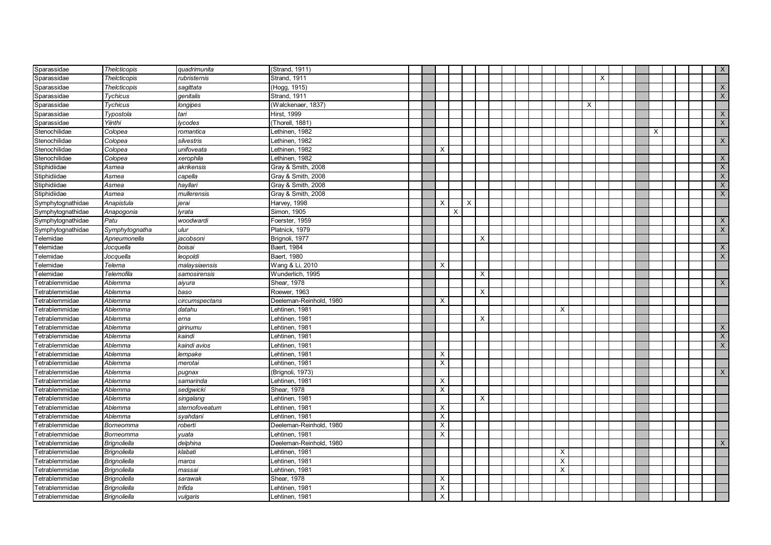| | | | | | | | | | | | | | | | | | | | | | | | | | | | |
|---|---|---|---|---|---|---|---|---|---|---|---|---|---|---|---|---|---|---|---|---|---|---|---|---|---|---|---|
| Sparassidae | *Thelcticopis* | *quadrimunita* | (Strand, 1911) | | | | | | | | | | | | | | | | | | | | | | | | X |
| Sparassidae | *Thelcticopis* | *rubristernis* | Strand, 1911 | | | | | | | | | | | | | | | X | | | | | | | | | |
| Sparassidae | *Thelcticopis* | *sagittata* | (Hogg, 1915) | | | | | | | | | | | | | | | | | | | | | | | | X |
| Sparassidae | *Tychicus* | *genitalis* | Strand, 1911 | | | | | | | | | | | | | | | | | | | | | | | | X |
| Sparassidae | *Tychicus* | *longipes* | (Walckenaer, 1837) | | | | | | | | | | | | | | X | | | | | | | | | | |
| Sparassidae | *Typostola* | *tari* | Hirst, 1999 | | | | | | | | | | | | | | | | | | | | | | | | X |
| Sparassidae | *Yiinthi* | *lycodes* | (Thorell, 1881) | | | | | | | | | | | | | | | | | | | | | | | | X |
| Stenochilidae | *Colopea* | *romantica* | Lethinen, 1982 | | | | | | | | | | | | | | | | | | | X | | | | | |
| Stenochilidae | *Colopea* | *silvestris* | Lethinen, 1982 | | | | | | | | | | | | | | | | | | | | | | | | X |
| Stenochilidae | *Colopea* | *unifoveata* | Lethinen, 1982 | | | X | | | | | | | | | | | | | | | | | | | | | |
| Stenochilidae | *Colopea* | *xerophila* | Lethinen, 1982 | | | | | | | | | | | | | | | | | | | | | | | | X |
| Stiphidiidae | *Asmea* | *akrikensis* | Gray & Smith, 2008 | | | | | | | | | | | | | | | | | | | | | | | | X |
| Stiphidiidae | *Asmea* | *capella* | Gray & Smith, 2008 | | | | | | | | | | | | | | | | | | | | | | | | X |
| Stiphidiidae | *Asmea* | *hayllari* | Gray & Smith, 2008 | | | | | | | | | | | | | | | | | | | | | | | | X |
| Stiphidiidae | *Asmea* | *mullerensis* | Gray & Smith, 2008 | | | | | | | | | | | | | | | | | | | | | | | | X |
| Symphytognathidae | *Anapistula* | *jerai* | Harvey, 1998 | | | X | | X | | | | | | | | | | | | | | | | | | | |
| Symphytognathidae | *Anapogonia* | *lyrata* | Simon, 1905 | | | | X | | | | | | | | | | | | | | | | | | | | |
| Symphytognathidae | *Patu* | *woodwardi* | Foerster, 1959 | | | | | | | | | | | | | | | | | | | | | | | | X |
| Symphytognathidae | *Symphytognatha* | *ulur* | Platnick, 1979 | | | | | | | | | | | | | | | | | | | | | | | | X |
| Telemidae | *Apneumonella* | *jacobsoni* | Brignoli, 1977 | | | | | | X | | | | | | | | | | | | | | | | | | |
| Telemidae | *Jocquella* | *boisai* | Baert, 1984 | | | | | | | | | | | | | | | | | | | | | | | | X |
| Telemidae | *Jocquella* | *leopoldi* | Baert, 1980 | | | | | | | | | | | | | | | | | | | | | | | | X |
| Telemidae | *Telema* | *malaysiaensis* | Wang & Li, 2010 | | | X | | | | | | | | | | | | | | | | | | | | | |
| Telemidae | *Telemofila* | *samosirensis* | Wunderlich, 1995 | | | | | | X | | | | | | | | | | | | | | | | | | |
| Tetrablemmidae | *Ablemma* | *aiyura* | Shear, 1978 | | | | | | | | | | | | | | | | | | | | | | | | X |
| Tetrablemmidae | *Ablemma* | *baso* | Roewer, 1963 | | | | | | X | | | | | | | | | | | | | | | | | | |
| Tetrablemmidae | *Ablemma* | *circumspectans* | Deeleman-Reinhold, 1980 | | | X | | | | | | | | | | | | | | | | | | | | | |
| Tetrablemmidae | *Ablemma* | *datahu* | Lehtinen, 1981 | | | | | | | | | | | | X | | | | | | | | | | | | |
| Tetrablemmidae | *Ablemma* | *erna* | Lehtinen, 1981 | | | | | | X | | | | | | | | | | | | | | | | | | |
| Tetrablemmidae | *Ablemma* | *girinumu* | Lehtinen, 1981 | | | | | | | | | | | | | | | | | | | | | | | | X |
| Tetrablemmidae | *Ablemma* | *kaindi* | Lehtinen, 1981 | | | | | | | | | | | | | | | | | | | | | | | | X |
| Tetrablemmidae | *Ablemma* | *kaindi avios* | Lehtinen, 1981 | | | | | | | | | | | | | | | | | | | | | | | | X |
| Tetrablemmidae | *Ablemma* | *lempake* | Lehtinen, 1981 | | | X | | | | | | | | | | | | | | | | | | | | | |
| Tetrablemmidae | *Ablemma* | *merotai* | Lehtinen, 1981 | | | X | | | | | | | | | | | | | | | | | | | | | |
| Tetrablemmidae | *Ablemma* | *pugnax* | (Brignoli, 1973) | | | | | | | | | | | | | | | | | | | | | | | | X |
| Tetrablemmidae | *Ablemma* | *samarinda* | Lehtinen, 1981 | | | X | | | | | | | | | | | | | | | | | | | | | |
| Tetrablemmidae | *Ablemma* | *sedgwicki* | Shear, 1978 | | | X | | | | | | | | | | | | | | | | | | | | | |
| Tetrablemmidae | *Ablemma* | *singalang* | Lehtinen, 1981 | | | | | | X | | | | | | | | | | | | | | | | | | |
| Tetrablemmidae | *Ablemma* | *sternofoveatum* | Lehtinen, 1981 | | | X | | | | | | | | | | | | | | | | | | | | | |
| Tetrablemmidae | *Ablemma* | *syahdani* | Lehtinen, 1981 | | | X | | | | | | | | | | | | | | | | | | | | | |
| Tetrablemmidae | *Borneomma* | *roberti* | Deeleman-Reinhold, 1980 | | | X | | | | | | | | | | | | | | | | | | | | | |
| Tetrablemmidae | *Borneomma* | *yuata* | Lehtinen, 1981 | | | X | | | | | | | | | | | | | | | | | | | | | |
| Tetrablemmidae | *Brignoliella* | *delphina* | Deeleman-Reinhold, 1980 | | | | | | | | | | | | | | | | | | | | | | | | X |
| Tetrablemmidae | *Brignoliella* | *klabati* | Lehtinen, 1981 | | | | | | | | | | | | X | | | | | | | | | | | | |
| Tetrablemmidae | *Brignoliella* | *maros* | Lehtinen, 1981 | | | | | | | | | | | | X | | | | | | | | | | | | |
| Tetrablemmidae | *Brignoliella* | *massai* | Lehtinen, 1981 | | | | | | | | | | | | X | | | | | | | | | | | | |
| Tetrablemmidae | *Brignoliella* | *sarawak* | Shear, 1978 | | | X | | | | | | | | | | | | | | | | | | | | | |
| Tetrablemmidae | *Brignoliella* | *trifida* | Lehtinen, 1981 | | | X | | | | | | | | | | | | | | | | | | | | | |
| Tetrablemmidae | *Brignoliella* | *vulgaris* | Lehtinen, 1981 | | | X | | | | | | | | | | | | | | | | | | | | | |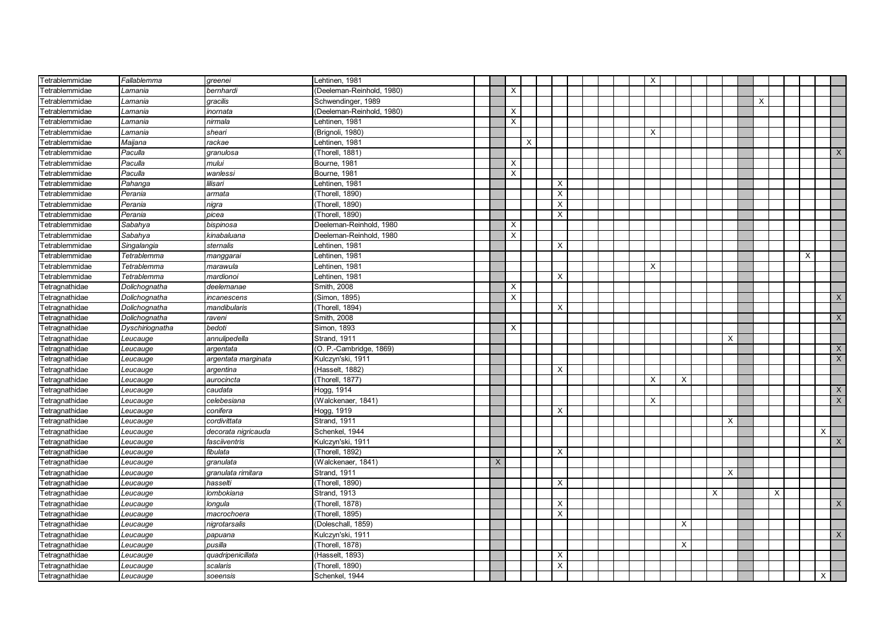| | | | | | | | | | | | | | | | | | | | | | | | | | | | |
|---|---|---|---|---|---|---|---|---|---|---|---|---|---|---|---|---|---|---|---|---|---|---|---|---|---|---|---|
| Tetrablemmidae | *Fallablemma* | *greenei* | Lehtinen, 1981 | | | | | | | | | | | | X | | | | | | | | | | | | |
| Tetrablemmidae | *Lamania* | *bernhardi* | (Deeleman-Reinhold, 1980) | | | X | | | | | | | | | | | | | | | | | | | | | |
| Tetrablemmidae | *Lamania* | *gracilis* | Schwendinger, 1989 | | | | | | | | | | | | | | | | | | | X | | | | | |
| Tetrablemmidae | *Lamania* | *inornata* | (Deeleman-Reinhold, 1980) | | | X | | | | | | | | | | | | | | | | | | | | | |
| Tetrablemmidae | *Lamania* | *nirmala* | Lehtinen, 1981 | | | X | | | | | | | | | | | | | | | | | | | | | |
| Tetrablemmidae | *Lamania* | *sheari* | (Brignoli, 1980) | | | | | | | | | | | | X | | | | | | | | | | | | |
| Tetrablemmidae | *Maijana* | *rackae* | Lehtinen, 1981 | | | | X | | | | | | | | | | | | | | | | | | | | |
| Tetrablemmidae | *Paculla* | *granulosa* | (Thorell, 1881) | | | | | | | | | | | | | | | | | | | | | | | | X |
| Tetrablemmidae | *Paculla* | *mului* | Bourne, 1981 | | | X | | | | | | | | | | | | | | | | | | | | | |
| Tetrablemmidae | *Paculla* | *wanlessi* | Bourne, 1981 | | | X | | | | | | | | | | | | | | | | | | | | | |
| Tetrablemmidae | *Pahanga* | *lilisari* | Lehtinen, 1981 | | | | | | X | | | | | | | | | | | | | | | | | | |
| Tetrablemmidae | *Perania* | *armata* | (Thorell, 1890) | | | | | | X | | | | | | | | | | | | | | | | | | |
| Tetrablemmidae | *Perania* | *nigra* | (Thorell, 1890) | | | | | | X | | | | | | | | | | | | | | | | | | |
| Tetrablemmidae | *Perania* | *picea* | (Thorell, 1890) | | | | | | X | | | | | | | | | | | | | | | | | | |
| Tetrablemmidae | *Sabahya* | *bispinosa* | Deeleman-Reinhold, 1980 | | | X | | | | | | | | | | | | | | | | | | | | | |
| Tetrablemmidae | *Sabahya* | *kinabaluana* | Deeleman-Reinhold, 1980 | | | X | | | | | | | | | | | | | | | | | | | | | |
| Tetrablemmidae | *Singalangia* | *sternalis* | Lehtinen, 1981 | | | | | | X | | | | | | | | | | | | | | | | | | |
| Tetrablemmidae | *Tetrablemma* | *manggarai* | Lehtinen, 1981 | | | | | | | | | | | | | | | | | | | | | | X | | |
| Tetrablemmidae | *Tetrablemma* | *marawula* | Lehtinen, 1981 | | | | | | | | | | | | X | | | | | | | | | | | | |
| Tetrablemmidae | *Tetrablemma* | *mardionoi* | Lehtinen, 1981 | | | | | | X | | | | | | | | | | | | | | | | | | |
| Tetragnathidae | *Dolichognatha* | *deelemanae* | Smith, 2008 | | | X | | | | | | | | | | | | | | | | | | | | | |
| Tetragnathidae | *Dolichognatha* | *incanescens* | (Simon, 1895) | | | X | | | | | | | | | | | | | | | | | | | | | X |
| Tetragnathidae | *Dolichognatha* | *mandibularis* | (Thorell, 1894) | | | | | | X | | | | | | | | | | | | | | | | | | |
| Tetragnathidae | *Dolichognatha* | *raveni* | Smith, 2008 | | | | | | | | | | | | | | | | | | | | | | | | X |
| Tetragnathidae | *Dyschiriognatha* | *bedoti* | Simon, 1893 | | | X | | | | | | | | | | | | | | | | | | | | | |
| Tetragnathidae | *Leucauge* | *annulipedella* | Strand, 1911 | | | | | | | | | | | | | | | | | X | | | | | | | |
| Tetragnathidae | *Leucauge* | *argentata* | (O. P.-Cambridge, 1869) | | | | | | | | | | | | | | | | | | | | | | | | X |
| Tetragnathidae | *Leucauge* | *argentata marginata* | Kulczyn'ski, 1911 | | | | | | | | | | | | | | | | | | | | | | | | X |
| Tetragnathidae | *Leucauge* | *argentina* | (Hasselt, 1882) | | | | | | X | | | | | | | | | | | | | | | | | | |
| Tetragnathidae | *Leucauge* | *aurocincta* | (Thorell, 1877) | | | | | | | | | | | | X | | X | | | | | | | | | | |
| Tetragnathidae | *Leucauge* | *caudata* | Hogg, 1914 | | | | | | | | | | | | | | | | | | | | | | | | X |
| Tetragnathidae | *Leucauge* | *celebesiana* | (Walckenaer, 1841) | | | | | | | | | | | | X | | | | | | | | | | | | X |
| Tetragnathidae | *Leucauge* | *conifera* | Hogg, 1919 | | | | | | X | | | | | | | | | | | | | | | | | | |
| Tetragnathidae | *Leucauge* | *cordivittata* | Strand, 1911 | | | | | | | | | | | | | | | | | X | | | | | | | |
| Tetragnathidae | *Leucauge* | *decorata nigricauda* | Schenkel, 1944 | | | | | | | | | | | | | | | | | | | | | | | X | |
| Tetragnathidae | *Leucauge* | *fasciiventris* | Kulczyn'ski, 1911 | | | | | | | | | | | | | | | | | | | | | | | | X |
| Tetragnathidae | *Leucauge* | *fibulata* | (Thorell, 1892) | | | | | | X | | | | | | | | | | | | | | | | | | |
| Tetragnathidae | *Leucauge* | *granulata* | (Walckenaer, 1841) | | X | | | | | | | | | | | | | | | | | | | | | | |
| Tetragnathidae | *Leucauge* | *granulata rimitara* | Strand, 1911 | | | | | | | | | | | | | | | | | X | | | | | | | |
| Tetragnathidae | *Leucauge* | *hasselti* | (Thorell, 1890) | | | | | | X | | | | | | | | | | | | | | | | | | |
| Tetragnathidae | *Leucauge* | *lombokiana* | Strand, 1913 | | | | | | | | | | | | | | | | X | | | | X | | | | |
| Tetragnathidae | *Leucauge* | *longula* | (Thorell, 1878) | | | | | | X | | | | | | | | | | | | | | | | | | X |
| Tetragnathidae | *Leucauge* | *macrochoera* | (Thorell, 1895) | | | | | | X | | | | | | | | | | | | | | | | | | |
| Tetragnathidae | *Leucauge* | *nigrotarsalis* | (Doleschall, 1859) | | | | | | | | | | | | | | X | | | | | | | | | | |
| Tetragnathidae | *Leucauge* | *papuana* | Kulczyn'ski, 1911 | | | | | | | | | | | | | | | | | | | | | | | | X |
| Tetragnathidae | *Leucauge* | *pusilla* | (Thorell, 1878) | | | | | | | | | | | | | | X | | | | | | | | | | |
| Tetragnathidae | *Leucauge* | *quadripenicillata* | (Hasselt, 1893) | | | | | | X | | | | | | | | | | | | | | | | | | |
| Tetragnathidae | *Leucauge* | *scalaris* | (Thorell, 1890) | | | | | | X | | | | | | | | | | | | | | | | | | |
| Tetragnathidae | *Leucauge* | *soeensis* | Schenkel, 1944 | | | | | | | | | | | | | | | | | | | | | | | X | |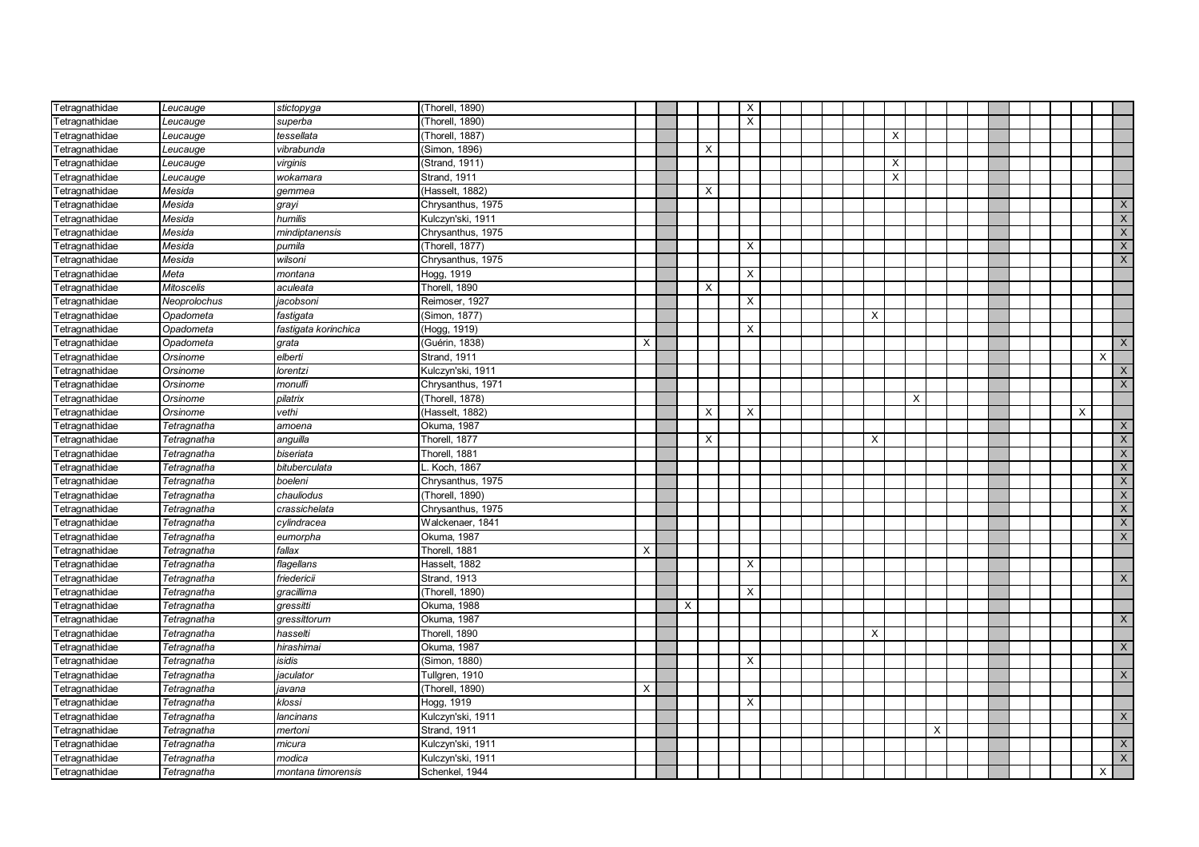| | | | | | | | | | | | | | | | | | | | | | | | | | | | |
|---|---|---|---|---|---|---|---|---|---|---|---|---|---|---|---|---|---|---|---|---|---|---|---|---|---|---|---|
| Tetragnathidae | *Leucauge* | *stictopyga* | (Thorell, 1890) | | | | | | X | | | | | | | | | | | | | | | | | | |
| Tetragnathidae | *Leucauge* | *superba* | (Thorell, 1890) | | | | | | X | | | | | | | | | | | | | | | | | | |
| Tetragnathidae | *Leucauge* | *tessellata* | (Thorell, 1887) | | | | | | | | | | | | | X | | | | | | | | | | | |
| Tetragnathidae | *Leucauge* | *vibrabunda* | (Simon, 1896) | | | | X | | | | | | | | | | | | | | | | | | | | |
| Tetragnathidae | *Leucauge* | *virginis* | (Strand, 1911) | | | | | | | | | | | | | X | | | | | | | | | | | |
| Tetragnathidae | *Leucauge* | *wokamara* | Strand, 1911 | | | | | | | | | | | | | X | | | | | | | | | | | |
| Tetragnathidae | *Mesida* | *gemmea* | (Hasselt, 1882) | | | | X | | | | | | | | | | | | | | | | | | | | |
| Tetragnathidae | *Mesida* | *grayi* | Chrysanthus, 1975 | | | | | | | | | | | | | | | | | | | | | | | | X |
| Tetragnathidae | *Mesida* | *humilis* | Kulczyn'ski, 1911 | | | | | | | | | | | | | | | | | | | | | | | | X |
| Tetragnathidae | *Mesida* | *mindiptanensis* | Chrysanthus, 1975 | | | | | | | | | | | | | | | | | | | | | | | | X |
| Tetragnathidae | *Mesida* | *pumila* | (Thorell, 1877) | | | | | | X | | | | | | | | | | | | | | | | | | X |
| Tetragnathidae | *Mesida* | *wilsoni* | Chrysanthus, 1975 | | | | | | | | | | | | | | | | | | | | | | | | X |
| Tetragnathidae | *Meta* | *montana* | Hogg, 1919 | | | | | | X | | | | | | | | | | | | | | | | | | |
| Tetragnathidae | *Mitoscelis* | *aculeata* | Thorell, 1890 | | | | X | | | | | | | | | | | | | | | | | | | | |
| Tetragnathidae | *Neoprolochus* | *jacobsoni* | Reimoser, 1927 | | | | | | X | | | | | | | | | | | | | | | | | | |
| Tetragnathidae | *Opadometa* | *fastigata* | (Simon, 1877) | | | | | | | | | | | | X | | | | | | | | | | | | |
| Tetragnathidae | *Opadometa* | *fastigata korinchica* | (Hogg, 1919) | | | | | | X | | | | | | | | | | | | | | | | | | |
| Tetragnathidae | *Opadometa* | *grata* | (Guérin, 1838) | X | | | | | | | | | | | | | | | | | | | | | | | X |
| Tetragnathidae | *Orsinome* | *elberti* | Strand, 1911 | | | | | | | | | | | | | | | | | | | | | | | X | |
| Tetragnathidae | *Orsinome* | *lorentzi* | Kulczyn'ski, 1911 | | | | | | | | | | | | | | | | | | | | | | | | X |
| Tetragnathidae | *Orsinome* | *monulfi* | Chrysanthus, 1971 | | | | | | | | | | | | | | | | | | | | | | | | X |
| Tetragnathidae | *Orsinome* | *pilatrix* | (Thorell, 1878) | | | | | | | | | | | | | | X | | | | | | | | | | |
| Tetragnathidae | *Orsinome* | *vethi* | (Hasselt, 1882) | | | | X | | X | | | | | | | | | | | | | | | | X | | |
| Tetragnathidae | *Tetragnatha* | *amoena* | Okuma, 1987 | | | | | | | | | | | | | | | | | | | | | | | | X |
| Tetragnathidae | *Tetragnatha* | *anguilla* | Thorell, 1877 | | | | X | | | | | | | | X | | | | | | | | | | | | X |
| Tetragnathidae | *Tetragnatha* | *biseriata* | Thorell, 1881 | | | | | | | | | | | | | | | | | | | | | | | | X |
| Tetragnathidae | *Tetragnatha* | *bituberculata* | L. Koch, 1867 | | | | | | | | | | | | | | | | | | | | | | | | X |
| Tetragnathidae | *Tetragnatha* | *boeleni* | Chrysanthus, 1975 | | | | | | | | | | | | | | | | | | | | | | | | X |
| Tetragnathidae | *Tetragnatha* | *chauliodus* | (Thorell, 1890) | | | | | | | | | | | | | | | | | | | | | | | | X |
| Tetragnathidae | *Tetragnatha* | *crassichelata* | Chrysanthus, 1975 | | | | | | | | | | | | | | | | | | | | | | | | X |
| Tetragnathidae | *Tetragnatha* | *cylindracea* | Walckenaer, 1841 | | | | | | | | | | | | | | | | | | | | | | | | X |
| Tetragnathidae | *Tetragnatha* | *eumorpha* | Okuma, 1987 | | | | | | | | | | | | | | | | | | | | | | | | X |
| Tetragnathidae | *Tetragnatha* | *fallax* | Thorell, 1881 | X | | | | | | | | | | | | | | | | | | | | | | | |
| Tetragnathidae | *Tetragnatha* | *flagellans* | Hasselt, 1882 | | | | | | X | | | | | | | | | | | | | | | | | | |
| Tetragnathidae | *Tetragnatha* | *friedericii* | Strand, 1913 | | | | | | | | | | | | | | | | | | | | | | | | X |
| Tetragnathidae | *Tetragnatha* | *gracillima* | (Thorell, 1890) | | | | | | X | | | | | | | | | | | | | | | | | | |
| Tetragnathidae | *Tetragnatha* | *gressitti* | Okuma, 1988 | | | X | | | | | | | | | | | | | | | | | | | | | |
| Tetragnathidae | *Tetragnatha* | *gressittorum* | Okuma, 1987 | | | | | | | | | | | | | | | | | | | | | | | | X |
| Tetragnathidae | *Tetragnatha* | *hasselti* | Thorell, 1890 | | | | | | | | | | | | X | | | | | | | | | | | | |
| Tetragnathidae | *Tetragnatha* | *hirashimai* | Okuma, 1987 | | | | | | | | | | | | | | | | | | | | | | | | X |
| Tetragnathidae | *Tetragnatha* | *isidis* | (Simon, 1880) | | | | | | X | | | | | | | | | | | | | | | | | | |
| Tetragnathidae | *Tetragnatha* | *jaculator* | Tullgren, 1910 | | | | | | | | | | | | | | | | | | | | | | | | X |
| Tetragnathidae | *Tetragnatha* | *javana* | (Thorell, 1890) | X | | | | | | | | | | | | | | | | | | | | | | | |
| Tetragnathidae | *Tetragnatha* | *klossi* | Hogg, 1919 | | | | | | X | | | | | | | | | | | | | | | | | | |
| Tetragnathidae | *Tetragnatha* | *lancinans* | Kulczyn'ski, 1911 | | | | | | | | | | | | | | | | | | | | | | | | X |
| Tetragnathidae | *Tetragnatha* | *mertoni* | Strand, 1911 | | | | | | | | | | | | | | | X | | | | | | | | | |
| Tetragnathidae | *Tetragnatha* | *micura* | Kulczyn'ski, 1911 | | | | | | | | | | | | | | | | | | | | | | | | X |
| Tetragnathidae | *Tetragnatha* | *modica* | Kulczyn'ski, 1911 | | | | | | | | | | | | | | | | | | | | | | | | X |
| Tetragnathidae | *Tetragnatha* | *montana timorensis* | Schenkel, 1944 | | | | | | | | | | | | | | | | | | | | | | | X | |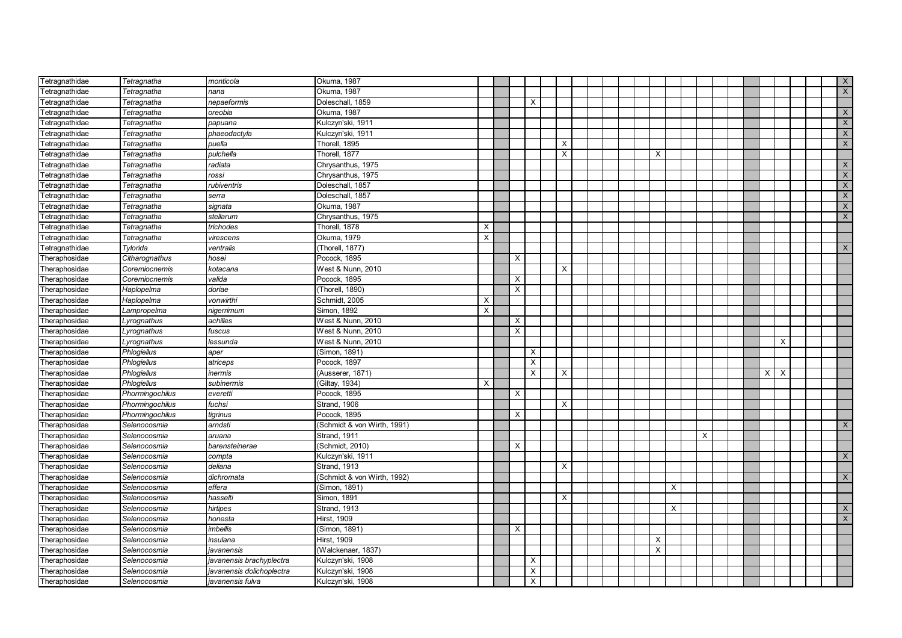| | | | | | | | | | | | | | | | | | | | | | | | | | | | |
|---|---|---|---|---|---|---|---|---|---|---|---|---|---|---|---|---|---|---|---|---|---|---|---|---|---|---|---|
| Tetragnathidae | *Tetragnatha* | *monticola* | Okuma, 1987 | | | | | | | | | | | | | | | | | | | | | | | | X |
| Tetragnathidae | *Tetragnatha* | *nana* | Okuma, 1987 | | | | | | | | | | | | | | | | | | | | | | | | X |
| Tetragnathidae | *Tetragnatha* | *nepaeformis* | Doleschall, 1859 | | | | X | | | | | | | | | | | | | | | | | | | | |
| Tetragnathidae | *Tetragnatha* | *oreobia* | Okuma, 1987 | | | | | | | | | | | | | | | | | | | | | | | | X |
| Tetragnathidae | *Tetragnatha* | *papuana* | Kulczyn'ski, 1911 | | | | | | | | | | | | | | | | | | | | | | | | X |
| Tetragnathidae | *Tetragnatha* | *phaeodactyla* | Kulczyn'ski, 1911 | | | | | | | | | | | | | | | | | | | | | | | | X |
| Tetragnathidae | *Tetragnatha* | *puella* | Thorell, 1895 | | | | | | X | | | | | | | | | | | | | | | | | | X |
| Tetragnathidae | *Tetragnatha* | *pulchella* | Thorell, 1877 | | | | | | X | | | | | | X | | | | | | | | | | | | |
| Tetragnathidae | *Tetragnatha* | *radiata* | Chrysanthus, 1975 | | | | | | | | | | | | | | | | | | | | | | | | X |
| Tetragnathidae | *Tetragnatha* | *rossi* | Chrysanthus, 1975 | | | | | | | | | | | | | | | | | | | | | | | | X |
| Tetragnathidae | *Tetragnatha* | *rubiventris* | Doleschall, 1857 | | | | | | | | | | | | | | | | | | | | | | | | X |
| Tetragnathidae | *Tetragnatha* | *serra* | Doleschall, 1857 | | | | | | | | | | | | | | | | | | | | | | | | X |
| Tetragnathidae | *Tetragnatha* | *signata* | Okuma, 1987 | | | | | | | | | | | | | | | | | | | | | | | | X |
| Tetragnathidae | *Tetragnatha* | *stellarum* | Chrysanthus, 1975 | | | | | | | | | | | | | | | | | | | | | | | | X |
| Tetragnathidae | *Tetragnatha* | *trichodes* | Thorell, 1878 | X | | | | | | | | | | | | | | | | | | | | | | | |
| Tetragnathidae | *Tetragnatha* | *virescens* | Okuma, 1979 | X | | | | | | | | | | | | | | | | | | | | | | | |
| Tetragnathidae | *Tylorida* | *ventralis* | (Thorell, 1877) | | | | | | | | | | | | | | | | | | | | | | | | X |
| Theraphosidae | *Citharognathus* | *hosei* | Pocock, 1895 | | | X | | | | | | | | | | | | | | | | | | | | | |
| Theraphosidae | *Coremiocnemis* | *kotacana* | West & Nunn, 2010 | | | | | | X | | | | | | | | | | | | | | | | | | |
| Theraphosidae | *Coremiocnemis* | *valida* | Pocock, 1895 | | | X | | | | | | | | | | | | | | | | | | | | | |
| Theraphosidae | *Haplopelma* | *doriae* | (Thorell, 1890) | | | X | | | | | | | | | | | | | | | | | | | | | |
| Theraphosidae | *Haplopelma* | *vonwirthi* | Schmidt, 2005 | X | | | | | | | | | | | | | | | | | | | | | | | |
| Theraphosidae | *Lampropelma* | *nigerrimum* | Simon, 1892 | X | | | | | | | | | | | | | | | | | | | | | | | |
| Theraphosidae | *Lyrognathus* | *achilles* | West & Nunn, 2010 | | | X | | | | | | | | | | | | | | | | | | | | | |
| Theraphosidae | *Lyrognathus* | *fuscus* | West & Nunn, 2010 | | | X | | | | | | | | | | | | | | | | | | | | | |
| Theraphosidae | *Lyrognathus* | *lessunda* | West & Nunn, 2010 | | | | | | | | | | | | | | | | | | | | X | | | | |
| Theraphosidae | *Phlogiellus* | *aper* | (Simon, 1891) | | | | X | | | | | | | | | | | | | | | | | | | | |
| Theraphosidae | *Phlogiellus* | *atriceps* | Pocock, 1897 | | | | X | | | | | | | | | | | | | | | | | | | | |
| Theraphosidae | *Phlogiellus* | *inermis* | (Ausserer, 1871) | | | | X | | X | | | | | | | | | | | | | X | X | | | | |
| Theraphosidae | *Phlogiellus* | *subinermis* | (Giltay, 1934) | X | | | | | | | | | | | | | | | | | | | | | | | |
| Theraphosidae | *Phormingochilus* | *everetti* | Pocock, 1895 | | | X | | | | | | | | | | | | | | | | | | | | | |
| Theraphosidae | *Phormingochilus* | *fuchsi* | Strand, 1906 | | | | | | X | | | | | | | | | | | | | | | | | | |
| Theraphosidae | *Phormingochilus* | *tigrinus* | Pocock, 1895 | | | X | | | | | | | | | | | | | | | | | | | | | |
| Theraphosidae | *Selenocosmia* | *arndsti* | (Schmidt & von Wirth, 1991) | | | | | | | | | | | | | | | | | | | | | | | | X |
| Theraphosidae | *Selenocosmia* | *aruana* | Strand, 1911 | | | | | | | | | | | | | | | X | | | | | | | | | |
| Theraphosidae | *Selenocosmia* | *barensteinerae* | (Schmidt, 2010) | | | X | | | | | | | | | | | | | | | | | | | | | |
| Theraphosidae | *Selenocosmia* | *compta* | Kulczyn'ski, 1911 | | | | | | | | | | | | | | | | | | | | | | | | X |
| Theraphosidae | *Selenocosmia* | *deliana* | Strand, 1913 | | | | | | X | | | | | | | | | | | | | | | | | | |
| Theraphosidae | *Selenocosmia* | *dichromata* | (Schmidt & von Wirth, 1992) | | | | | | | | | | | | | | | | | | | | | | | | X |
| Theraphosidae | *Selenocosmia* | *effera* | (Simon, 1891) | | | | | | | | | | | | | X | | | | | | | | | | | |
| Theraphosidae | *Selenocosmia* | *hasselti* | Simon, 1891 | | | | | | X | | | | | | | | | | | | | | | | | | |
| Theraphosidae | *Selenocosmia* | *hirtipes* | Strand, 1913 | | | | | | | | | | | | | X | | | | | | | | | | | X |
| Theraphosidae | *Selenocosmia* | *honesta* | Hirst, 1909 | | | | | | | | | | | | | | | | | | | | | | | | X |
| Theraphosidae | *Selenocosmia* | *imbellis* | (Simon, 1891) | | | X | | | | | | | | | | | | | | | | | | | | | |
| Theraphosidae | *Selenocosmia* | *insulana* | Hirst, 1909 | | | | | | | | | | | | X | | | | | | | | | | | | |
| Theraphosidae | *Selenocosmia* | *javanensis* | (Walckenaer, 1837) | | | | | | | | | | | | X | | | | | | | | | | | | |
| Theraphosidae | *Selenocosmia* | *javanensis brachyplectra* | Kulczyn'ski, 1908 | | | | X | | | | | | | | | | | | | | | | | | | | |
| Theraphosidae | *Selenocosmia* | *javanensis dolichoplectra* | Kulczyn'ski, 1908 | | | | X | | | | | | | | | | | | | | | | | | | | |
| Theraphosidae | *Selenocosmia* | *javanensis fulva* | Kulczyn'ski, 1908 | | | | X | | | | | | | | | | | | | | | | | | | | |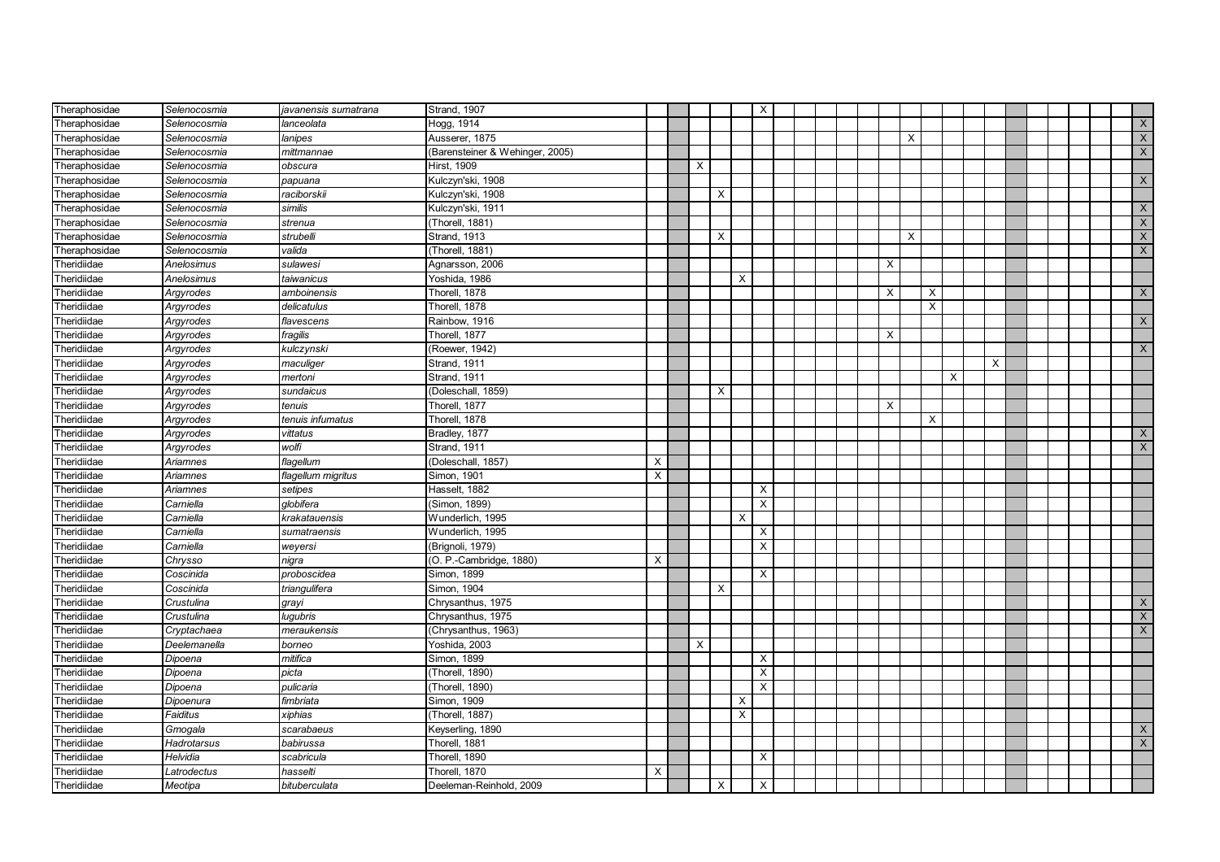| | | | | | | | | | | | | | | | | | | | | | | | | | | | |
|---|---|---|---|---|---|---|---|---|---|---|---|---|---|---|---|---|---|---|---|---|---|---|---|---|---|---|---|
| Theraphosidae | *Selenocosmia* | *javanensis sumatrana* | Strand, 1907 | | | | | | X | | | | | | | | | | | | | | | | | | |
| Theraphosidae | *Selenocosmia* | *lanceolata* | Hogg, 1914 | | | | | | | | | | | | | | | | | | | | | | | | X |
| Theraphosidae | *Selenocosmia* | *lanipes* | Ausserer, 1875 | | | | | | | | | | | | | X | | | | | | | | | | | X |
| Theraphosidae | *Selenocosmia* | *mittmannae* | (Barensteiner & Wehinger, 2005) | | | | | | | | | | | | | | | | | | | | | | | | X |
| Theraphosidae | *Selenocosmia* | *obscura* | Hirst, 1909 | | | X | | | | | | | | | | | | | | | | | | | | | |
| Theraphosidae | *Selenocosmia* | *papuana* | Kulczyn'ski, 1908 | | | | | | | | | | | | | | | | | | | | | | | | X |
| Theraphosidae | *Selenocosmia* | *raciborskii* | Kulczyn'ski, 1908 | | | | X | | | | | | | | | | | | | | | | | | | | |
| Theraphosidae | *Selenocosmia* | *similis* | Kulczyn'ski, 1911 | | | | | | | | | | | | | | | | | | | | | | | | X |
| Theraphosidae | *Selenocosmia* | *strenua* | (Thorell, 1881) | | | | | | | | | | | | | | | | | | | | | | | | X |
| Theraphosidae | *Selenocosmia* | *strubelli* | Strand, 1913 | | | | X | | | | | | | | | X | | | | | | | | | | | X |
| Theraphosidae | *Selenocosmia* | *valida* | (Thorell, 1881) | | | | | | | | | | | | | | | | | | | | | | | | X |
| Theridiidae | *Anelosimus* | *sulawesi* | Agnarsson, 2006 | | | | | | | | | | | | X | | | | | | | | | | | | |
| Theridiidae | *Anelosimus* | *taiwanicus* | Yoshida, 1986 | | | | | X | | | | | | | | | | | | | | | | | | | |
| Theridiidae | *Argyrodes* | *amboinensis* | Thorell, 1878 | | | | | | | | | | | | X | | X | | | | | | | | | | X |
| Theridiidae | *Argyrodes* | *delicatulus* | Thorell, 1878 | | | | | | | | | | | | | | X | | | | | | | | | | |
| Theridiidae | *Argyrodes* | *flavescens* | Rainbow, 1916 | | | | | | | | | | | | | | | | | | | | | | | | X |
| Theridiidae | *Argyrodes* | *fragilis* | Thorell, 1877 | | | | | | | | | | | | X | | | | | | | | | | | | |
| Theridiidae | *Argyrodes* | *kulczynski* | (Roewer, 1942) | | | | | | | | | | | | | | | | | | | | | | | | X |
| Theridiidae | *Argyrodes* | *maculiger* | Strand, 1911 | | | | | | | | | | | | | | | | | X | | | | | | | |
| Theridiidae | *Argyrodes* | *mertoni* | Strand, 1911 | | | | | | | | | | | | | | | X | | | | | | | | | |
| Theridiidae | *Argyrodes* | *sundaicus* | (Doleschall, 1859) | | | | X | | | | | | | | | | | | | | | | | | | | |
| Theridiidae | *Argyrodes* | *tenuis* | Thorell, 1877 | | | | | | | | | | | | X | | | | | | | | | | | | |
| Theridiidae | *Argyrodes* | *tenuis infumatus* | Thorell, 1878 | | | | | | | | | | | | | | X | | | | | | | | | | |
| Theridiidae | *Argyrodes* | *vittatus* | Bradley, 1877 | | | | | | | | | | | | | | | | | | | | | | | | X |
| Theridiidae | *Argyrodes* | *wolfi* | Strand, 1911 | | | | | | | | | | | | | | | | | | | | | | | | X |
| Theridiidae | *Ariamnes* | *flagellum* | (Doleschall, 1857) | X | | | | | | | | | | | | | | | | | | | | | | | |
| Theridiidae | *Ariamnes* | *flagellum migritus* | Simon, 1901 | X | | | | | | | | | | | | | | | | | | | | | | | |
| Theridiidae | *Ariamnes* | *setipes* | Hasselt, 1882 | | | | | | X | | | | | | | | | | | | | | | | | | |
| Theridiidae | *Carniella* | *globifera* | (Simon, 1899) | | | | | | X | | | | | | | | | | | | | | | | | | |
| Theridiidae | *Carniella* | *krakatauensis* | Wunderlich, 1995 | | | | | X | | | | | | | | | | | | | | | | | | | |
| Theridiidae | *Carniella* | *sumatraensis* | Wunderlich, 1995 | | | | | | X | | | | | | | | | | | | | | | | | | |
| Theridiidae | *Carniella* | *weyersi* | (Brignoli, 1979) | | | | | | X | | | | | | | | | | | | | | | | | | |
| Theridiidae | *Chrysso* | *nigra* | (O. P.-Cambridge, 1880) | X | | | | | | | | | | | | | | | | | | | | | | | |
| Theridiidae | *Coscinida* | *proboscidea* | Simon, 1899 | | | | | | X | | | | | | | | | | | | | | | | | | |
| Theridiidae | *Coscinida* | *triangulifera* | Simon, 1904 | | | | X | | | | | | | | | | | | | | | | | | | | |
| Theridiidae | *Crustulina* | *grayi* | Chrysanthus, 1975 | | | | | | | | | | | | | | | | | | | | | | | | X |
| Theridiidae | *Crustulina* | *lugubris* | Chrysanthus, 1975 | | | | | | | | | | | | | | | | | | | | | | | | X |
| Theridiidae | *Cryptachaea* | *meraukensis* | (Chrysanthus, 1963) | | | | | | | | | | | | | | | | | | | | | | | | X |
| Theridiidae | *Deelemanella* | *borneo* | Yoshida, 2003 | | | X | | | | | | | | | | | | | | | | | | | | | |
| Theridiidae | *Dipoena* | *mitifica* | Simon, 1899 | | | | | | X | | | | | | | | | | | | | | | | | | |
| Theridiidae | *Dipoena* | *picta* | (Thorell, 1890) | | | | | | X | | | | | | | | | | | | | | | | | | |
| Theridiidae | *Dipoena* | *pulicaria* | (Thorell, 1890) | | | | | | X | | | | | | | | | | | | | | | | | | |
| Theridiidae | *Dipoenura* | *fimbriata* | Simon, 1909 | | | | | X | | | | | | | | | | | | | | | | | | | |
| Theridiidae | *Faiditus* | *xiphias* | (Thorell, 1887) | | | | | X | | | | | | | | | | | | | | | | | | | |
| Theridiidae | *Gmogala* | *scarabaeus* | Keyserling, 1890 | | | | | | | | | | | | | | | | | | | | | | | | X |
| Theridiidae | *Hadrotarsus* | *babirussa* | Thorell, 1881 | | | | | | | | | | | | | | | | | | | | | | | | X |
| Theridiidae | *Helvidia* | *scabricula* | Thorell, 1890 | | | | | | X | | | | | | | | | | | | | | | | | | |
| Theridiidae | *Latrodectus* | *hasselti* | Thorell, 1870 | X | | | | | | | | | | | | | | | | | | | | | | | |
| Theridiidae | *Meotipa* | *bituberculata* | Deeleman-Reinhold, 2009 | | | | X | | X | | | | | | | | | | | | | | | | | | |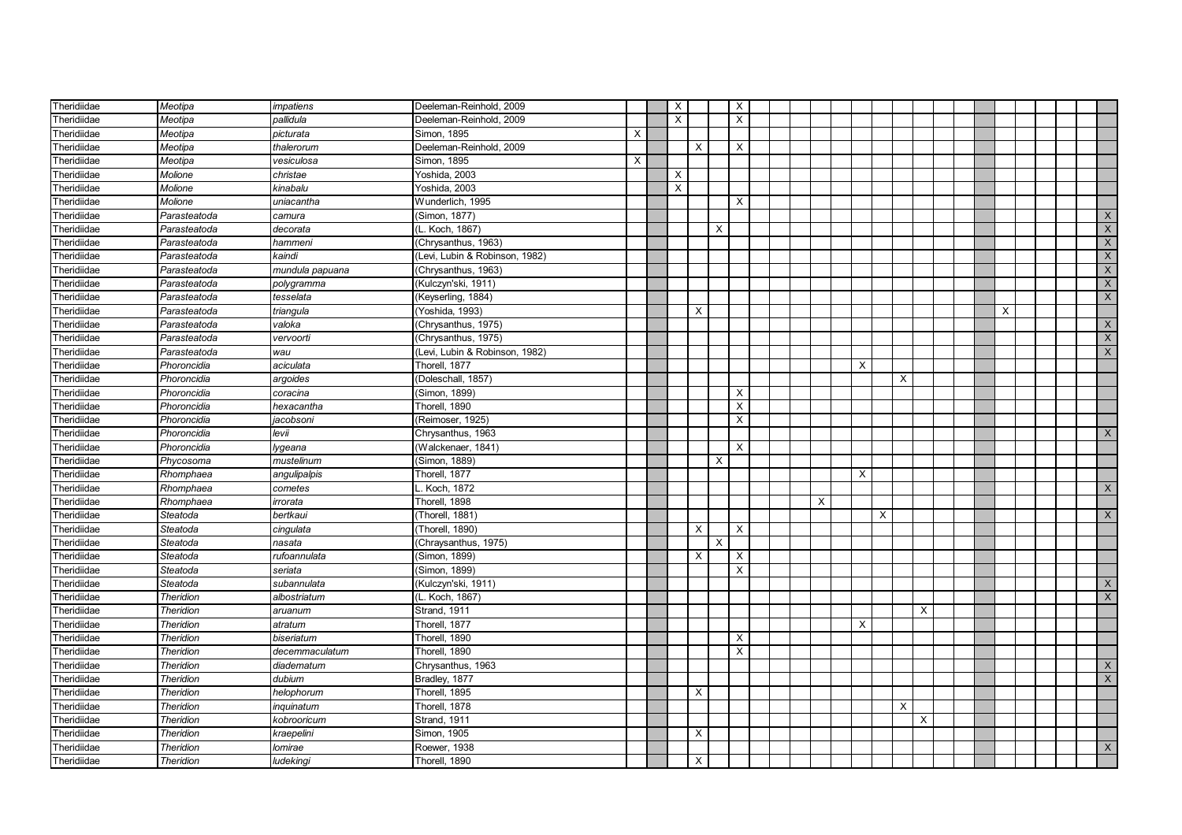| | | | | | | | | | | | | | | | | | | | | | | | | | | | |
|---|---|---|---|---|---|---|---|---|---|---|---|---|---|---|---|---|---|---|---|---|---|---|---|---|---|---|---|
| Theridiidae | *Meotipa* | *impatiens* | Deeleman-Reinhold, 2009 | | | X | | | X | | | | | | | | | | | | | | | | | | |
| Theridiidae | *Meotipa* | *pallidula* | Deeleman-Reinhold, 2009 | | | X | | | X | | | | | | | | | | | | | | | | | | |
| Theridiidae | *Meotipa* | *picturata* | Simon, 1895 | X | | | | | | | | | | | | | | | | | | | | | | | |
| Theridiidae | *Meotipa* | *thalerorum* | Deeleman-Reinhold, 2009 | | | | X | | X | | | | | | | | | | | | | | | | | | |
| Theridiidae | *Meotipa* | *vesiculosa* | Simon, 1895 | X | | | | | | | | | | | | | | | | | | | | | | | |
| Theridiidae | *Molione* | *christae* | Yoshida, 2003 | | | X | | | | | | | | | | | | | | | | | | | | | |
| Theridiidae | *Molione* | *kinabalu* | Yoshida, 2003 | | | X | | | | | | | | | | | | | | | | | | | | | |
| Theridiidae | *Molione* | *uniacantha* | Wunderlich, 1995 | | | | | | X | | | | | | | | | | | | | | | | | | |
| Theridiidae | *Parasteatoda* | *camura* | (Simon, 1877) | | | | | | | | | | | | | | | | | | | | | | | | X |
| Theridiidae | *Parasteatoda* | *decorata* | (L. Koch, 1867) | | | | | X | | | | | | | | | | | | | | | | | | | X |
| Theridiidae | *Parasteatoda* | *hammeni* | (Chrysanthus, 1963) | | | | | | | | | | | | | | | | | | | | | | | | X |
| Theridiidae | *Parasteatoda* | *kaindi* | (Levi, Lubin & Robinson, 1982) | | | | | | | | | | | | | | | | | | | | | | | | X |
| Theridiidae | *Parasteatoda* | *mundula papuana* | (Chrysanthus, 1963) | | | | | | | | | | | | | | | | | | | | | | | | X |
| Theridiidae | *Parasteatoda* | *polygramma* | (Kulczyn'ski, 1911) | | | | | | | | | | | | | | | | | | | | | | | | X |
| Theridiidae | *Parasteatoda* | *tesselata* | (Keyserling, 1884) | | | | | | | | | | | | | | | | | | | | | | | | X |
| Theridiidae | *Parasteatoda* | *triangula* | (Yoshida, 1993) | | | | X | | | | | | | | | | | | | | | X | | | | | |
| Theridiidae | *Parasteatoda* | *valoka* | (Chrysanthus, 1975) | | | | | | | | | | | | | | | | | | | | | | | | X |
| Theridiidae | *Parasteatoda* | *vervoorti* | (Chrysanthus, 1975) | | | | | | | | | | | | | | | | | | | | | | | | X |
| Theridiidae | *Parasteatoda* | *wau* | (Levi, Lubin & Robinson, 1982) | | | | | | | | | | | | | | | | | | | | | | | | X |
| Theridiidae | *Phoroncidia* | *aciculata* | Thorell, 1877 | | | | | | | | | | | | X | | | | | | | | | | | | |
| Theridiidae | *Phoroncidia* | *argoides* | (Doleschall, 1857) | | | | | | | | | | | | | | X | | | | | | | | | | |
| Theridiidae | *Phoroncidia* | *coracina* | (Simon, 1899) | | | | | | X | | | | | | | | | | | | | | | | | | |
| Theridiidae | *Phoroncidia* | *hexacantha* | Thorell, 1890 | | | | | | X | | | | | | | | | | | | | | | | | | |
| Theridiidae | *Phoroncidia* | *jacobsoni* | (Reimoser, 1925) | | | | | | X | | | | | | | | | | | | | | | | | | |
| Theridiidae | *Phoroncidia* | *levii* | Chrysanthus, 1963 | | | | | | | | | | | | | | | | | | | | | | | | X |
| Theridiidae | *Phoroncidia* | *lygeana* | (Walckenaer, 1841) | | | | | | X | | | | | | | | | | | | | | | | | | |
| Theridiidae | *Phycosoma* | *mustelinum* | (Simon, 1889) | | | | | X | | | | | | | | | | | | | | | | | | | |
| Theridiidae | *Rhomphaea* | *angulipalpis* | Thorell, 1877 | | | | | | | | | | | | X | | | | | | | | | | | | |
| Theridiidae | *Rhomphaea* | *cometes* | L. Koch, 1872 | | | | | | | | | | | | | | | | | | | | | | | | X |
| Theridiidae | *Rhomphaea* | *irrorata* | Thorell, 1898 | | | | | | | | | | X | | | | | | | | | | | | | | |
| Theridiidae | *Steatoda* | *bertkaui* | (Thorell, 1881) | | | | | | | | | | | | | X | | | | | | | | | | | X |
| Theridiidae | *Steatoda* | *cingulata* | (Thorell, 1890) | | | | X | | X | | | | | | | | | | | | | | | | | | |
| Theridiidae | *Steatoda* | *nasata* | (Chraysanthus, 1975) | | | | | X | | | | | | | | | | | | | | | | | | | |
| Theridiidae | *Steatoda* | *rufoannulata* | (Simon, 1899) | | | | X | | X | | | | | | | | | | | | | | | | | | |
| Theridiidae | *Steatoda* | *seriata* | (Simon, 1899) | | | | | | X | | | | | | | | | | | | | | | | | | |
| Theridiidae | *Steatoda* | *subannulata* | (Kulczyn'ski, 1911) | | | | | | | | | | | | | | | | | | | | | | | | X |
| Theridiidae | *Theridion* | *albostriatum* | (L. Koch, 1867) | | | | | | | | | | | | | | | | | | | | | | | | X |
| Theridiidae | *Theridion* | *aruanum* | Strand, 1911 | | | | | | | | | | | | | | | X | | | | | | | | | |
| Theridiidae | *Theridion* | *atratum* | Thorell, 1877 | | | | | | | | | | | | X | | | | | | | | | | | | |
| Theridiidae | *Theridion* | *biseriatum* | Thorell, 1890 | | | | | | X | | | | | | | | | | | | | | | | | | |
| Theridiidae | *Theridion* | *decemmaculatum* | Thorell, 1890 | | | | | | X | | | | | | | | | | | | | | | | | | |
| Theridiidae | *Theridion* | *diadematum* | Chrysanthus, 1963 | | | | | | | | | | | | | | | | | | | | | | | | X |
| Theridiidae | *Theridion* | *dubium* | Bradley, 1877 | | | | | | | | | | | | | | | | | | | | | | | | X |
| Theridiidae | *Theridion* | *helophorum* | Thorell, 1895 | | | | X | | | | | | | | | | | | | | | | | | | | |
| Theridiidae | *Theridion* | *inquinatum* | Thorell, 1878 | | | | | | | | | | | | | | X | | | | | | | | | | |
| Theridiidae | *Theridion* | *kobrooricum* | Strand, 1911 | | | | | | | | | | | | | | | X | | | | | | | | | |
| Theridiidae | *Theridion* | *kraepelini* | Simon, 1905 | | | | X | | | | | | | | | | | | | | | | | | | | |
| Theridiidae | *Theridion* | *lomirae* | Roewer, 1938 | | | | | | | | | | | | | | | | | | | | | | | | X |
| Theridiidae | *Theridion* | *ludekingi* | Thorell, 1890 | | | | X | | | | | | | | | | | | | | | | | | | | |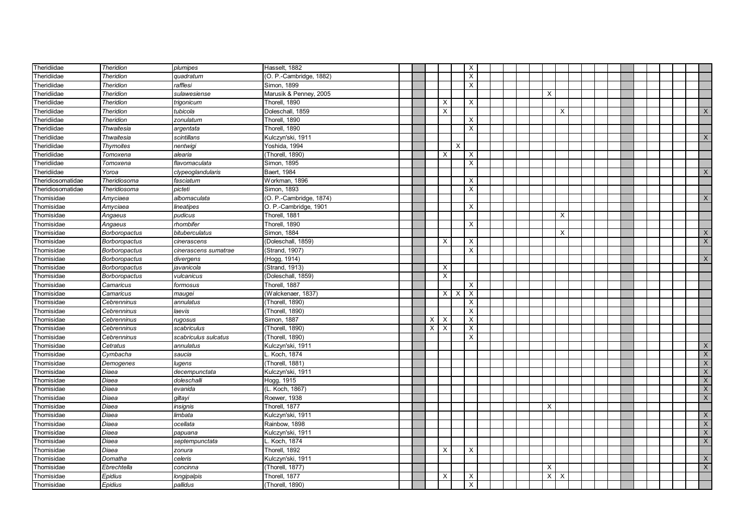| | | | | | | | | | | | | | | | | | | | | | | | | | | | |
|---|---|---|---|---|---|---|---|---|---|---|---|---|---|---|---|---|---|---|---|---|---|---|---|---|---|---|---|
| Theridiidae | *Theridion* | *plumipes* | Hasselt, 1882 | | | | | | X | | | | | | | | | | | | | | | | | | |
| Theridiidae | *Theridion* | *quadratum* | (O. P.-Cambridge, 1882) | | | | | | X | | | | | | | | | | | | | | | | | | |
| Theridiidae | *Theridion* | *rafflesi* | Simon, 1899 | | | | | | X | | | | | | | | | | | | | | | | | | |
| Theridiidae | *Theridion* | *sulawesiense* | Marusik & Penney, 2005 | | | | | | | | | | | | X | | | | | | | | | | | | |
| Theridiidae | *Theridion* | *trigonicum* | Thorell, 1890 | | | | X | | X | | | | | | | | | | | | | | | | | | |
| Theridiidae | *Theridion* | *tubicola* | Doleschall, 1859 | | | | X | | | | | | | | | X | | | | | | | | | | | X |
| Theridiidae | *Theridion* | *zonulatum* | Thorell, 1890 | | | | | | X | | | | | | | | | | | | | | | | | | |
| Theridiidae | *Thwaitesia* | *argentata* | Thorell, 1890 | | | | | | X | | | | | | | | | | | | | | | | | | |
| Theridiidae | *Thwaitesia* | *scintillans* | Kulczyn'ski, 1911 | | | | | | | | | | | | | | | | | | | | | | | | X |
| Theridiidae | *Thymoites* | *nentwigi* | Yoshida, 1994 | | | | | X | | | | | | | | | | | | | | | | | | | |
| Theridiidae | *Tomoxena* | *alearia* | (Thorell, 1890) | | | | X | | X | | | | | | | | | | | | | | | | | | |
| Theridiidae | *Tomoxena* | *flavomaculata* | Simon, 1895 | | | | | | X | | | | | | | | | | | | | | | | | | |
| Theridiidae | *Yoroa* | *clypeoglandularis* | Baert, 1984 | | | | | | | | | | | | | | | | | | | | | | | | X |
| Theridiosomatidae | *Theridiosoma* | *fasciatum* | Workman, 1896 | | | | | | X | | | | | | | | | | | | | | | | | | |
| Theridiosomatidae | *Theridiosoma* | *picteti* | Simon, 1893 | | | | | | X | | | | | | | | | | | | | | | | | | |
| Thomisidae | *Amyciaea* | *albomaculata* | (O. P.-Cambridge, 1874) | | | | | | | | | | | | | | | | | | | | | | | | X |
| Thomisidae | *Amyciaea* | *lineatipes* | O. P.-Cambridge, 1901 | | | | | | X | | | | | | | | | | | | | | | | | | |
| Thomisidae | *Angaeus* | *pudicus* | Thorell, 1881 | | | | | | | | | | | | | X | | | | | | | | | | | |
| Thomisidae | *Angaeus* | *rhombifer* | Thorell, 1890 | | | | | | X | | | | | | | | | | | | | | | | | | |
| Thomisidae | *Borboropactus* | *bituberculatus* | Simon, 1884 | | | | | | | | | | | | | X | | | | | | | | | | | X |
| Thomisidae | *Borboropactus* | *cinerascens* | (Doleschall, 1859) | | | | X | | X | | | | | | | | | | | | | | | | | | X |
| Thomisidae | *Borboropactus* | *cinerascens sumatrae* | (Strand, 1907) | | | | | | X | | | | | | | | | | | | | | | | | | |
| Thomisidae | *Borboropactus* | *divergens* | (Hogg, 1914) | | | | | | | | | | | | | | | | | | | | | | | | X |
| Thomisidae | *Borboropactus* | *javanicola* | (Strand, 1913) | | | | X | | | | | | | | | | | | | | | | | | | | |
| Thomisidae | *Borboropactus* | *vulcanicus* | (Doleschall, 1859) | | | | X | | | | | | | | | | | | | | | | | | | | |
| Thomisidae | *Camaricus* | *formosus* | Thorell, 1887 | | | | | | X | | | | | | | | | | | | | | | | | | |
| Thomisidae | *Camaricus* | *maugei* | (Walckenaer, 1837) | | | | X | X | X | | | | | | | | | | | | | | | | | | |
| Thomisidae | *Cebrenninus* | *annulatus* | (Thorell, 1890) | | | | | | X | | | | | | | | | | | | | | | | | | |
| Thomisidae | *Cebrenninus* | *laevis* | (Thorell, 1890) | | | | | | X | | | | | | | | | | | | | | | | | | |
| Thomisidae | *Cebrenninus* | *rugosus* | Simon, 1887 | | | X | X | | X | | | | | | | | | | | | | | | | | | |
| Thomisidae | *Cebrenninus* | *scabriculus* | (Thorell, 1890) | | | X | X | | X | | | | | | | | | | | | | | | | | | |
| Thomisidae | *Cebrenninus* | *scabriculus sulcatus* | (Thorell, 1890) | | | | | | X | | | | | | | | | | | | | | | | | | |
| Thomisidae | *Cetratus* | *annulatus* | Kulczyn'ski, 1911 | | | | | | | | | | | | | | | | | | | | | | | | X |
| Thomisidae | *Cymbacha* | *saucia* | L. Koch, 1874 | | | | | | | | | | | | | | | | | | | | | | | | X |
| Thomisidae | *Demogenes* | *lugens* | (Thorell, 1881) | | | | | | | | | | | | | | | | | | | | | | | | X |
| Thomisidae | *Diaea* | *decempunctata* | Kulczyn'ski, 1911 | | | | | | | | | | | | | | | | | | | | | | | | X |
| Thomisidae | *Diaea* | *doleschalli* | Hogg, 1915 | | | | | | | | | | | | | | | | | | | | | | | | X |
| Thomisidae | *Diaea* | *evanida* | (L. Koch, 1867) | | | | | | | | | | | | | | | | | | | | | | | | X |
| Thomisidae | *Diaea* | *giltayi* | Roewer, 1938 | | | | | | | | | | | | | | | | | | | | | | | | X |
| Thomisidae | *Diaea* | *insignis* | Thorell, 1877 | | | | | | | | | | | | X | | | | | | | | | | | | |
| Thomisidae | *Diaea* | *limbata* | Kulczyn'ski, 1911 | | | | | | | | | | | | | | | | | | | | | | | | X |
| Thomisidae | *Diaea* | *ocellata* | Rainbow, 1898 | | | | | | | | | | | | | | | | | | | | | | | | X |
| Thomisidae | *Diaea* | *papuana* | Kulczyn'ski, 1911 | | | | | | | | | | | | | | | | | | | | | | | | X |
| Thomisidae | *Diaea* | *septempunctata* | L. Koch, 1874 | | | | | | | | | | | | | | | | | | | | | | | | X |
| Thomisidae | *Diaea* | *zonura* | Thorell, 1892 | | | | X | | X | | | | | | | | | | | | | | | | | | |
| Thomisidae | *Domatha* | *celeris* | Kulczyn'ski, 1911 | | | | | | | | | | | | | | | | | | | | | | | | X |
| Thomisidae | *Ebrechtella* | *concinna* | (Thorell, 1877) | | | | | | | | | | | | X | | | | | | | | | | | | X |
| Thomisidae | *Epidius* | *longipalpis* | Thorell, 1877 | | | | X | | X | | | | | | X | X | | | | | | | | | | | |
| Thomisidae | *Epidius* | *pallidus* | (Thorell, 1890) | | | | | | X | | | | | | | | | | | | | | | | | | |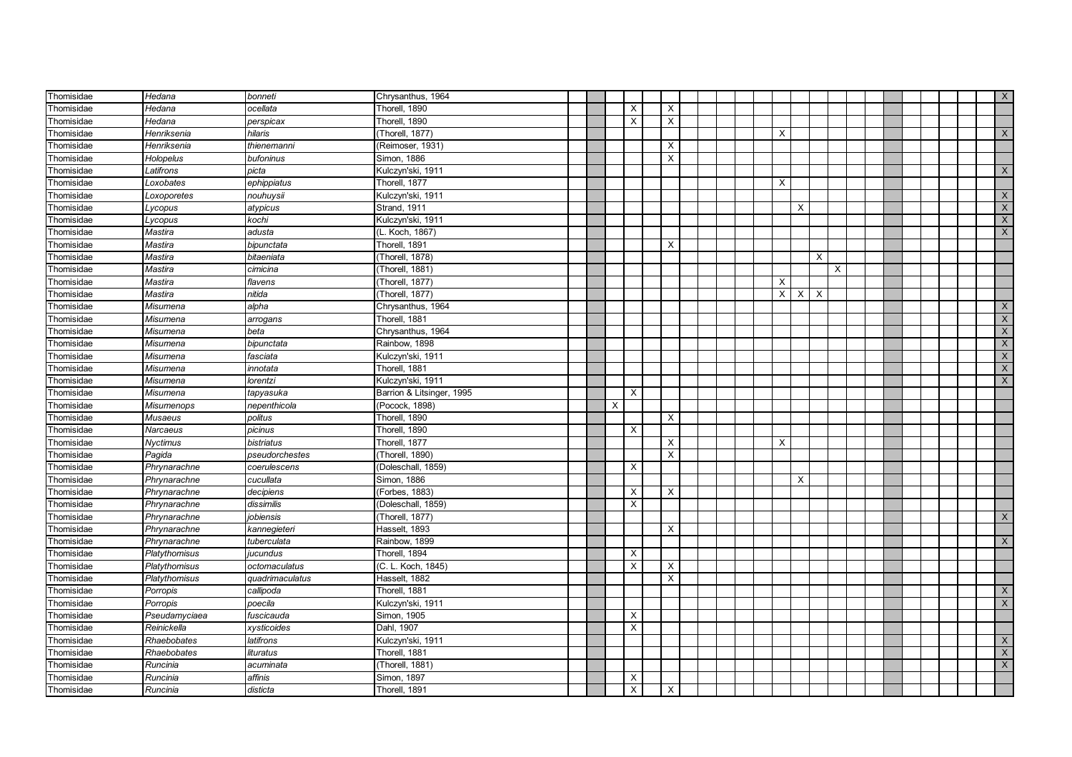| | | | | | | | | | | | | | | | | | | | | | | | | | | | |
|---|---|---|---|---|---|---|---|---|---|---|---|---|---|---|---|---|---|---|---|---|---|---|---|---|---|---|---|
| Thomisidae | *Hedana* | *bonneti* | Chrysanthus, 1964 | | | | | | | | | | | | | | | | | | | | | | | | X |
| Thomisidae | *Hedana* | *ocellata* | Thorell, 1890 | | | | X | | X | | | | | | | | | | | | | | | | | | |
| Thomisidae | *Hedana* | *perspicax* | Thorell, 1890 | | | | X | | X | | | | | | | | | | | | | | | | | | |
| Thomisidae | *Henriksenia* | *hilaris* | (Thorell, 1877) | | | | | | | | | | | | X | | | | | | | | | | | | X |
| Thomisidae | *Henriksenia* | *thienemanni* | (Reimoser, 1931) | | | | | | X | | | | | | | | | | | | | | | | | | |
| Thomisidae | *Holopelus* | *bufoninus* | Simon, 1886 | | | | | | X | | | | | | | | | | | | | | | | | | |
| Thomisidae | *Latifrons* | *picta* | Kulczyn'ski, 1911 | | | | | | | | | | | | | | | | | | | | | | | | X |
| Thomisidae | *Loxobates* | *ephippiatus* | Thorell, 1877 | | | | | | | | | | | | X | | | | | | | | | | | | |
| Thomisidae | *Loxoporetes* | *nouhuysii* | Kulczyn'ski, 1911 | | | | | | | | | | | | | | | | | | | | | | | | X |
| Thomisidae | *Lycopus* | *atypicus* | Strand, 1911 | | | | | | | | | | | | | X | | | | | | | | | | | X |
| Thomisidae | *Lycopus* | *kochi* | Kulczyn'ski, 1911 | | | | | | | | | | | | | | | | | | | | | | | | X |
| Thomisidae | *Mastira* | *adusta* | (L. Koch, 1867) | | | | | | | | | | | | | | | | | | | | | | | | X |
| Thomisidae | *Mastira* | *bipunctata* | Thorell, 1891 | | | | | | X | | | | | | | | | | | | | | | | | | |
| Thomisidae | *Mastira* | *bitaeniata* | (Thorell, 1878) | | | | | | | | | | | | | | X | | | | | | | | | | |
| Thomisidae | *Mastira* | *cimicina* | (Thorell, 1881) | | | | | | | | | | | | | | | X | | | | | | | | | |
| Thomisidae | *Mastira* | *flavens* | (Thorell, 1877) | | | | | | | | | | | | X | | | | | | | | | | | | |
| Thomisidae | *Mastira* | *nitida* | (Thorell, 1877) | | | | | | | | | | | | X | X | X | | | | | | | | | | |
| Thomisidae | *Misumena* | *alpha* | Chrysanthus, 1964 | | | | | | | | | | | | | | | | | | | | | | | | X |
| Thomisidae | *Misumena* | *arrogans* | Thorell, 1881 | | | | | | | | | | | | | | | | | | | | | | | | X |
| Thomisidae | *Misumena* | *beta* | Chrysanthus, 1964 | | | | | | | | | | | | | | | | | | | | | | | | X |
| Thomisidae | *Misumena* | *bipunctata* | Rainbow, 1898 | | | | | | | | | | | | | | | | | | | | | | | | X |
| Thomisidae | *Misumena* | *fasciata* | Kulczyn'ski, 1911 | | | | | | | | | | | | | | | | | | | | | | | | X |
| Thomisidae | *Misumena* | *innotata* | Thorell, 1881 | | | | | | | | | | | | | | | | | | | | | | | | X |
| Thomisidae | *Misumena* | *lorentzi* | Kulczyn'ski, 1911 | | | | | | | | | | | | | | | | | | | | | | | | X |
| Thomisidae | *Misumena* | *tapyasuka* | Barrion & Litsinger, 1995 | | | | X | | | | | | | | | | | | | | | | | | | | |
| Thomisidae | *Misumenops* | *nepenthicola* | (Pocock, 1898) | | | X | | | | | | | | | | | | | | | | | | | | | |
| Thomisidae | *Musaeus* | *politus* | Thorell, 1890 | | | | | | X | | | | | | | | | | | | | | | | | | |
| Thomisidae | *Narcaeus* | *picinus* | Thorell, 1890 | | | | X | | | | | | | | | | | | | | | | | | | | |
| Thomisidae | *Nyctimus* | *bistriatus* | Thorell, 1877 | | | | | | X | | | | | | X | | | | | | | | | | | | |
| Thomisidae | *Pagida* | *pseudorchestes* | (Thorell, 1890) | | | | | | X | | | | | | | | | | | | | | | | | | |
| Thomisidae | *Phrynarachne* | *coerulescens* | (Doleschall, 1859) | | | | X | | | | | | | | | | | | | | | | | | | | |
| Thomisidae | *Phrynarachne* | *cucullata* | Simon, 1886 | | | | | | | | | | | | | X | | | | | | | | | | | |
| Thomisidae | *Phrynarachne* | *decipiens* | (Forbes, 1883) | | | | X | | X | | | | | | | | | | | | | | | | | | |
| Thomisidae | *Phrynarachne* | *dissimilis* | (Doleschall, 1859) | | | | X | | | | | | | | | | | | | | | | | | | | |
| Thomisidae | *Phrynarachne* | *jobiensis* | (Thorell, 1877) | | | | | | | | | | | | | | | | | | | | | | | | X |
| Thomisidae | *Phrynarachne* | *kannegieteri* | Hasselt, 1893 | | | | | | X | | | | | | | | | | | | | | | | | | |
| Thomisidae | *Phrynarachne* | *tuberculata* | Rainbow, 1899 | | | | | | | | | | | | | | | | | | | | | | | | X |
| Thomisidae | *Platythomisus* | *jucundus* | Thorell, 1894 | | | | X | | | | | | | | | | | | | | | | | | | | |
| Thomisidae | *Platythomisus* | *octomaculatus* | (C. L. Koch, 1845) | | | | X | | X | | | | | | | | | | | | | | | | | | |
| Thomisidae | *Platythomisus* | *quadrimaculatus* | Hasselt, 1882 | | | | | | X | | | | | | | | | | | | | | | | | | |
| Thomisidae | *Porropis* | *callipoda* | Thorell, 1881 | | | | | | | | | | | | | | | | | | | | | | | | X |
| Thomisidae | *Porropis* | *poecila* | Kulczyn'ski, 1911 | | | | | | | | | | | | | | | | | | | | | | | | X |
| Thomisidae | *Pseudamyciaea* | *fuscicauda* | Simon, 1905 | | | | X | | | | | | | | | | | | | | | | | | | | |
| Thomisidae | *Reinickella* | *xysticoides* | Dahl, 1907 | | | | X | | | | | | | | | | | | | | | | | | | | |
| Thomisidae | *Rhaebobates* | *latifrons* | Kulczyn'ski, 1911 | | | | | | | | | | | | | | | | | | | | | | | | X |
| Thomisidae | *Rhaebobates* | *lituratus* | Thorell, 1881 | | | | | | | | | | | | | | | | | | | | | | | | X |
| Thomisidae | *Runcinia* | *acuminata* | (Thorell, 1881) | | | | | | | | | | | | | | | | | | | | | | | | X |
| Thomisidae | *Runcinia* | *affinis* | Simon, 1897 | | | | X | | | | | | | | | | | | | | | | | | | | |
| Thomisidae | *Runcinia* | *disticta* | Thorell, 1891 | | | | X | | X | | | | | | | | | | | | | | | | | | |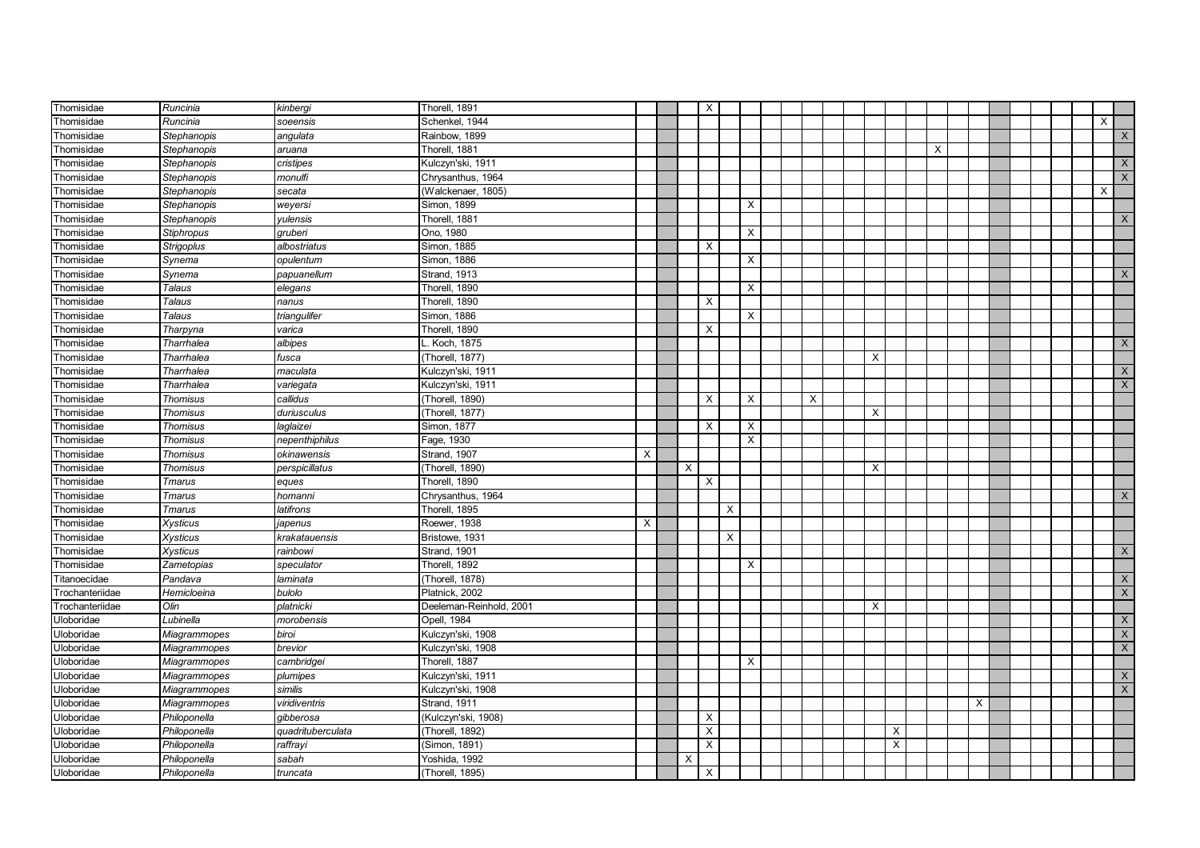| | | | | | | | | | | | | | | | | | | | | | | | | | | | |
|---|---|---|---|---|---|---|---|---|---|---|---|---|---|---|---|---|---|---|---|---|---|---|---|---|---|---|---|
| Thomisidae | *Runcinia* | *kinbergi* | Thorell, 1891 | | | | X | | | | | | | | | | | | | | | | | | | | |
| Thomisidae | *Runcinia* | *soeensis* | Schenkel, 1944 | | | | | | | | | | | | | | | | | | | | | | | X | |
| Thomisidae | *Stephanopis* | *angulata* | Rainbow, 1899 | | | | | | | | | | | | | | | | | | | | | | | | X |
| Thomisidae | *Stephanopis* | *aruana* | Thorell, 1881 | | | | | | | | | | | | | | | X | | | | | | | | | |
| Thomisidae | *Stephanopis* | *cristipes* | Kulczyn'ski, 1911 | | | | | | | | | | | | | | | | | | | | | | | | X |
| Thomisidae | *Stephanopis* | *monulfi* | Chrysanthus, 1964 | | | | | | | | | | | | | | | | | | | | | | | | X |
| Thomisidae | *Stephanopis* | *secata* | (Walckenaer, 1805) | | | | | | | | | | | | | | | | | | | | | | | X | |
| Thomisidae | *Stephanopis* | *weyersi* | Simon, 1899 | | | | | | X | | | | | | | | | | | | | | | | | | |
| Thomisidae | *Stephanopis* | *yulensis* | Thorell, 1881 | | | | | | | | | | | | | | | | | | | | | | | | X |
| Thomisidae | *Stiphropus* | *gruberi* | Ono, 1980 | | | | | | X | | | | | | | | | | | | | | | | | | |
| Thomisidae | *Strigoplus* | *albostriatus* | Simon, 1885 | | | | X | | | | | | | | | | | | | | | | | | | | |
| Thomisidae | *Synema* | *opulentum* | Simon, 1886 | | | | | | X | | | | | | | | | | | | | | | | | | |
| Thomisidae | *Synema* | *papuanellum* | Strand, 1913 | | | | | | | | | | | | | | | | | | | | | | | | X |
| Thomisidae | *Talaus* | *elegans* | Thorell, 1890 | | | | | | X | | | | | | | | | | | | | | | | | | |
| Thomisidae | *Talaus* | *nanus* | Thorell, 1890 | | | | X | | | | | | | | | | | | | | | | | | | | |
| Thomisidae | *Talaus* | *triangulifer* | Simon, 1886 | | | | | | X | | | | | | | | | | | | | | | | | | |
| Thomisidae | *Tharpyna* | *varica* | Thorell, 1890 | | | | X | | | | | | | | | | | | | | | | | | | | |
| Thomisidae | *Tharrhalea* | *albipes* | L. Koch, 1875 | | | | | | | | | | | | | | | | | | | | | | | | X |
| Thomisidae | *Tharrhalea* | *fusca* | (Thorell, 1877) | | | | | | | | | | | | X | | | | | | | | | | | | |
| Thomisidae | *Tharrhalea* | *maculata* | Kulczyn'ski, 1911 | | | | | | | | | | | | | | | | | | | | | | | | X |
| Thomisidae | *Tharrhalea* | *variegata* | Kulczyn'ski, 1911 | | | | | | | | | | | | | | | | | | | | | | | | X |
| Thomisidae | *Thomisus* | *callidus* | (Thorell, 1890) | | | | X | | X | | | X | | | | | | | | | | | | | | | |
| Thomisidae | *Thomisus* | *duriusculus* | (Thorell, 1877) | | | | | | | | | | | | X | | | | | | | | | | | | |
| Thomisidae | *Thomisus* | *laglaizei* | Simon, 1877 | | | | X | | X | | | | | | | | | | | | | | | | | | |
| Thomisidae | *Thomisus* | *nepenthiphilus* | Fage, 1930 | | | | | | X | | | | | | | | | | | | | | | | | | |
| Thomisidae | *Thomisus* | *okinawensis* | Strand, 1907 | X | | | | | | | | | | | | | | | | | | | | | | | |
| Thomisidae | *Thomisus* | *perspicillatus* | (Thorell, 1890) | | | X | | | | | | | | | X | | | | | | | | | | | | |
| Thomisidae | *Tmarus* | *eques* | Thorell, 1890 | | | | X | | | | | | | | | | | | | | | | | | | | |
| Thomisidae | *Tmarus* | *homanni* | Chrysanthus, 1964 | | | | | | | | | | | | | | | | | | | | | | | | X |
| Thomisidae | *Tmarus* | *latifrons* | Thorell, 1895 | | | | | X | | | | | | | | | | | | | | | | | | | |
| Thomisidae | *Xysticus* | *japenus* | Roewer, 1938 | X | | | | | | | | | | | | | | | | | | | | | | | |
| Thomisidae | *Xysticus* | *krakatauensis* | Bristowe, 1931 | | | | | X | | | | | | | | | | | | | | | | | | | |
| Thomisidae | *Xysticus* | *rainbowi* | Strand, 1901 | | | | | | | | | | | | | | | | | | | | | | | | X |
| Thomisidae | *Zametopias* | *speculator* | Thorell, 1892 | | | | | | X | | | | | | | | | | | | | | | | | | |
| Titanoecidae | *Pandava* | *laminata* | (Thorell, 1878) | | | | | | | | | | | | | | | | | | | | | | | | X |
| Trochanteriidae | *Hemicloeina* | *bulolo* | Platnick, 2002 | | | | | | | | | | | | | | | | | | | | | | | | X |
| Trochanteriidae | *Olin* | *platnicki* | Deeleman-Reinhold, 2001 | | | | | | | | | | | | X | | | | | | | | | | | | |
| Uloboridae | *Lubinella* | *morobensis* | Opell, 1984 | | | | | | | | | | | | | | | | | | | | | | | | X |
| Uloboridae | *Miagrammopes* | *biroi* | Kulczyn'ski, 1908 | | | | | | | | | | | | | | | | | | | | | | | | X |
| Uloboridae | *Miagrammopes* | *brevior* | Kulczyn'ski, 1908 | | | | | | | | | | | | | | | | | | | | | | | | X |
| Uloboridae | *Miagrammopes* | *cambridgei* | Thorell, 1887 | | | | | | X | | | | | | | | | | | | | | | | | | |
| Uloboridae | *Miagrammopes* | *plumipes* | Kulczyn'ski, 1911 | | | | | | | | | | | | | | | | | | | | | | | | X |
| Uloboridae | *Miagrammopes* | *similis* | Kulczyn'ski, 1908 | | | | | | | | | | | | | | | | | | | | | | | | X |
| Uloboridae | *Miagrammopes* | *viridiventris* | Strand, 1911 | | | | | | | | | | | | | | | | | X | | | | | | | |
| Uloboridae | *Philoponella* | *gibberosa* | (Kulczyn'ski, 1908) | | | | X | | | | | | | | | | | | | | | | | | | | |
| Uloboridae | *Philoponella* | *quadrituberculata* | (Thorell, 1892) | | | | X | | | | | | | | | X | | | | | | | | | | | |
| Uloboridae | *Philoponella* | *raffrayi* | (Simon, 1891) | | | | X | | | | | | | | | X | | | | | | | | | | | |
| Uloboridae | *Philoponella* | *sabah* | Yoshida, 1992 | | | X | | | | | | | | | | | | | | | | | | | | | |
| Uloboridae | *Philoponella* | *truncata* | (Thorell, 1895) | | | | X | | | | | | | | | | | | | | | | | | | | |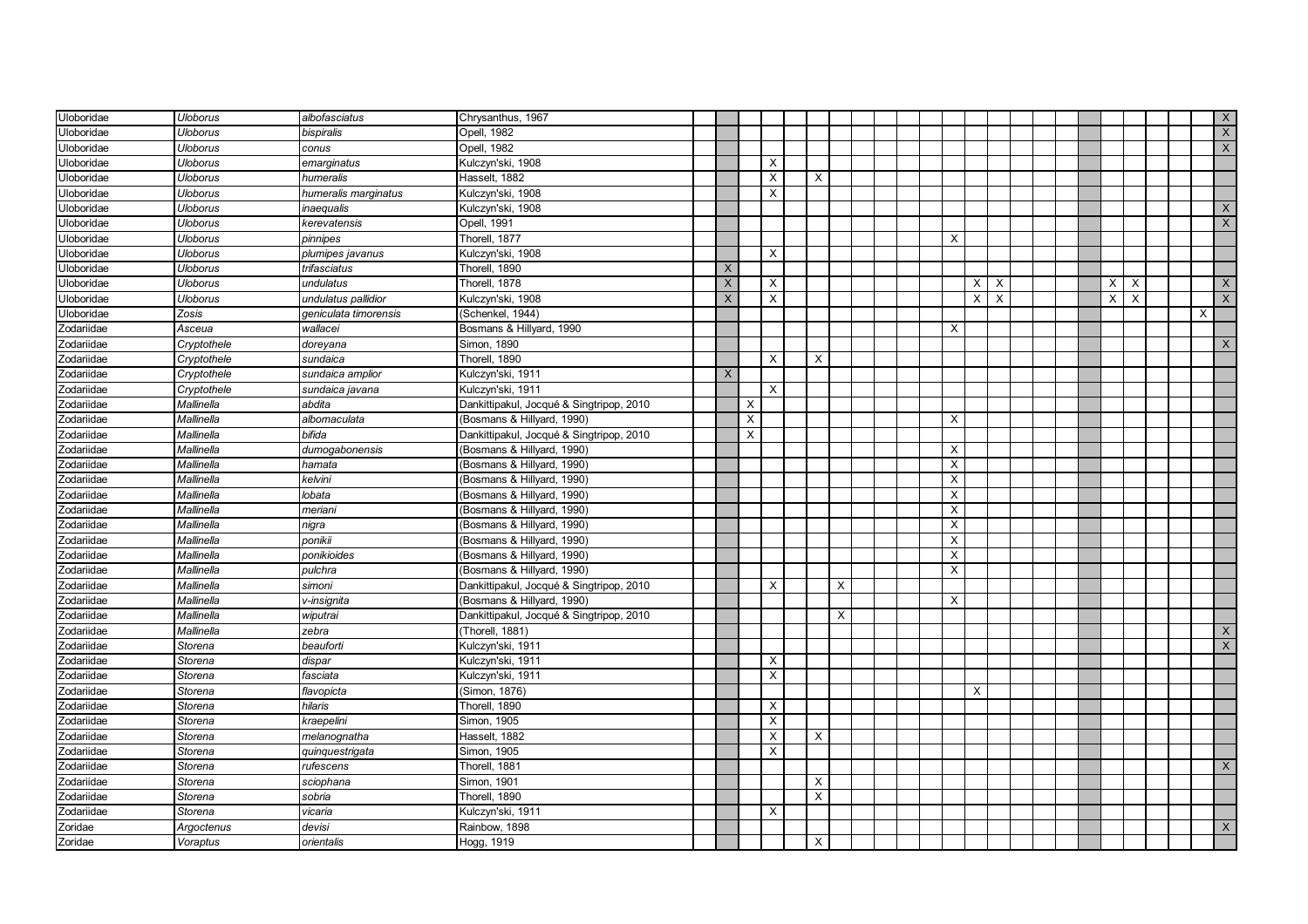| | | | | | | | | | | | | | | | | | | | | | | | | | | | |
|---|---|---|---|---|---|---|---|---|---|---|---|---|---|---|---|---|---|---|---|---|---|---|---|---|---|---|---|
| Uloboridae | *Uloborus* | *albofasciatus* | Chrysanthus, 1967 | | | | | | | | | | | | | | | | | | | | | | | | X |
| Uloboridae | *Uloborus* | *bispiralis* | Opell, 1982 | | | | | | | | | | | | | | | | | | | | | | | | X |
| Uloboridae | *Uloborus* | *conus* | Opell, 1982 | | | | | | | | | | | | | | | | | | | | | | | | X |
| Uloboridae | *Uloborus* | *emarginatus* | Kulczyn'ski, 1908 | | | | X | | | | | | | | | | | | | | | | | | | | |
| Uloboridae | *Uloborus* | *humeralis* | Hasselt, 1882 | | | | X | | X | | | | | | | | | | | | | | | | | | |
| Uloboridae | *Uloborus* | *humeralis marginatus* | Kulczyn'ski, 1908 | | | | X | | | | | | | | | | | | | | | | | | | | |
| Uloboridae | *Uloborus* | *inaequalis* | Kulczyn'ski, 1908 | | | | | | | | | | | | | | | | | | | | | | | | X |
| Uloboridae | *Uloborus* | *kerevatensis* | Opell, 1991 | | | | | | | | | | | | | | | | | | | | | | | | X |
| Uloboridae | *Uloborus* | *pinnipes* | Thorell, 1877 | | | | | | | | | | | | X | | | | | | | | | | | | |
| Uloboridae | *Uloborus* | *plumipes javanus* | Kulczyn'ski, 1908 | | | | X | | | | | | | | | | | | | | | | | | | | |
| Uloboridae | *Uloborus* | *trifasciatus* | Thorell, 1890 | | X | | | | | | | | | | | | | | | | | | | | | | |
| Uloboridae | *Uloborus* | *undulatus* | Thorell, 1878 | | X | | X | | | | | | | | | X | X | | | | | X | X | | | | X |
| Uloboridae | *Uloborus* | *undulatus pallidior* | Kulczyn'ski, 1908 | | X | | X | | | | | | | | | X | X | | | | | X | X | | | | X |
| Uloboridae | *Zosis* | *geniculata timorensis* | (Schenkel, 1944) | | | | | | | | | | | | | | | | | | | | | | | X | |
| Zodariidae | *Asceua* | *wallacei* | Bosmans & Hillyard, 1990 | | | | | | | | | | | | X | | | | | | | | | | | | |
| Zodariidae | *Cryptothele* | *doreyana* | Simon, 1890 | | | | | | | | | | | | | | | | | | | | | | | | X |
| Zodariidae | *Cryptothele* | *sundaica* | Thorell, 1890 | | | | X | | X | | | | | | | | | | | | | | | | | | |
| Zodariidae | *Cryptothele* | *sundaica amplior* | Kulczyn'ski, 1911 | | X | | | | | | | | | | | | | | | | | | | | | | |
| Zodariidae | *Cryptothele* | *sundaica javana* | Kulczyn'ski, 1911 | | | | X | | | | | | | | | | | | | | | | | | | | |
| Zodariidae | *Mallinella* | *abdita* | Dankittipakul, Jocqué & Singtripop, 2010 | | | X | | | | | | | | | | | | | | | | | | | | | |
| Zodariidae | *Mallinella* | *albomaculata* | (Bosmans & Hillyard, 1990) | | | X | | | | | | | | | X | | | | | | | | | | | | |
| Zodariidae | *Mallinella* | *bifida* | Dankittipakul, Jocqué & Singtripop, 2010 | | | X | | | | | | | | | | | | | | | | | | | | | |
| Zodariidae | *Mallinella* | *dumogabonensis* | (Bosmans & Hillyard, 1990) | | | | | | | | | | | | X | | | | | | | | | | | | |
| Zodariidae | *Mallinella* | *hamata* | (Bosmans & Hillyard, 1990) | | | | | | | | | | | | X | | | | | | | | | | | | |
| Zodariidae | *Mallinella* | *kelvini* | (Bosmans & Hillyard, 1990) | | | | | | | | | | | | X | | | | | | | | | | | | |
| Zodariidae | *Mallinella* | *lobata* | (Bosmans & Hillyard, 1990) | | | | | | | | | | | | X | | | | | | | | | | | | |
| Zodariidae | *Mallinella* | *meriani* | (Bosmans & Hillyard, 1990) | | | | | | | | | | | | X | | | | | | | | | | | | |
| Zodariidae | *Mallinella* | *nigra* | (Bosmans & Hillyard, 1990) | | | | | | | | | | | | X | | | | | | | | | | | | |
| Zodariidae | *Mallinella* | *ponikii* | (Bosmans & Hillyard, 1990) | | | | | | | | | | | | X | | | | | | | | | | | | |
| Zodariidae | *Mallinella* | *ponikioides* | (Bosmans & Hillyard, 1990) | | | | | | | | | | | | X | | | | | | | | | | | | |
| Zodariidae | *Mallinella* | *pulchra* | (Bosmans & Hillyard, 1990) | | | | | | | | | | | | X | | | | | | | | | | | | |
| Zodariidae | *Mallinella* | *simoni* | Dankittipakul, Jocqué & Singtripop, 2010 | | | | X | | | X | | | | | | | | | | | | | | | | | |
| Zodariidae | *Mallinella* | *v-insignita* | (Bosmans & Hillyard, 1990) | | | | | | | | | | | | X | | | | | | | | | | | | |
| Zodariidae | *Mallinella* | *wiputrai* | Dankittipakul, Jocqué & Singtripop, 2010 | | | | | | | X | | | | | | | | | | | | | | | | | |
| Zodariidae | *Mallinella* | *zebra* | (Thorell, 1881) | | | | | | | | | | | | | | | | | | | | | | | | X |
| Zodariidae | *Storena* | *beauforti* | Kulczyn'ski, 1911 | | | | | | | | | | | | | | | | | | | | | | | | X |
| Zodariidae | *Storena* | *dispar* | Kulczyn'ski, 1911 | | | | X | | | | | | | | | | | | | | | | | | | | |
| Zodariidae | *Storena* | *fasciata* | Kulczyn'ski, 1911 | | | | X | | | | | | | | | | | | | | | | | | | | |
| Zodariidae | *Storena* | *flavopicta* | (Simon, 1876) | | | | | | | | | | | | | X | | | | | | | | | | | |
| Zodariidae | *Storena* | *hilaris* | Thorell, 1890 | | | | X | | | | | | | | | | | | | | | | | | | | |
| Zodariidae | *Storena* | *kraepelini* | Simon, 1905 | | | | X | | | | | | | | | | | | | | | | | | | | |
| Zodariidae | *Storena* | *melanognatha* | Hasselt, 1882 | | | | X | | X | | | | | | | | | | | | | | | | | | |
| Zodariidae | *Storena* | *quinquestrigata* | Simon, 1905 | | | | X | | | | | | | | | | | | | | | | | | | | |
| Zodariidae | *Storena* | *rufescens* | Thorell, 1881 | | | | | | | | | | | | | | | | | | | | | | | | X |
| Zodariidae | *Storena* | *sciophana* | Simon, 1901 | | | | | | X | | | | | | | | | | | | | | | | | | |
| Zodariidae | *Storena* | *sobria* | Thorell, 1890 | | | | | | X | | | | | | | | | | | | | | | | | | |
| Zodariidae | *Storena* | *vicaria* | Kulczyn'ski, 1911 | | | | X | | | | | | | | | | | | | | | | | | | | |
| Zoridae | *Argoctenus* | *devisi* | Rainbow, 1898 | | | | | | | | | | | | | | | | | | | | | | | | X |
| Zoridae | *Voraptus* | *orientalis* | Hogg, 1919 | | | | | | X | | | | | | | | | | | | | | | | | | |